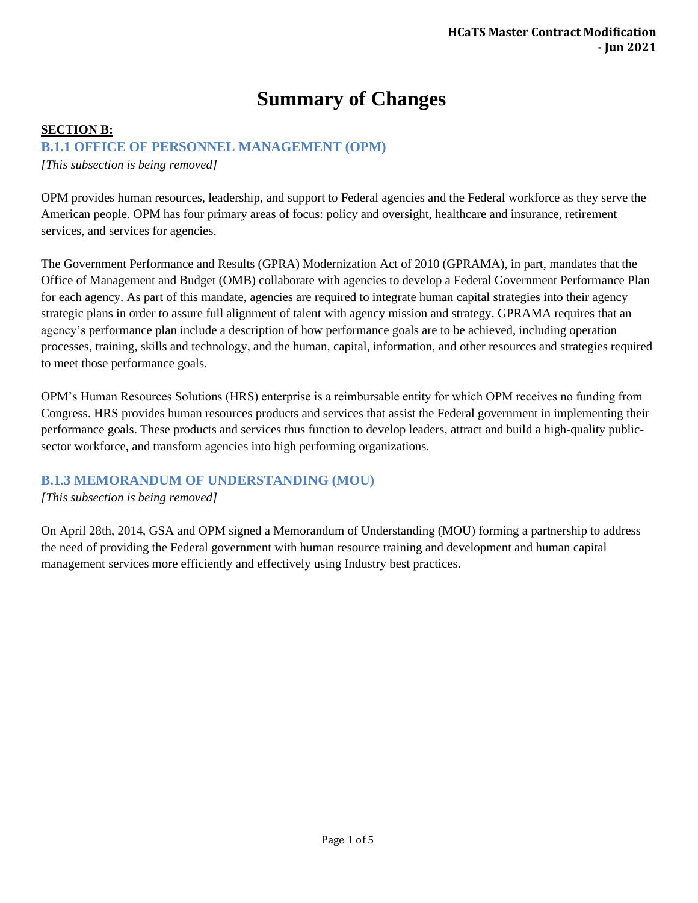# Summary of Changes

**SECTION B:**

### B.1.1 OFFICE OF PERSONNEL MANAGEMENT (OPM)

*[This subsection is being removed]*

OPM provides human resources, leadership, and support to Federal agencies and the Federal workforce as they serve the American people. OPM has four primary areas of focus: policy and oversight, healthcare and insurance, retirement services, and services for agencies.

The Government Performance and Results (GPRA) Modernization Act of 2010 (GPRAMA), in part, mandates that the Office of Management and Budget (OMB) collaborate with agencies to develop a Federal Government Performance Plan for each agency. As part of this mandate, agencies are required to integrate human capital strategies into their agency strategic plans in order to assure full alignment of talent with agency mission and strategy. GPRAMA requires that an agency's performance plan include a description of how performance goals are to be achieved, including operation processes, training, skills and technology, and the human, capital, information, and other resources and strategies required to meet those performance goals.

OPM's Human Resources Solutions (HRS) enterprise is a reimbursable entity for which OPM receives no funding from Congress. HRS provides human resources products and services that assist the Federal government in implementing their performance goals. These products and services thus function to develop leaders, attract and build a high-quality public-sector workforce, and transform agencies into high performing organizations.

### B.1.3 MEMORANDUM OF UNDERSTANDING (MOU)

*[This subsection is being removed]*

On April 28th, 2014, GSA and OPM signed a Memorandum of Understanding (MOU) forming a partnership to address the need of providing the Federal government with human resource training and development and human capital management services more efficiently and effectively using Industry best practices.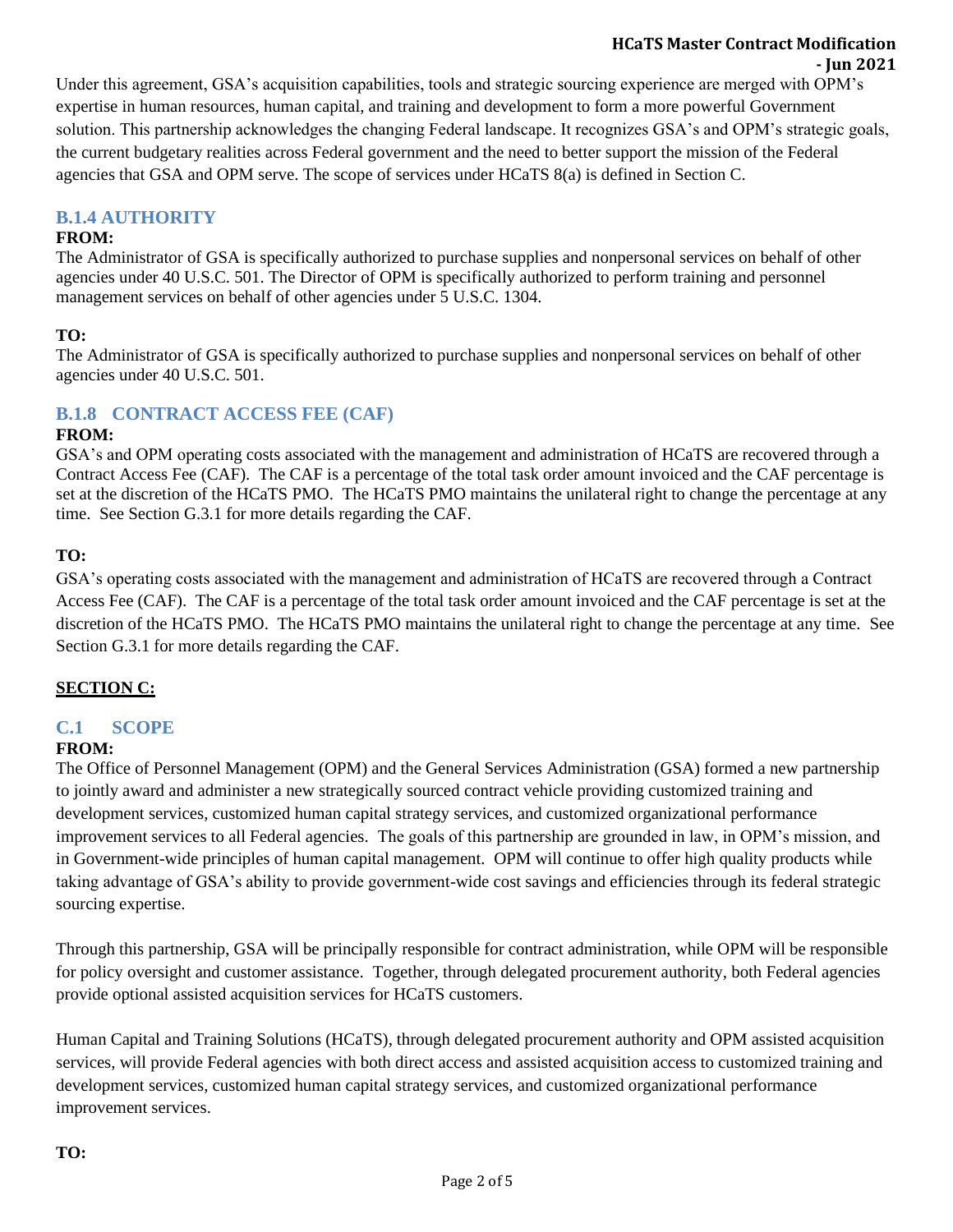Under this agreement, GSA's acquisition capabilities, tools and strategic sourcing experience are merged with OPM's expertise in human resources, human capital, and training and development to form a more powerful Government solution. This partnership acknowledges the changing Federal landscape. It recognizes GSA's and OPM's strategic goals, the current budgetary realities across Federal government and the need to better support the mission of the Federal agencies that GSA and OPM serve. The scope of services under HCaTS 8(a) is defined in Section C.

### B.1.4 AUTHORITY

**FROM:**

The Administrator of GSA is specifically authorized to purchase supplies and nonpersonal services on behalf of other agencies under 40 U.S.C. 501. The Director of OPM is specifically authorized to perform training and personnel management services on behalf of other agencies under 5 U.S.C. 1304.

**TO:**

The Administrator of GSA is specifically authorized to purchase supplies and nonpersonal services on behalf of other agencies under 40 U.S.C. 501.

### B.1.8 CONTRACT ACCESS FEE (CAF)

**FROM:**

GSA's and OPM operating costs associated with the management and administration of HCaTS are recovered through a Contract Access Fee (CAF). The CAF is a percentage of the total task order amount invoiced and the CAF percentage is set at the discretion of the HCaTS PMO. The HCaTS PMO maintains the unilateral right to change the percentage at any time. See Section G.3.1 for more details regarding the CAF.

**TO:**

GSA's operating costs associated with the management and administration of HCaTS are recovered through a Contract Access Fee (CAF). The CAF is a percentage of the total task order amount invoiced and the CAF percentage is set at the discretion of the HCaTS PMO. The HCaTS PMO maintains the unilateral right to change the percentage at any time. See Section G.3.1 for more details regarding the CAF.

## SECTION C:

### C.1 SCOPE

**FROM:**

The Office of Personnel Management (OPM) and the General Services Administration (GSA) formed a new partnership to jointly award and administer a new strategically sourced contract vehicle providing customized training and development services, customized human capital strategy services, and customized organizational performance improvement services to all Federal agencies. The goals of this partnership are grounded in law, in OPM's mission, and in Government-wide principles of human capital management. OPM will continue to offer high quality products while taking advantage of GSA's ability to provide government-wide cost savings and efficiencies through its federal strategic sourcing expertise.

Through this partnership, GSA will be principally responsible for contract administration, while OPM will be responsible for policy oversight and customer assistance. Together, through delegated procurement authority, both Federal agencies provide optional assisted acquisition services for HCaTS customers.

Human Capital and Training Solutions (HCaTS), through delegated procurement authority and OPM assisted acquisition services, will provide Federal agencies with both direct access and assisted acquisition access to customized training and development services, customized human capital strategy services, and customized organizational performance improvement services.

**TO:**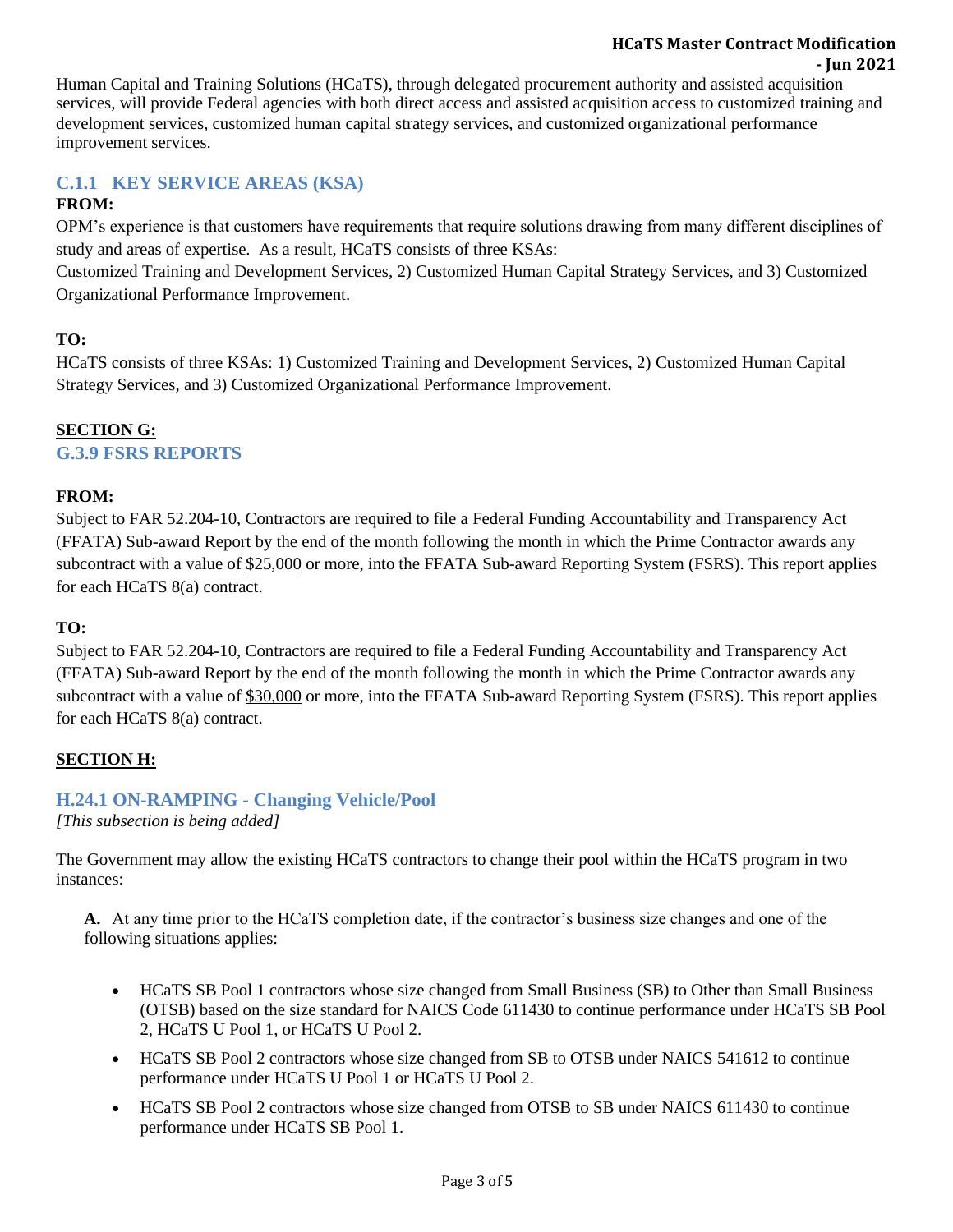Human Capital and Training Solutions (HCaTS), through delegated procurement authority and assisted acquisition services, will provide Federal agencies with both direct access and assisted acquisition access to customized training and development services, customized human capital strategy services, and customized organizational performance improvement services.

### C.1.1 KEY SERVICE AREAS (KSA)

**FROM:**

OPM's experience is that customers have requirements that require solutions drawing from many different disciplines of study and areas of expertise. As a result, HCaTS consists of three KSAs:
Customized Training and Development Services, 2) Customized Human Capital Strategy Services, and 3) Customized Organizational Performance Improvement.

**TO:**

HCaTS consists of three KSAs: 1) Customized Training and Development Services, 2) Customized Human Capital Strategy Services, and 3) Customized Organizational Performance Improvement.

## SECTION G:

### G.3.9 FSRS REPORTS

**FROM:**

Subject to FAR 52.204-10, Contractors are required to file a Federal Funding Accountability and Transparency Act (FFATA) Sub-award Report by the end of the month following the month in which the Prime Contractor awards any subcontract with a value of $25,000 or more, into the FFATA Sub-award Reporting System (FSRS). This report applies for each HCaTS 8(a) contract.

**TO:**

Subject to FAR 52.204-10, Contractors are required to file a Federal Funding Accountability and Transparency Act (FFATA) Sub-award Report by the end of the month following the month in which the Prime Contractor awards any subcontract with a value of $30,000 or more, into the FFATA Sub-award Reporting System (FSRS). This report applies for each HCaTS 8(a) contract.

## SECTION H:

### H.24.1 ON-RAMPING - Changing Vehicle/Pool

*[This subsection is being added]*

The Government may allow the existing HCaTS contractors to change their pool within the HCaTS program in two instances:

**A.** At any time prior to the HCaTS completion date, if the contractor's business size changes and one of the following situations applies:

- HCaTS SB Pool 1 contractors whose size changed from Small Business (SB) to Other than Small Business (OTSB) based on the size standard for NAICS Code 611430 to continue performance under HCaTS SB Pool 2, HCaTS U Pool 1, or HCaTS U Pool 2.
- HCaTS SB Pool 2 contractors whose size changed from SB to OTSB under NAICS 541612 to continue performance under HCaTS U Pool 1 or HCaTS U Pool 2.
- HCaTS SB Pool 2 contractors whose size changed from OTSB to SB under NAICS 611430 to continue performance under HCaTS SB Pool 1.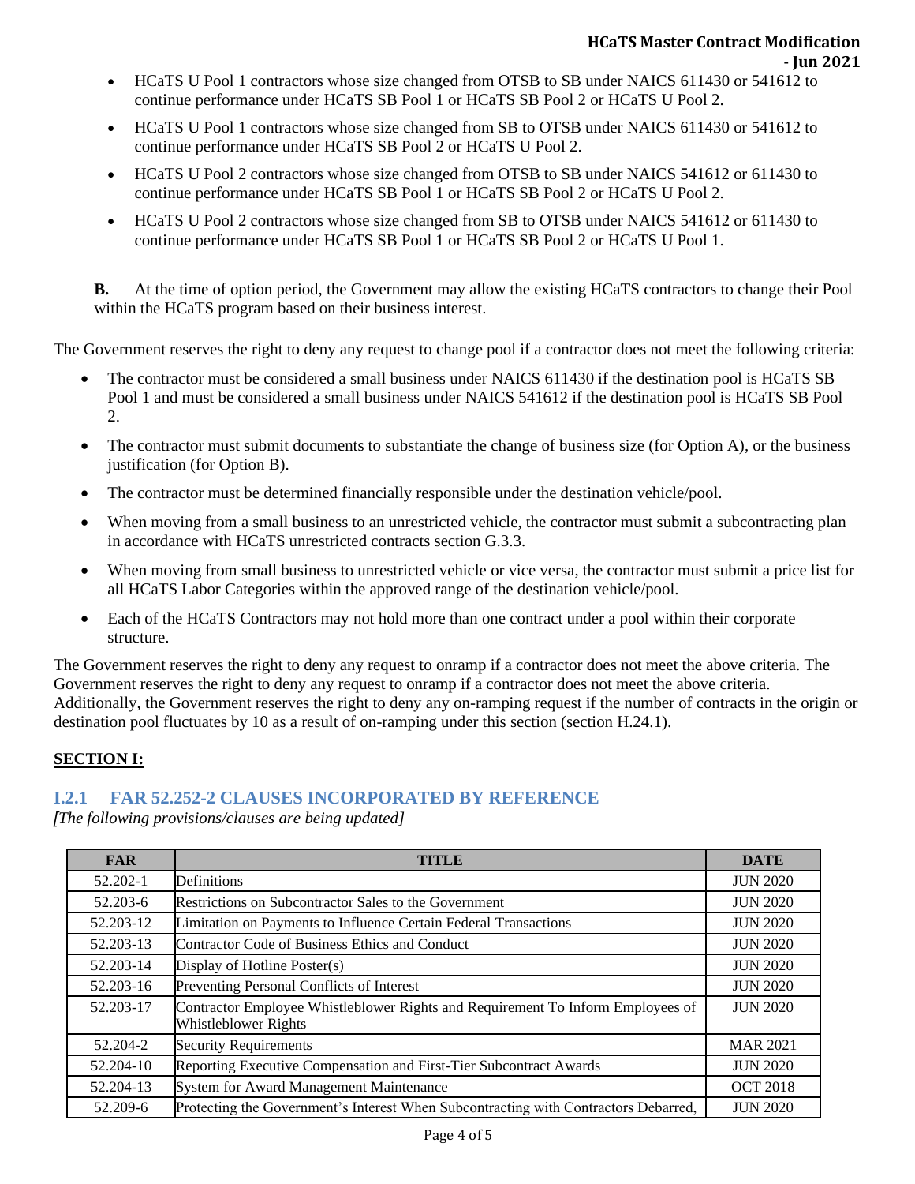- HCaTS U Pool 1 contractors whose size changed from OTSB to SB under NAICS 611430 or 541612 to continue performance under HCaTS SB Pool 1 or HCaTS SB Pool 2 or HCaTS U Pool 2.
- HCaTS U Pool 1 contractors whose size changed from SB to OTSB under NAICS 611430 or 541612 to continue performance under HCaTS SB Pool 2 or HCaTS U Pool 2.
- HCaTS U Pool 2 contractors whose size changed from OTSB to SB under NAICS 541612 or 611430 to continue performance under HCaTS SB Pool 1 or HCaTS SB Pool 2 or HCaTS U Pool 2.
- HCaTS U Pool 2 contractors whose size changed from SB to OTSB under NAICS 541612 or 611430 to continue performance under HCaTS SB Pool 1 or HCaTS SB Pool 2 or HCaTS U Pool 1.

**B.** At the time of option period, the Government may allow the existing HCaTS contractors to change their Pool within the HCaTS program based on their business interest.

The Government reserves the right to deny any request to change pool if a contractor does not meet the following criteria:

- The contractor must be considered a small business under NAICS 611430 if the destination pool is HCaTS SB Pool 1 and must be considered a small business under NAICS 541612 if the destination pool is HCaTS SB Pool 2.
- The contractor must submit documents to substantiate the change of business size (for Option A), or the business justification (for Option B).
- The contractor must be determined financially responsible under the destination vehicle/pool.
- When moving from a small business to an unrestricted vehicle, the contractor must submit a subcontracting plan in accordance with HCaTS unrestricted contracts section G.3.3.
- When moving from small business to unrestricted vehicle or vice versa, the contractor must submit a price list for all HCaTS Labor Categories within the approved range of the destination vehicle/pool.
- Each of the HCaTS Contractors may not hold more than one contract under a pool within their corporate structure.

The Government reserves the right to deny any request to onramp if a contractor does not meet the above criteria. The Government reserves the right to deny any request to onramp if a contractor does not meet the above criteria. Additionally, the Government reserves the right to deny any on-ramping request if the number of contracts in the origin or destination pool fluctuates by 10 as a result of on-ramping under this section (section H.24.1).

**SECTION I:**

## I.2.1 FAR 52.252-2 CLAUSES INCORPORATED BY REFERENCE

*[The following provisions/clauses are being updated]*

| FAR | TITLE | DATE |
|---|---|---|
| 52.202-1 | Definitions | JUN 2020 |
| 52.203-6 | Restrictions on Subcontractor Sales to the Government | JUN 2020 |
| 52.203-12 | Limitation on Payments to Influence Certain Federal Transactions | JUN 2020 |
| 52.203-13 | Contractor Code of Business Ethics and Conduct | JUN 2020 |
| 52.203-14 | Display of Hotline Poster(s) | JUN 2020 |
| 52.203-16 | Preventing Personal Conflicts of Interest | JUN 2020 |
| 52.203-17 | Contractor Employee Whistleblower Rights and Requirement To Inform Employees of Whistleblower Rights | JUN 2020 |
| 52.204-2 | Security Requirements | MAR 2021 |
| 52.204-10 | Reporting Executive Compensation and First-Tier Subcontract Awards | JUN 2020 |
| 52.204-13 | System for Award Management Maintenance | OCT 2018 |
| 52.209-6 | Protecting the Government's Interest When Subcontracting with Contractors Debarred, | JUN 2020 |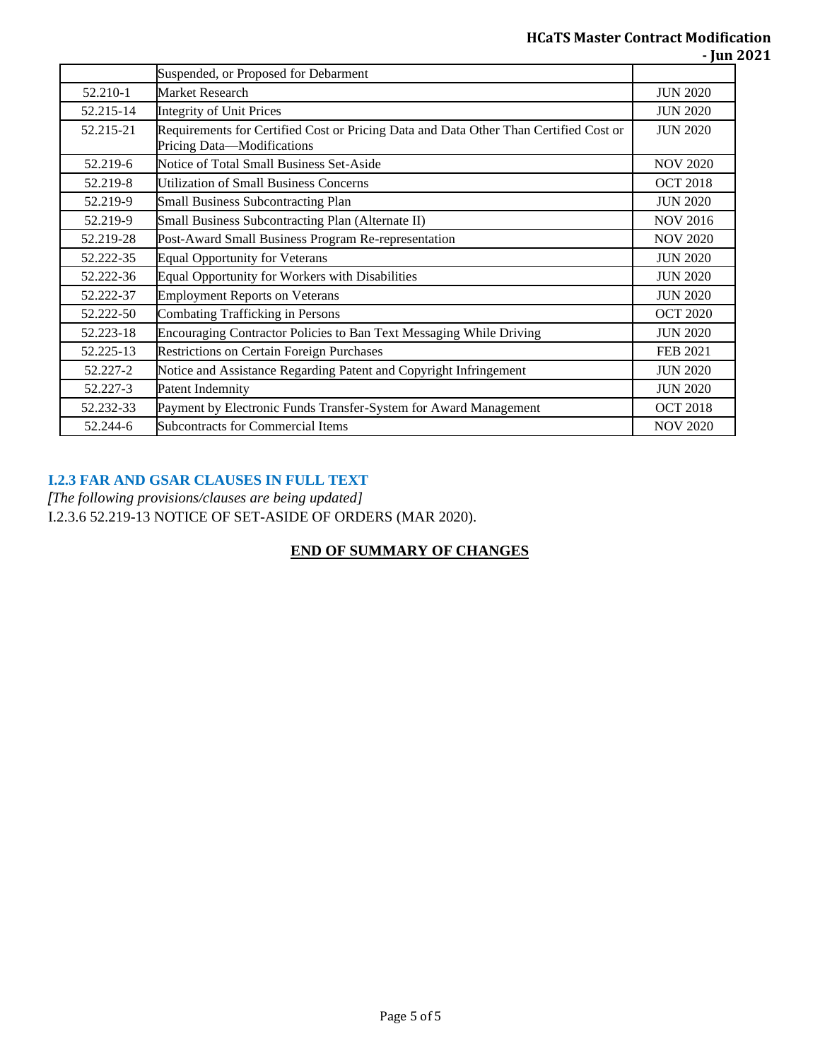| | Suspended, or Proposed for Debarment | |
|---|---|---|
| 52.210-1 | Market Research | JUN 2020 |
| 52.215-14 | Integrity of Unit Prices | JUN 2020 |
| 52.215-21 | Requirements for Certified Cost or Pricing Data and Data Other Than Certified Cost or Pricing Data—Modifications | JUN 2020 |
| 52.219-6 | Notice of Total Small Business Set-Aside | NOV 2020 |
| 52.219-8 | Utilization of Small Business Concerns | OCT 2018 |
| 52.219-9 | Small Business Subcontracting Plan | JUN 2020 |
| 52.219-9 | Small Business Subcontracting Plan (Alternate II) | NOV 2016 |
| 52.219-28 | Post-Award Small Business Program Re-representation | NOV 2020 |
| 52.222-35 | Equal Opportunity for Veterans | JUN 2020 |
| 52.222-36 | Equal Opportunity for Workers with Disabilities | JUN 2020 |
| 52.222-37 | Employment Reports on Veterans | JUN 2020 |
| 52.222-50 | Combating Trafficking in Persons | OCT 2020 |
| 52.223-18 | Encouraging Contractor Policies to Ban Text Messaging While Driving | JUN 2020 |
| 52.225-13 | Restrictions on Certain Foreign Purchases | FEB 2021 |
| 52.227-2 | Notice and Assistance Regarding Patent and Copyright Infringement | JUN 2020 |
| 52.227-3 | Patent Indemnity | JUN 2020 |
| 52.232-33 | Payment by Electronic Funds Transfer-System for Award Management | OCT 2018 |
| 52.244-6 | Subcontracts for Commercial Items | NOV 2020 |

### I.2.3 FAR AND GSAR CLAUSES IN FULL TEXT

*[The following provisions/clauses are being updated]*

I.2.3.6 52.219-13 NOTICE OF SET-ASIDE OF ORDERS (MAR 2020).

**END OF SUMMARY OF CHANGES**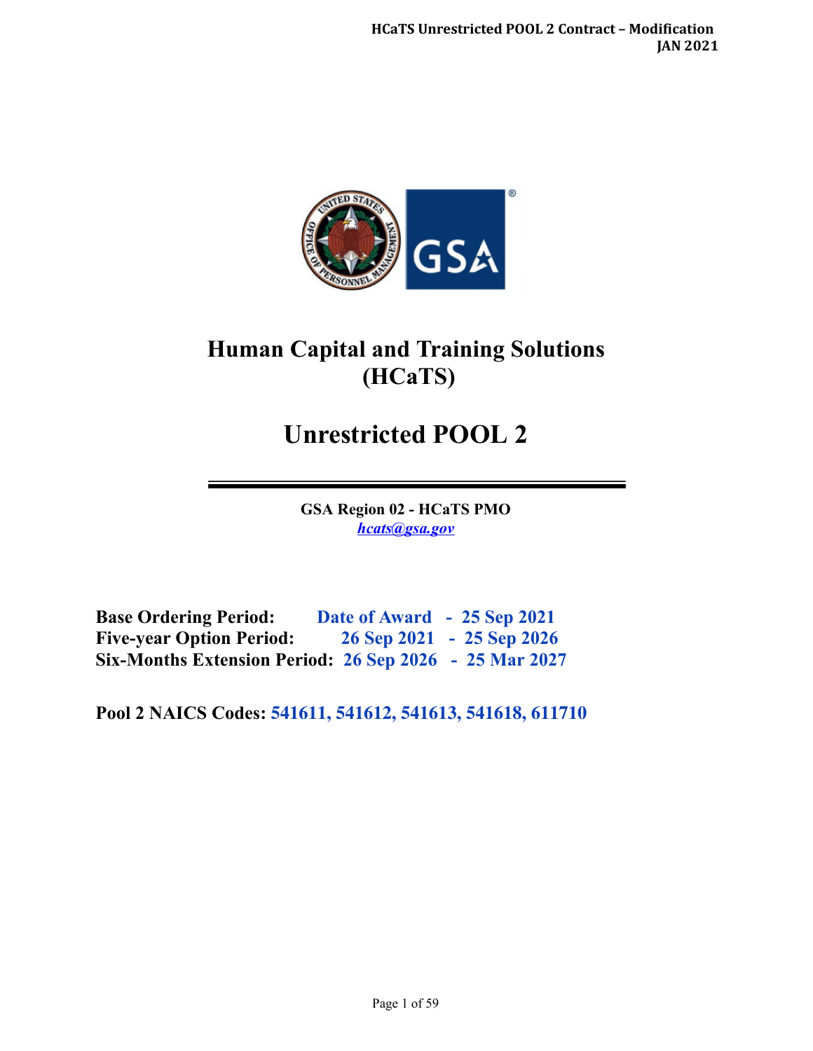# Human Capital and Training Solutions (HCaTS)

# Unrestricted POOL 2

---

**GSA Region 02 - HCaTS PMO**
*hcats@gsa.gov*

**Base Ordering Period:** **Date of Award - 25 Sep 2021**
**Five-year Option Period:** **26 Sep 2021 - 25 Sep 2026**
**Six-Months Extension Period:** **26 Sep 2026 - 25 Mar 2027**

**Pool 2 NAICS Codes:** **541611, 541612, 541613, 541618, 611710**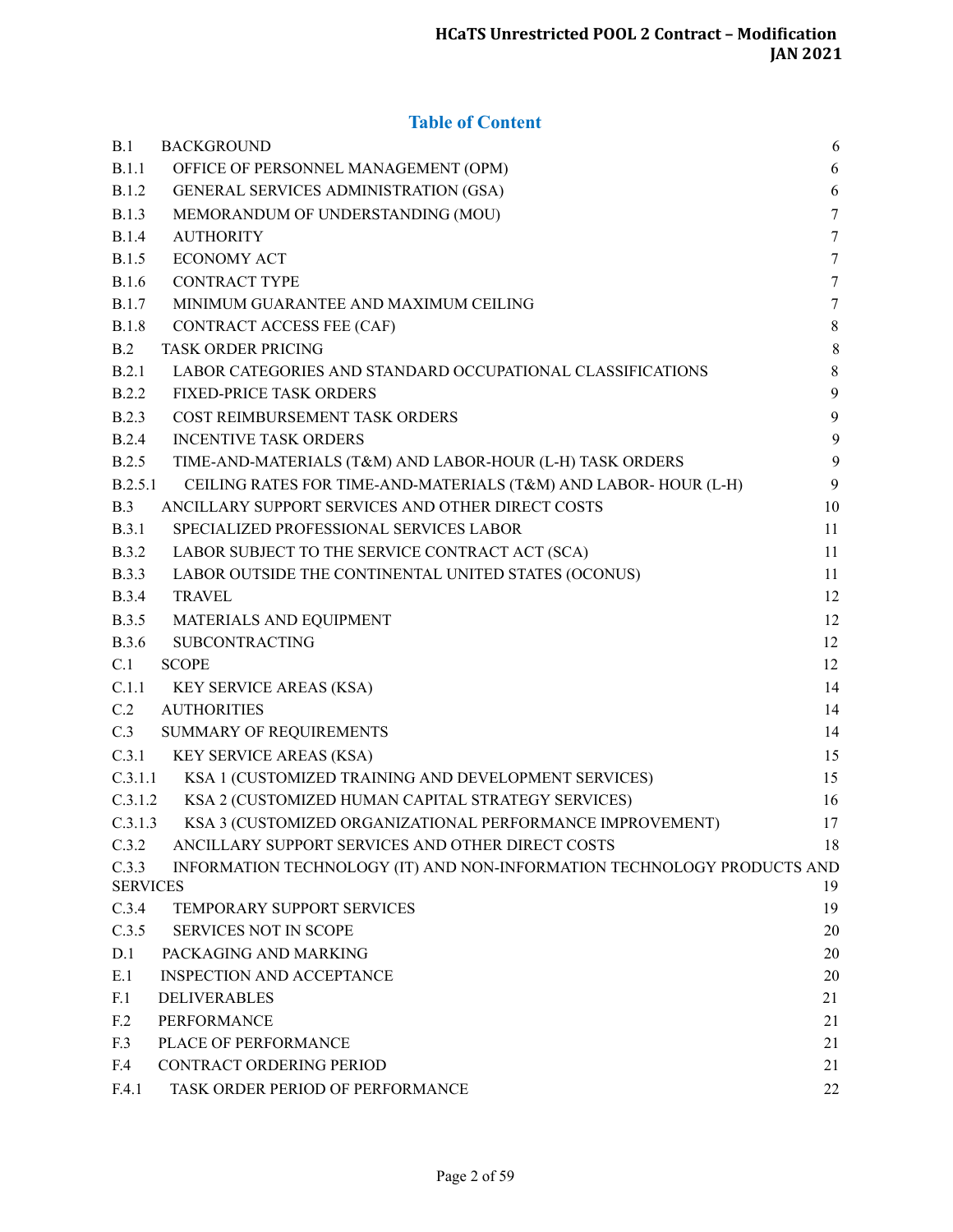## Table of Content

| | | |
|---|---|---|
| B.1 | BACKGROUND | 6 |
| B.1.1 | OFFICE OF PERSONNEL MANAGEMENT (OPM) | 6 |
| B.1.2 | GENERAL SERVICES ADMINISTRATION (GSA) | 6 |
| B.1.3 | MEMORANDUM OF UNDERSTANDING (MOU) | 7 |
| B.1.4 | AUTHORITY | 7 |
| B.1.5 | ECONOMY ACT | 7 |
| B.1.6 | CONTRACT TYPE | 7 |
| B.1.7 | MINIMUM GUARANTEE AND MAXIMUM CEILING | 7 |
| B.1.8 | CONTRACT ACCESS FEE (CAF) | 8 |
| B.2 | TASK ORDER PRICING | 8 |
| B.2.1 | LABOR CATEGORIES AND STANDARD OCCUPATIONAL CLASSIFICATIONS | 8 |
| B.2.2 | FIXED-PRICE TASK ORDERS | 9 |
| B.2.3 | COST REIMBURSEMENT TASK ORDERS | 9 |
| B.2.4 | INCENTIVE TASK ORDERS | 9 |
| B.2.5 | TIME-AND-MATERIALS (T&M) AND LABOR-HOUR (L-H) TASK ORDERS | 9 |
| B.2.5.1 | CEILING RATES FOR TIME-AND-MATERIALS (T&M) AND LABOR- HOUR (L-H) | 9 |
| B.3 | ANCILLARY SUPPORT SERVICES AND OTHER DIRECT COSTS | 10 |
| B.3.1 | SPECIALIZED PROFESSIONAL SERVICES LABOR | 11 |
| B.3.2 | LABOR SUBJECT TO THE SERVICE CONTRACT ACT (SCA) | 11 |
| B.3.3 | LABOR OUTSIDE THE CONTINENTAL UNITED STATES (OCONUS) | 11 |
| B.3.4 | TRAVEL | 12 |
| B.3.5 | MATERIALS AND EQUIPMENT | 12 |
| B.3.6 | SUBCONTRACTING | 12 |
| C.1 | SCOPE | 12 |
| C.1.1 | KEY SERVICE AREAS (KSA) | 14 |
| C.2 | AUTHORITIES | 14 |
| C.3 | SUMMARY OF REQUIREMENTS | 14 |
| C.3.1 | KEY SERVICE AREAS (KSA) | 15 |
| C.3.1.1 | KSA 1 (CUSTOMIZED TRAINING AND DEVELOPMENT SERVICES) | 15 |
| C.3.1.2 | KSA 2 (CUSTOMIZED HUMAN CAPITAL STRATEGY SERVICES) | 16 |
| C.3.1.3 | KSA 3 (CUSTOMIZED ORGANIZATIONAL PERFORMANCE IMPROVEMENT) | 17 |
| C.3.2 | ANCILLARY SUPPORT SERVICES AND OTHER DIRECT COSTS | 18 |
| C.3.3 | INFORMATION TECHNOLOGY (IT) AND NON-INFORMATION TECHNOLOGY PRODUCTS AND SERVICES | 19 |
| C.3.4 | TEMPORARY SUPPORT SERVICES | 19 |
| C.3.5 | SERVICES NOT IN SCOPE | 20 |
| D.1 | PACKAGING AND MARKING | 20 |
| E.1 | INSPECTION AND ACCEPTANCE | 20 |
| F.1 | DELIVERABLES | 21 |
| F.2 | PERFORMANCE | 21 |
| F.3 | PLACE OF PERFORMANCE | 21 |
| F.4 | CONTRACT ORDERING PERIOD | 21 |
| F.4.1 | TASK ORDER PERIOD OF PERFORMANCE | 22 |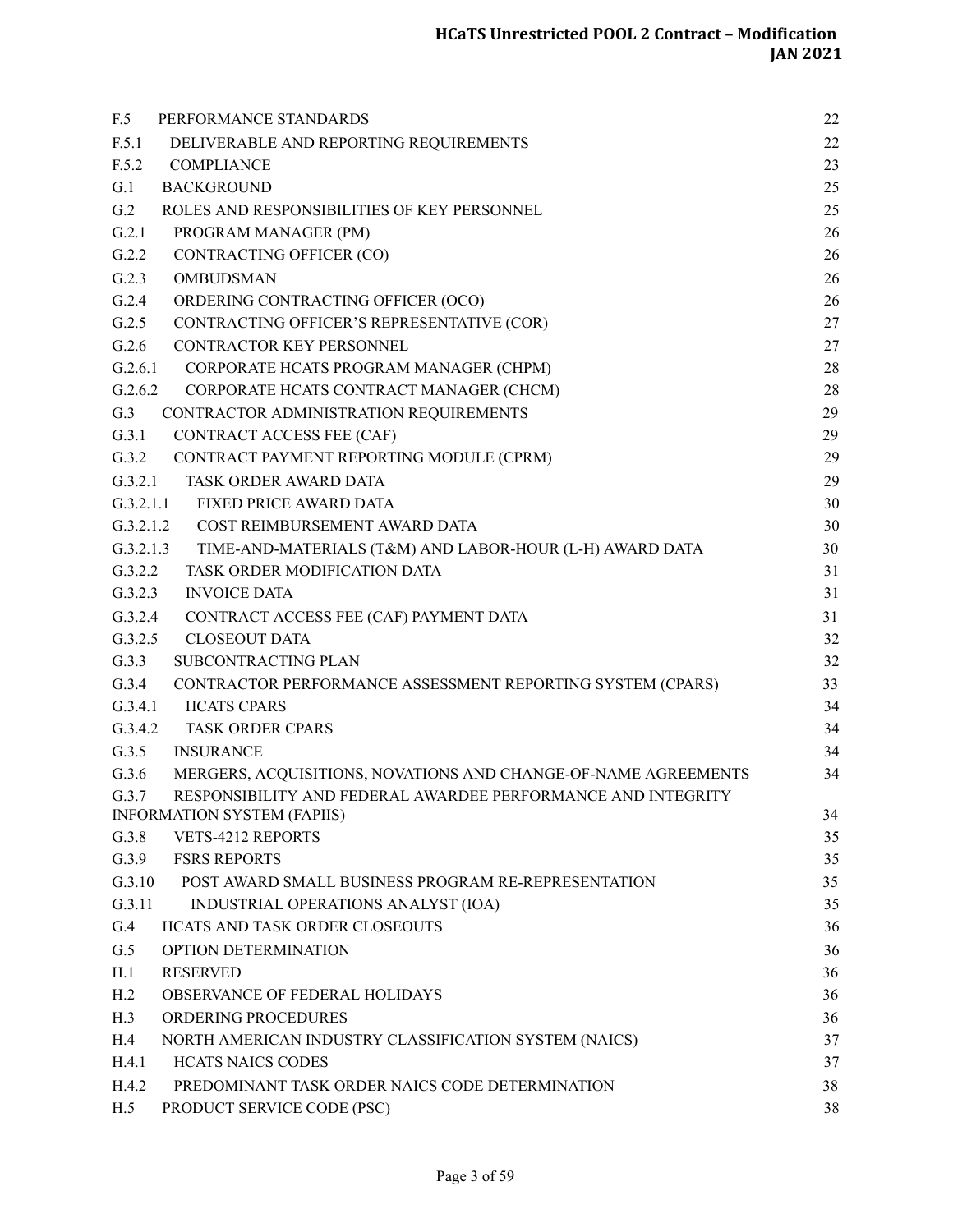| | | |
|---|---|---|
| F.5 | PERFORMANCE STANDARDS | 22 |
| F.5.1 | DELIVERABLE AND REPORTING REQUIREMENTS | 22 |
| F.5.2 | COMPLIANCE | 23 |
| G.1 | BACKGROUND | 25 |
| G.2 | ROLES AND RESPONSIBILITIES OF KEY PERSONNEL | 25 |
| G.2.1 | PROGRAM MANAGER (PM) | 26 |
| G.2.2 | CONTRACTING OFFICER (CO) | 26 |
| G.2.3 | OMBUDSMAN | 26 |
| G.2.4 | ORDERING CONTRACTING OFFICER (OCO) | 26 |
| G.2.5 | CONTRACTING OFFICER'S REPRESENTATIVE (COR) | 27 |
| G.2.6 | CONTRACTOR KEY PERSONNEL | 27 |
| G.2.6.1 | CORPORATE HCATS PROGRAM MANAGER (CHPM) | 28 |
| G.2.6.2 | CORPORATE HCATS CONTRACT MANAGER (CHCM) | 28 |
| G.3 | CONTRACTOR ADMINISTRATION REQUIREMENTS | 29 |
| G.3.1 | CONTRACT ACCESS FEE (CAF) | 29 |
| G.3.2 | CONTRACT PAYMENT REPORTING MODULE (CPRM) | 29 |
| G.3.2.1 | TASK ORDER AWARD DATA | 29 |
| G.3.2.1.1 | FIXED PRICE AWARD DATA | 30 |
| G.3.2.1.2 | COST REIMBURSEMENT AWARD DATA | 30 |
| G.3.2.1.3 | TIME-AND-MATERIALS (T&M) AND LABOR-HOUR (L-H) AWARD DATA | 30 |
| G.3.2.2 | TASK ORDER MODIFICATION DATA | 31 |
| G.3.2.3 | INVOICE DATA | 31 |
| G.3.2.4 | CONTRACT ACCESS FEE (CAF) PAYMENT DATA | 31 |
| G.3.2.5 | CLOSEOUT DATA | 32 |
| G.3.3 | SUBCONTRACTING PLAN | 32 |
| G.3.4 | CONTRACTOR PERFORMANCE ASSESSMENT REPORTING SYSTEM (CPARS) | 33 |
| G.3.4.1 | HCATS CPARS | 34 |
| G.3.4.2 | TASK ORDER CPARS | 34 |
| G.3.5 | INSURANCE | 34 |
| G.3.6 | MERGERS, ACQUISITIONS, NOVATIONS AND CHANGE-OF-NAME AGREEMENTS | 34 |
| G.3.7 | RESPONSIBILITY AND FEDERAL AWARDEE PERFORMANCE AND INTEGRITY INFORMATION SYSTEM (FAPIIS) | 34 |
| G.3.8 | VETS-4212 REPORTS | 35 |
| G.3.9 | FSRS REPORTS | 35 |
| G.3.10 | POST AWARD SMALL BUSINESS PROGRAM RE-REPRESENTATION | 35 |
| G.3.11 | INDUSTRIAL OPERATIONS ANALYST (IOA) | 35 |
| G.4 | HCATS AND TASK ORDER CLOSEOUTS | 36 |
| G.5 | OPTION DETERMINATION | 36 |
| H.1 | RESERVED | 36 |
| H.2 | OBSERVANCE OF FEDERAL HOLIDAYS | 36 |
| H.3 | ORDERING PROCEDURES | 36 |
| H.4 | NORTH AMERICAN INDUSTRY CLASSIFICATION SYSTEM (NAICS) | 37 |
| H.4.1 | HCATS NAICS CODES | 37 |
| H.4.2 | PREDOMINANT TASK ORDER NAICS CODE DETERMINATION | 38 |
| H.5 | PRODUCT SERVICE CODE (PSC) | 38 |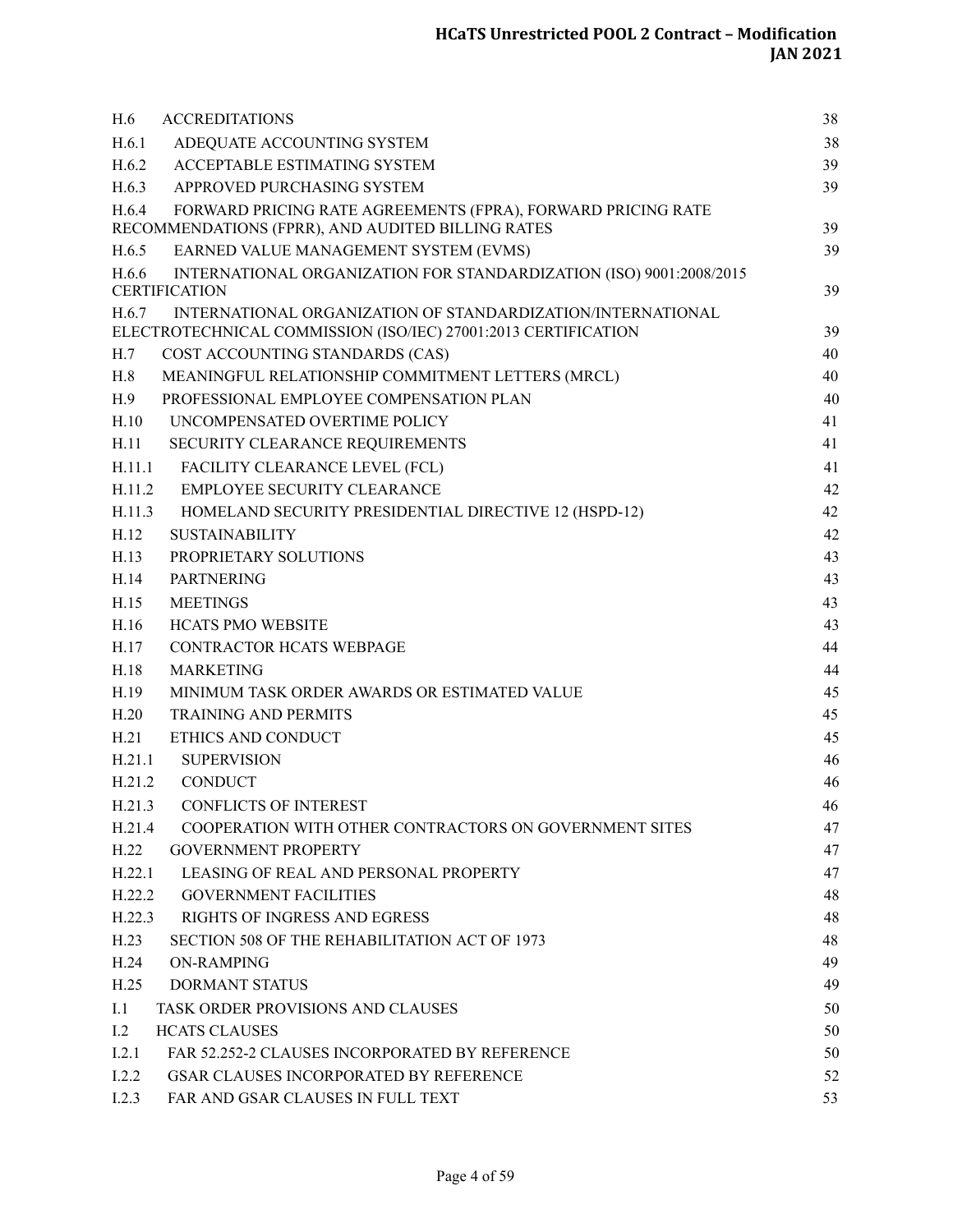| | | |
|---|---|---|
| H.6 | ACCREDITATIONS | 38 |
| H.6.1 | ADEQUATE ACCOUNTING SYSTEM | 38 |
| H.6.2 | ACCEPTABLE ESTIMATING SYSTEM | 39 |
| H.6.3 | APPROVED PURCHASING SYSTEM | 39 |
| H.6.4 | FORWARD PRICING RATE AGREEMENTS (FPRA), FORWARD PRICING RATE RECOMMENDATIONS (FPRR), AND AUDITED BILLING RATES | 39 |
| H.6.5 | EARNED VALUE MANAGEMENT SYSTEM (EVMS) | 39 |
| H.6.6 | INTERNATIONAL ORGANIZATION FOR STANDARDIZATION (ISO) 9001:2008/2015 CERTIFICATION | 39 |
| H.6.7 | INTERNATIONAL ORGANIZATION OF STANDARDIZATION/INTERNATIONAL ELECTROTECHNICAL COMMISSION (ISO/IEC) 27001:2013 CERTIFICATION | 39 |
| H.7 | COST ACCOUNTING STANDARDS (CAS) | 40 |
| H.8 | MEANINGFUL RELATIONSHIP COMMITMENT LETTERS (MRCL) | 40 |
| H.9 | PROFESSIONAL EMPLOYEE COMPENSATION PLAN | 40 |
| H.10 | UNCOMPENSATED OVERTIME POLICY | 41 |
| H.11 | SECURITY CLEARANCE REQUIREMENTS | 41 |
| H.11.1 | FACILITY CLEARANCE LEVEL (FCL) | 41 |
| H.11.2 | EMPLOYEE SECURITY CLEARANCE | 42 |
| H.11.3 | HOMELAND SECURITY PRESIDENTIAL DIRECTIVE 12 (HSPD-12) | 42 |
| H.12 | SUSTAINABILITY | 42 |
| H.13 | PROPRIETARY SOLUTIONS | 43 |
| H.14 | PARTNERING | 43 |
| H.15 | MEETINGS | 43 |
| H.16 | HCATS PMO WEBSITE | 43 |
| H.17 | CONTRACTOR HCATS WEBPAGE | 44 |
| H.18 | MARKETING | 44 |
| H.19 | MINIMUM TASK ORDER AWARDS OR ESTIMATED VALUE | 45 |
| H.20 | TRAINING AND PERMITS | 45 |
| H.21 | ETHICS AND CONDUCT | 45 |
| H.21.1 | SUPERVISION | 46 |
| H.21.2 | CONDUCT | 46 |
| H.21.3 | CONFLICTS OF INTEREST | 46 |
| H.21.4 | COOPERATION WITH OTHER CONTRACTORS ON GOVERNMENT SITES | 47 |
| H.22 | GOVERNMENT PROPERTY | 47 |
| H.22.1 | LEASING OF REAL AND PERSONAL PROPERTY | 47 |
| H.22.2 | GOVERNMENT FACILITIES | 48 |
| H.22.3 | RIGHTS OF INGRESS AND EGRESS | 48 |
| H.23 | SECTION 508 OF THE REHABILITATION ACT OF 1973 | 48 |
| H.24 | ON-RAMPING | 49 |
| H.25 | DORMANT STATUS | 49 |
| I.1 | TASK ORDER PROVISIONS AND CLAUSES | 50 |
| I.2 | HCATS CLAUSES | 50 |
| I.2.1 | FAR 52.252-2 CLAUSES INCORPORATED BY REFERENCE | 50 |
| I.2.2 | GSAR CLAUSES INCORPORATED BY REFERENCE | 52 |
| I.2.3 | FAR AND GSAR CLAUSES IN FULL TEXT | 53 |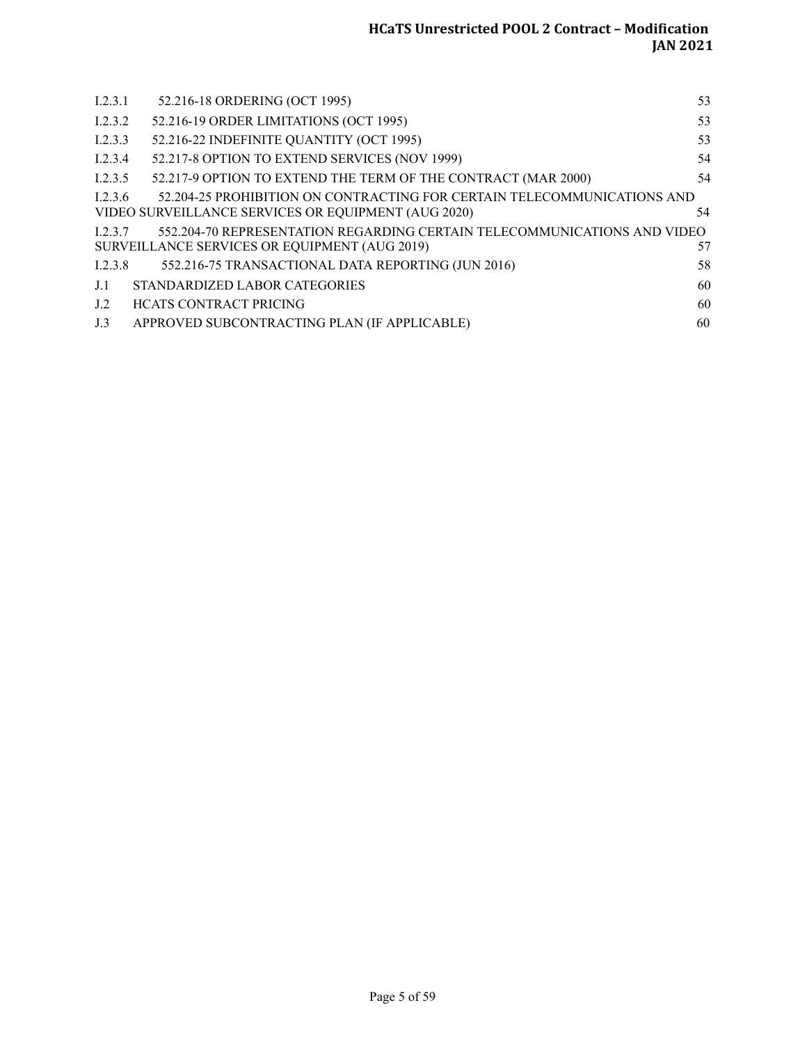| | | |
|---|---|---|
| I.2.3.1 | 52.216-18 ORDERING (OCT 1995) | 53 |
| I.2.3.2 | 52.216-19 ORDER LIMITATIONS (OCT 1995) | 53 |
| I.2.3.3 | 52.216-22 INDEFINITE QUANTITY (OCT 1995) | 53 |
| I.2.3.4 | 52.217-8 OPTION TO EXTEND SERVICES (NOV 1999) | 54 |
| I.2.3.5 | 52.217-9 OPTION TO EXTEND THE TERM OF THE CONTRACT (MAR 2000) | 54 |
| I.2.3.6 | 52.204-25 PROHIBITION ON CONTRACTING FOR CERTAIN TELECOMMUNICATIONS AND VIDEO SURVEILLANCE SERVICES OR EQUIPMENT (AUG 2020) | 54 |
| I.2.3.7 | 552.204-70 REPRESENTATION REGARDING CERTAIN TELECOMMUNICATIONS AND VIDEO SURVEILLANCE SERVICES OR EQUIPMENT (AUG 2019) | 57 |
| I.2.3.8 | 552.216-75 TRANSACTIONAL DATA REPORTING (JUN 2016) | 58 |
| J.1 | STANDARDIZED LABOR CATEGORIES | 60 |
| J.2 | HCATS CONTRACT PRICING | 60 |
| J.3 | APPROVED SUBCONTRACTING PLAN (IF APPLICABLE) | 60 |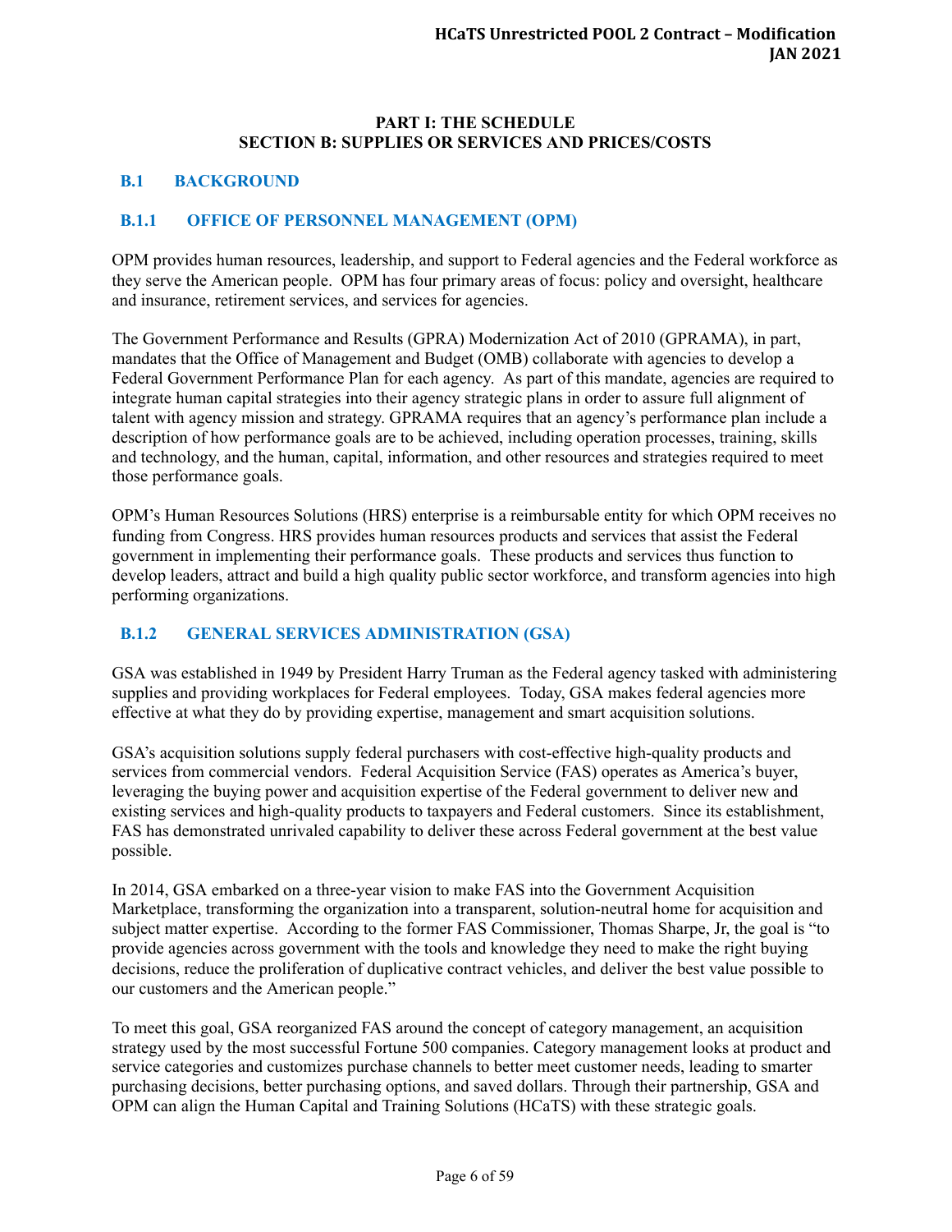# PART I: THE SCHEDULE
# SECTION B: SUPPLIES OR SERVICES AND PRICES/COSTS

## B.1 BACKGROUND

### B.1.1 OFFICE OF PERSONNEL MANAGEMENT (OPM)

OPM provides human resources, leadership, and support to Federal agencies and the Federal workforce as they serve the American people. OPM has four primary areas of focus: policy and oversight, healthcare and insurance, retirement services, and services for agencies.

The Government Performance and Results (GPRA) Modernization Act of 2010 (GPRAMA), in part, mandates that the Office of Management and Budget (OMB) collaborate with agencies to develop a Federal Government Performance Plan for each agency. As part of this mandate, agencies are required to integrate human capital strategies into their agency strategic plans in order to assure full alignment of talent with agency mission and strategy. GPRAMA requires that an agency's performance plan include a description of how performance goals are to be achieved, including operation processes, training, skills and technology, and the human, capital, information, and other resources and strategies required to meet those performance goals.

OPM's Human Resources Solutions (HRS) enterprise is a reimbursable entity for which OPM receives no funding from Congress. HRS provides human resources products and services that assist the Federal government in implementing their performance goals. These products and services thus function to develop leaders, attract and build a high quality public sector workforce, and transform agencies into high performing organizations.

### B.1.2 GENERAL SERVICES ADMINISTRATION (GSA)

GSA was established in 1949 by President Harry Truman as the Federal agency tasked with administering supplies and providing workplaces for Federal employees. Today, GSA makes federal agencies more effective at what they do by providing expertise, management and smart acquisition solutions.

GSA's acquisition solutions supply federal purchasers with cost-effective high-quality products and services from commercial vendors. Federal Acquisition Service (FAS) operates as America's buyer, leveraging the buying power and acquisition expertise of the Federal government to deliver new and existing services and high-quality products to taxpayers and Federal customers. Since its establishment, FAS has demonstrated unrivaled capability to deliver these across Federal government at the best value possible.

In 2014, GSA embarked on a three-year vision to make FAS into the Government Acquisition Marketplace, transforming the organization into a transparent, solution-neutral home for acquisition and subject matter expertise. According to the former FAS Commissioner, Thomas Sharpe, Jr, the goal is "to provide agencies across government with the tools and knowledge they need to make the right buying decisions, reduce the proliferation of duplicative contract vehicles, and deliver the best value possible to our customers and the American people."

To meet this goal, GSA reorganized FAS around the concept of category management, an acquisition strategy used by the most successful Fortune 500 companies. Category management looks at product and service categories and customizes purchase channels to better meet customer needs, leading to smarter purchasing decisions, better purchasing options, and saved dollars. Through their partnership, GSA and OPM can align the Human Capital and Training Solutions (HCaTS) with these strategic goals.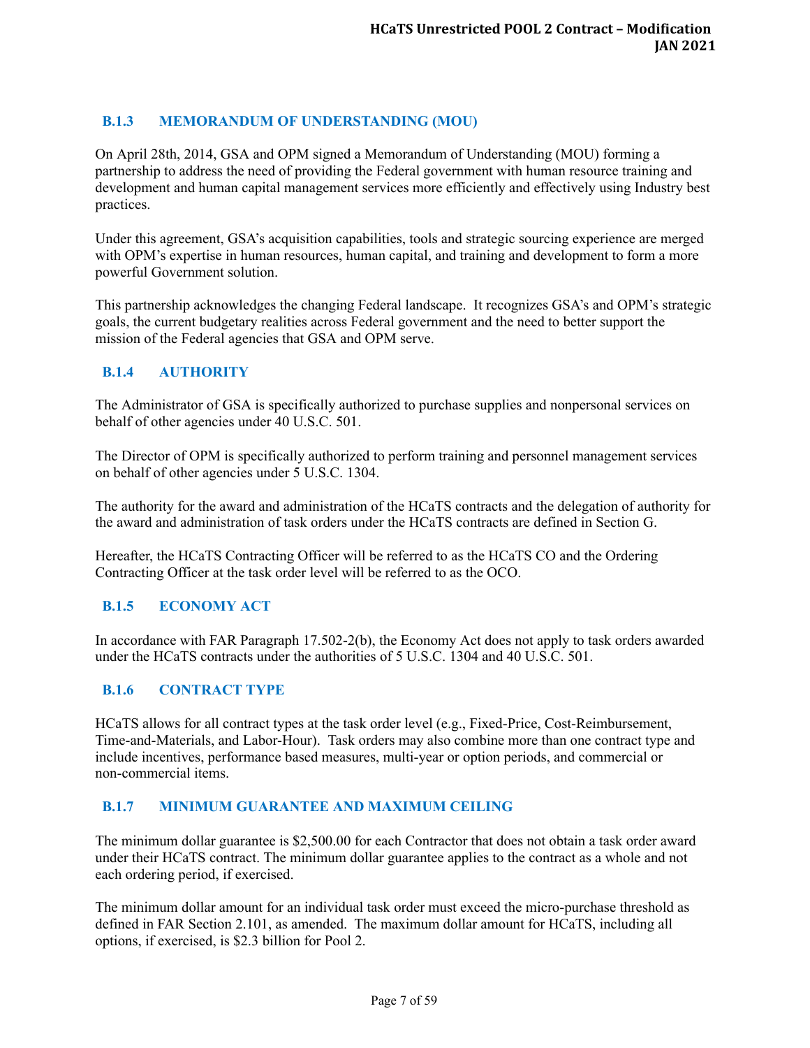### B.1.3 MEMORANDUM OF UNDERSTANDING (MOU)

On April 28th, 2014, GSA and OPM signed a Memorandum of Understanding (MOU) forming a partnership to address the need of providing the Federal government with human resource training and development and human capital management services more efficiently and effectively using Industry best practices.

Under this agreement, GSA's acquisition capabilities, tools and strategic sourcing experience are merged with OPM's expertise in human resources, human capital, and training and development to form a more powerful Government solution.

This partnership acknowledges the changing Federal landscape. It recognizes GSA's and OPM's strategic goals, the current budgetary realities across Federal government and the need to better support the mission of the Federal agencies that GSA and OPM serve.

### B.1.4 AUTHORITY

The Administrator of GSA is specifically authorized to purchase supplies and nonpersonal services on behalf of other agencies under 40 U.S.C. 501.

The Director of OPM is specifically authorized to perform training and personnel management services on behalf of other agencies under 5 U.S.C. 1304.

The authority for the award and administration of the HCaTS contracts and the delegation of authority for the award and administration of task orders under the HCaTS contracts are defined in Section G.

Hereafter, the HCaTS Contracting Officer will be referred to as the HCaTS CO and the Ordering Contracting Officer at the task order level will be referred to as the OCO.

### B.1.5 ECONOMY ACT

In accordance with FAR Paragraph 17.502-2(b), the Economy Act does not apply to task orders awarded under the HCaTS contracts under the authorities of 5 U.S.C. 1304 and 40 U.S.C. 501.

### B.1.6 CONTRACT TYPE

HCaTS allows for all contract types at the task order level (e.g., Fixed-Price, Cost-Reimbursement, Time-and-Materials, and Labor-Hour). Task orders may also combine more than one contract type and include incentives, performance based measures, multi-year or option periods, and commercial or non-commercial items.

### B.1.7 MINIMUM GUARANTEE AND MAXIMUM CEILING

The minimum dollar guarantee is $2,500.00 for each Contractor that does not obtain a task order award under their HCaTS contract. The minimum dollar guarantee applies to the contract as a whole and not each ordering period, if exercised.

The minimum dollar amount for an individual task order must exceed the micro-purchase threshold as defined in FAR Section 2.101, as amended. The maximum dollar amount for HCaTS, including all options, if exercised, is $2.3 billion for Pool 2.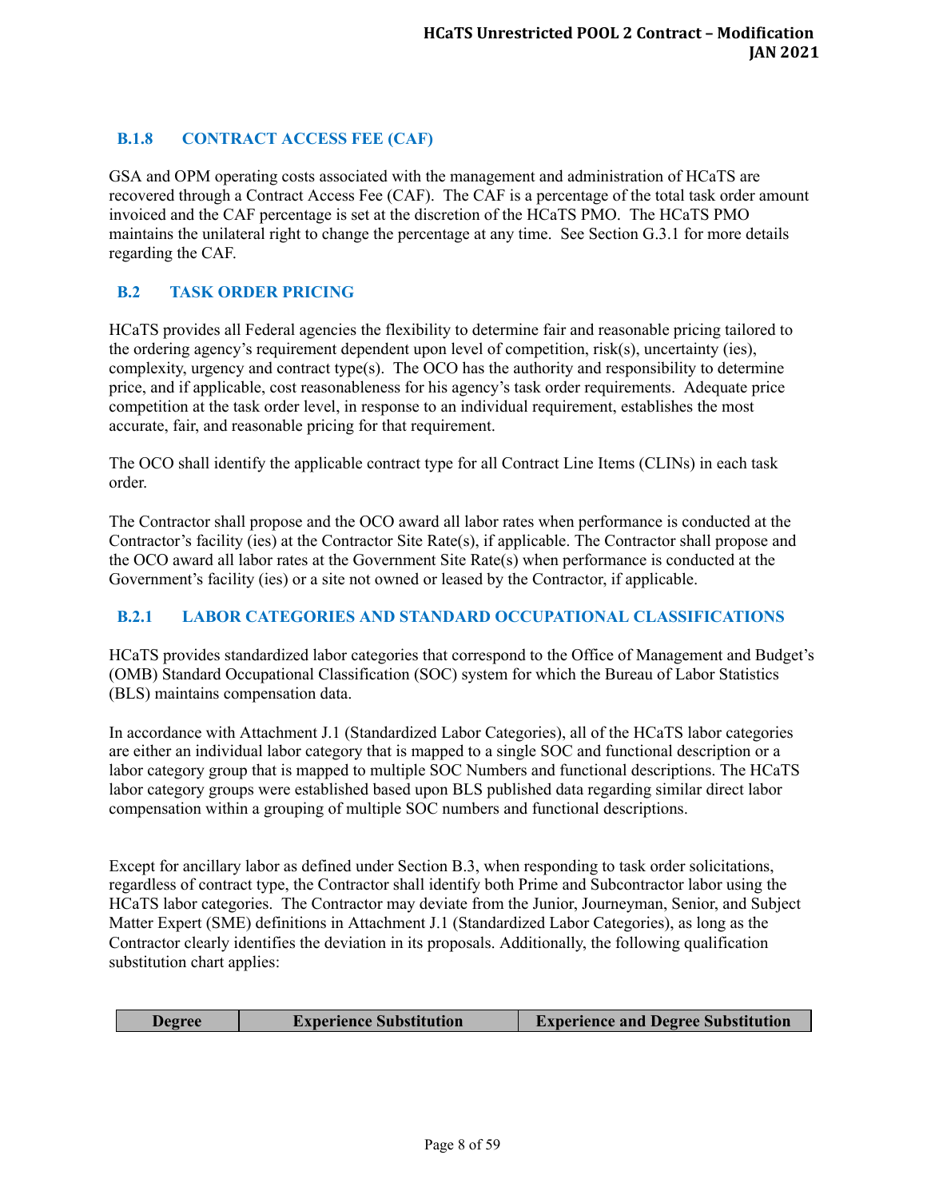### B.1.8 CONTRACT ACCESS FEE (CAF)

GSA and OPM operating costs associated with the management and administration of HCaTS are recovered through a Contract Access Fee (CAF). The CAF is a percentage of the total task order amount invoiced and the CAF percentage is set at the discretion of the HCaTS PMO. The HCaTS PMO maintains the unilateral right to change the percentage at any time. See Section G.3.1 for more details regarding the CAF.

## B.2 TASK ORDER PRICING

HCaTS provides all Federal agencies the flexibility to determine fair and reasonable pricing tailored to the ordering agency's requirement dependent upon level of competition, risk(s), uncertainty (ies), complexity, urgency and contract type(s). The OCO has the authority and responsibility to determine price, and if applicable, cost reasonableness for his agency's task order requirements. Adequate price competition at the task order level, in response to an individual requirement, establishes the most accurate, fair, and reasonable pricing for that requirement.

The OCO shall identify the applicable contract type for all Contract Line Items (CLINs) in each task order.

The Contractor shall propose and the OCO award all labor rates when performance is conducted at the Contractor's facility (ies) at the Contractor Site Rate(s), if applicable. The Contractor shall propose and the OCO award all labor rates at the Government Site Rate(s) when performance is conducted at the Government's facility (ies) or a site not owned or leased by the Contractor, if applicable.

### B.2.1 LABOR CATEGORIES AND STANDARD OCCUPATIONAL CLASSIFICATIONS

HCaTS provides standardized labor categories that correspond to the Office of Management and Budget's (OMB) Standard Occupational Classification (SOC) system for which the Bureau of Labor Statistics (BLS) maintains compensation data.

In accordance with Attachment J.1 (Standardized Labor Categories), all of the HCaTS labor categories are either an individual labor category that is mapped to a single SOC and functional description or a labor category group that is mapped to multiple SOC Numbers and functional descriptions. The HCaTS labor category groups were established based upon BLS published data regarding similar direct labor compensation within a grouping of multiple SOC numbers and functional descriptions.

Except for ancillary labor as defined under Section B.3, when responding to task order solicitations, regardless of contract type, the Contractor shall identify both Prime and Subcontractor labor using the HCaTS labor categories. The Contractor may deviate from the Junior, Journeyman, Senior, and Subject Matter Expert (SME) definitions in Attachment J.1 (Standardized Labor Categories), as long as the Contractor clearly identifies the deviation in its proposals. Additionally, the following qualification substitution chart applies:

| Degree | Experience Substitution | Experience and Degree Substitution |
|---|---|---|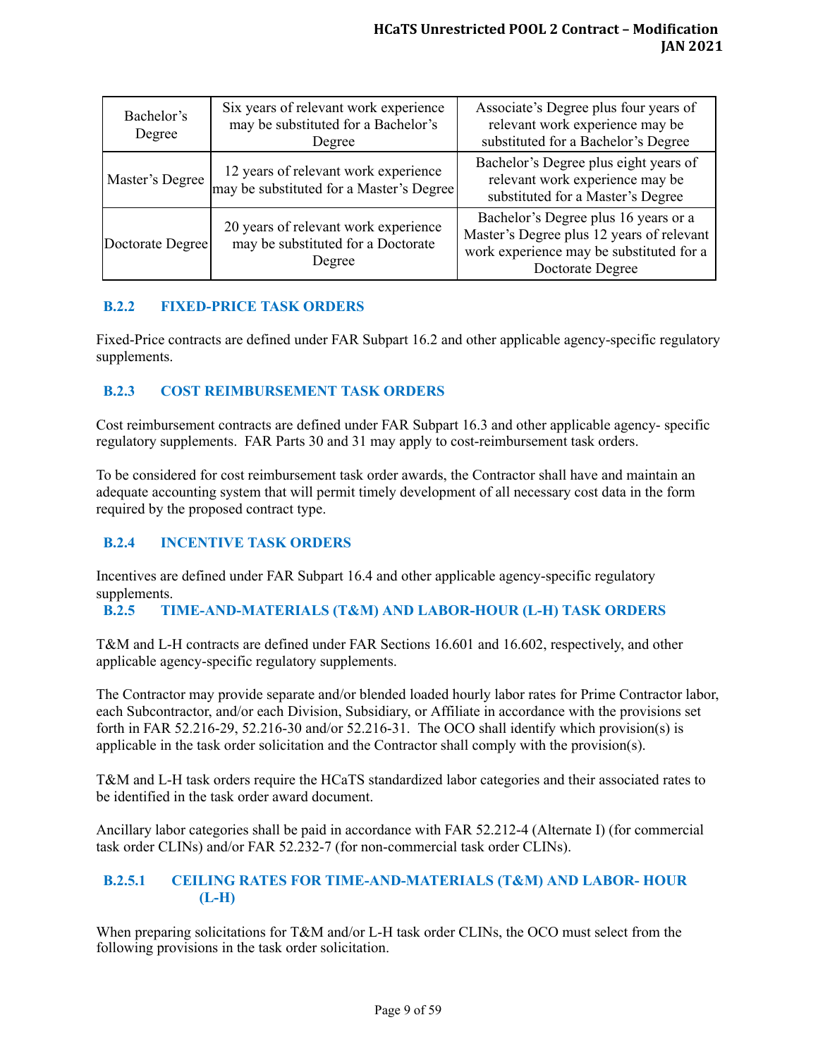| Bachelor's Degree | Six years of relevant work experience may be substituted for a Bachelor's Degree | Associate's Degree plus four years of relevant work experience may be substituted for a Bachelor's Degree |
|---|---|---|
| Master's Degree | 12 years of relevant work experience may be substituted for a Master's Degree | Bachelor's Degree plus eight years of relevant work experience may be substituted for a Master's Degree |
| Doctorate Degree | 20 years of relevant work experience may be substituted for a Doctorate Degree | Bachelor's Degree plus 16 years or a Master's Degree plus 12 years of relevant work experience may be substituted for a Doctorate Degree |

### B.2.2 FIXED-PRICE TASK ORDERS

Fixed-Price contracts are defined under FAR Subpart 16.2 and other applicable agency-specific regulatory supplements.

### B.2.3 COST REIMBURSEMENT TASK ORDERS

Cost reimbursement contracts are defined under FAR Subpart 16.3 and other applicable agency- specific regulatory supplements. FAR Parts 30 and 31 may apply to cost-reimbursement task orders.

To be considered for cost reimbursement task order awards, the Contractor shall have and maintain an adequate accounting system that will permit timely development of all necessary cost data in the form required by the proposed contract type.

### B.2.4 INCENTIVE TASK ORDERS

Incentives are defined under FAR Subpart 16.4 and other applicable agency-specific regulatory supplements.

### B.2.5 TIME-AND-MATERIALS (T&M) AND LABOR-HOUR (L-H) TASK ORDERS

T&M and L-H contracts are defined under FAR Sections 16.601 and 16.602, respectively, and other applicable agency-specific regulatory supplements.

The Contractor may provide separate and/or blended loaded hourly labor rates for Prime Contractor labor, each Subcontractor, and/or each Division, Subsidiary, or Affiliate in accordance with the provisions set forth in FAR 52.216-29, 52.216-30 and/or 52.216-31. The OCO shall identify which provision(s) is applicable in the task order solicitation and the Contractor shall comply with the provision(s).

T&M and L-H task orders require the HCaTS standardized labor categories and their associated rates to be identified in the task order award document.

Ancillary labor categories shall be paid in accordance with FAR 52.212-4 (Alternate I) (for commercial task order CLINs) and/or FAR 52.232-7 (for non-commercial task order CLINs).

#### B.2.5.1 CEILING RATES FOR TIME-AND-MATERIALS (T&M) AND LABOR- HOUR (L-H)

When preparing solicitations for T&M and/or L-H task order CLINs, the OCO must select from the following provisions in the task order solicitation.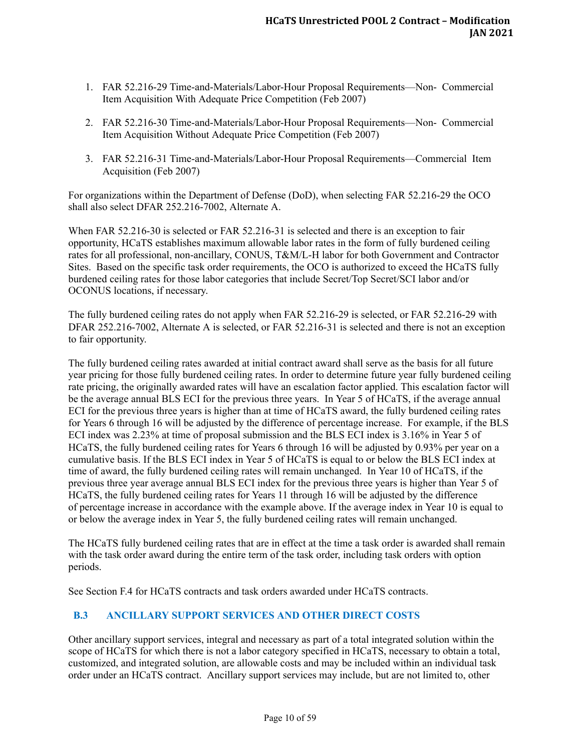1. FAR 52.216-29 Time-and-Materials/Labor-Hour Proposal Requirements—Non- Commercial Item Acquisition With Adequate Price Competition (Feb 2007)

2. FAR 52.216-30 Time-and-Materials/Labor-Hour Proposal Requirements—Non- Commercial Item Acquisition Without Adequate Price Competition (Feb 2007)

3. FAR 52.216-31 Time-and-Materials/Labor-Hour Proposal Requirements—Commercial Item Acquisition (Feb 2007)

For organizations within the Department of Defense (DoD), when selecting FAR 52.216-29 the OCO shall also select DFAR 252.216-7002, Alternate A.

When FAR 52.216-30 is selected or FAR 52.216-31 is selected and there is an exception to fair opportunity, HCaTS establishes maximum allowable labor rates in the form of fully burdened ceiling rates for all professional, non-ancillary, CONUS, T&M/L-H labor for both Government and Contractor Sites. Based on the specific task order requirements, the OCO is authorized to exceed the HCaTS fully burdened ceiling rates for those labor categories that include Secret/Top Secret/SCI labor and/or OCONUS locations, if necessary.

The fully burdened ceiling rates do not apply when FAR 52.216-29 is selected, or FAR 52.216-29 with DFAR 252.216-7002, Alternate A is selected, or FAR 52.216-31 is selected and there is not an exception to fair opportunity.

The fully burdened ceiling rates awarded at initial contract award shall serve as the basis for all future year pricing for those fully burdened ceiling rates. In order to determine future year fully burdened ceiling rate pricing, the originally awarded rates will have an escalation factor applied. This escalation factor will be the average annual BLS ECI for the previous three years. In Year 5 of HCaTS, if the average annual ECI for the previous three years is higher than at time of HCaTS award, the fully burdened ceiling rates for Years 6 through 16 will be adjusted by the difference of percentage increase. For example, if the BLS ECI index was 2.23% at time of proposal submission and the BLS ECI index is 3.16% in Year 5 of HCaTS, the fully burdened ceiling rates for Years 6 through 16 will be adjusted by 0.93% per year on a cumulative basis. If the BLS ECI index in Year 5 of HCaTS is equal to or below the BLS ECI index at time of award, the fully burdened ceiling rates will remain unchanged. In Year 10 of HCaTS, if the previous three year average annual BLS ECI index for the previous three years is higher than Year 5 of HCaTS, the fully burdened ceiling rates for Years 11 through 16 will be adjusted by the difference of percentage increase in accordance with the example above. If the average index in Year 10 is equal to or below the average index in Year 5, the fully burdened ceiling rates will remain unchanged.

The HCaTS fully burdened ceiling rates that are in effect at the time a task order is awarded shall remain with the task order award during the entire term of the task order, including task orders with option periods.

See Section F.4 for HCaTS contracts and task orders awarded under HCaTS contracts.

## B.3 ANCILLARY SUPPORT SERVICES AND OTHER DIRECT COSTS

Other ancillary support services, integral and necessary as part of a total integrated solution within the scope of HCaTS for which there is not a labor category specified in HCaTS, necessary to obtain a total, customized, and integrated solution, are allowable costs and may be included within an individual task order under an HCaTS contract. Ancillary support services may include, but are not limited to, other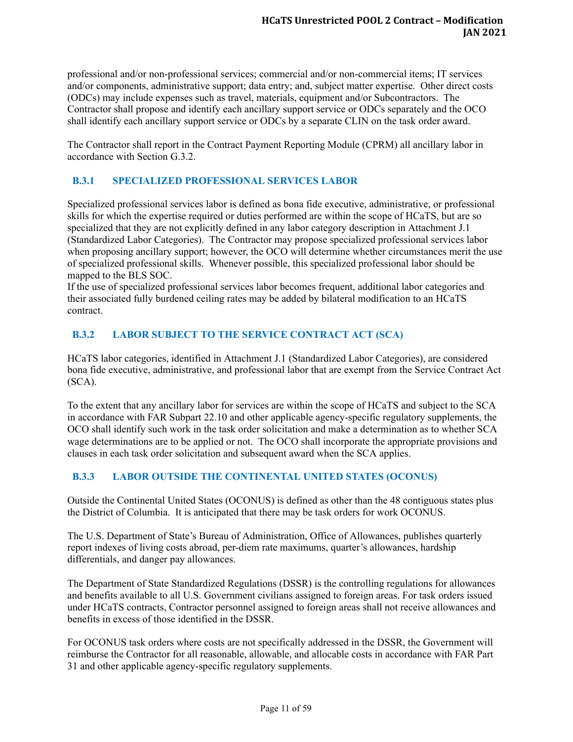professional and/or non-professional services; commercial and/or non-commercial items; IT services and/or components, administrative support; data entry; and, subject matter expertise. Other direct costs (ODCs) may include expenses such as travel, materials, equipment and/or Subcontractors. The Contractor shall propose and identify each ancillary support service or ODCs separately and the OCO shall identify each ancillary support service or ODCs by a separate CLIN on the task order award.

The Contractor shall report in the Contract Payment Reporting Module (CPRM) all ancillary labor in accordance with Section G.3.2.

### B.3.1 SPECIALIZED PROFESSIONAL SERVICES LABOR

Specialized professional services labor is defined as bona fide executive, administrative, or professional skills for which the expertise required or duties performed are within the scope of HCaTS, but are so specialized that they are not explicitly defined in any labor category description in Attachment J.1 (Standardized Labor Categories). The Contractor may propose specialized professional services labor when proposing ancillary support; however, the OCO will determine whether circumstances merit the use of specialized professional skills. Whenever possible, this specialized professional labor should be mapped to the BLS SOC.
If the use of specialized professional services labor becomes frequent, additional labor categories and their associated fully burdened ceiling rates may be added by bilateral modification to an HCaTS contract.

### B.3.2 LABOR SUBJECT TO THE SERVICE CONTRACT ACT (SCA)

HCaTS labor categories, identified in Attachment J.1 (Standardized Labor Categories), are considered bona fide executive, administrative, and professional labor that are exempt from the Service Contract Act (SCA).

To the extent that any ancillary labor for services are within the scope of HCaTS and subject to the SCA in accordance with FAR Subpart 22.10 and other applicable agency-specific regulatory supplements, the OCO shall identify such work in the task order solicitation and make a determination as to whether SCA wage determinations are to be applied or not. The OCO shall incorporate the appropriate provisions and clauses in each task order solicitation and subsequent award when the SCA applies.

### B.3.3 LABOR OUTSIDE THE CONTINENTAL UNITED STATES (OCONUS)

Outside the Continental United States (OCONUS) is defined as other than the 48 contiguous states plus the District of Columbia. It is anticipated that there may be task orders for work OCONUS.

The U.S. Department of State's Bureau of Administration, Office of Allowances, publishes quarterly report indexes of living costs abroad, per-diem rate maximums, quarter's allowances, hardship differentials, and danger pay allowances.

The Department of State Standardized Regulations (DSSR) is the controlling regulations for allowances and benefits available to all U.S. Government civilians assigned to foreign areas. For task orders issued under HCaTS contracts, Contractor personnel assigned to foreign areas shall not receive allowances and benefits in excess of those identified in the DSSR.

For OCONUS task orders where costs are not specifically addressed in the DSSR, the Government will reimburse the Contractor for all reasonable, allowable, and allocable costs in accordance with FAR Part 31 and other applicable agency-specific regulatory supplements.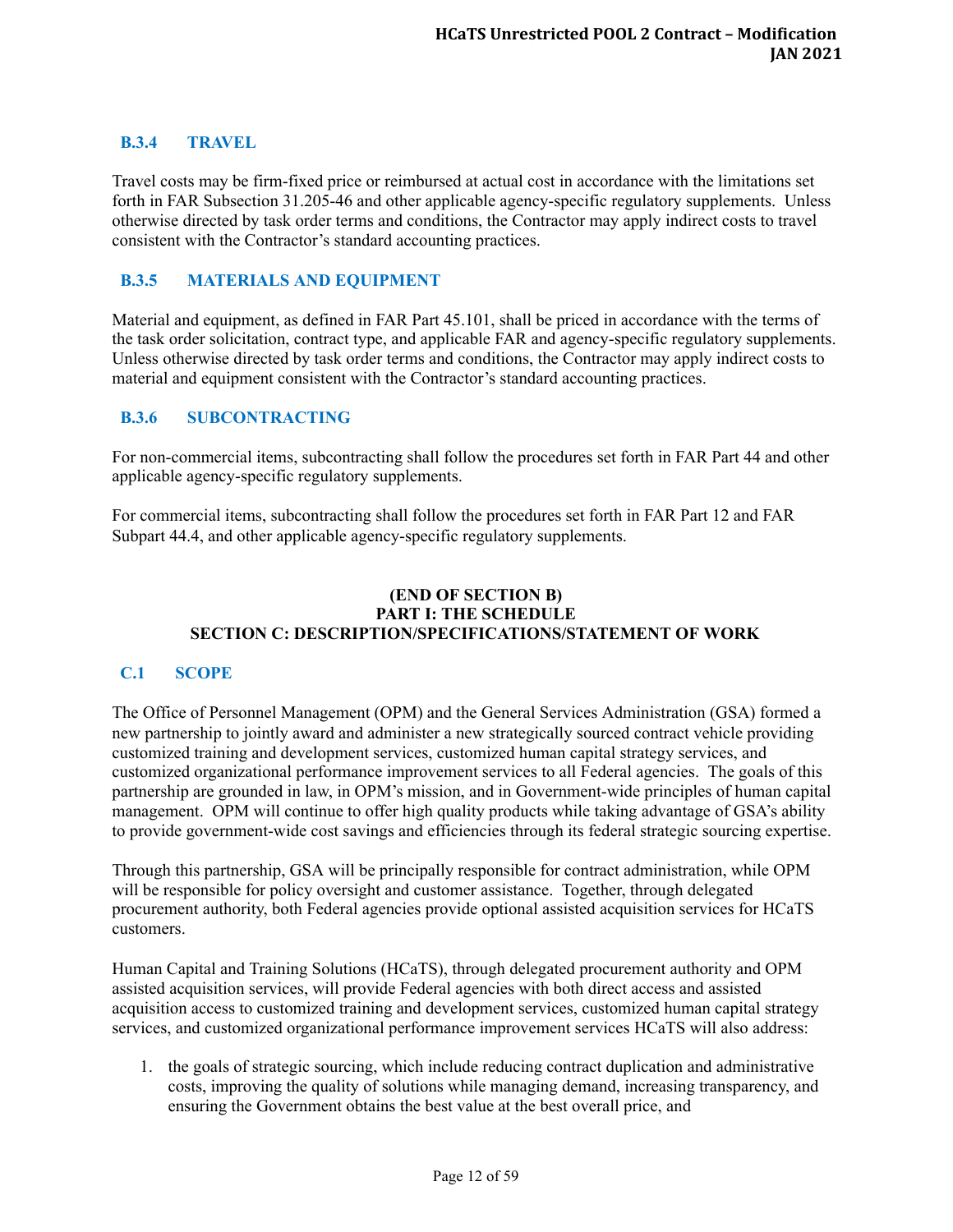### B.3.4 TRAVEL

Travel costs may be firm-fixed price or reimbursed at actual cost in accordance with the limitations set forth in FAR Subsection 31.205-46 and other applicable agency-specific regulatory supplements. Unless otherwise directed by task order terms and conditions, the Contractor may apply indirect costs to travel consistent with the Contractor's standard accounting practices.

### B.3.5 MATERIALS AND EQUIPMENT

Material and equipment, as defined in FAR Part 45.101, shall be priced in accordance with the terms of the task order solicitation, contract type, and applicable FAR and agency-specific regulatory supplements. Unless otherwise directed by task order terms and conditions, the Contractor may apply indirect costs to material and equipment consistent with the Contractor's standard accounting practices.

### B.3.6 SUBCONTRACTING

For non-commercial items, subcontracting shall follow the procedures set forth in FAR Part 44 and other applicable agency-specific regulatory supplements.

For commercial items, subcontracting shall follow the procedures set forth in FAR Part 12 and FAR Subpart 44.4, and other applicable agency-specific regulatory supplements.

**(END OF SECTION B)**

# PART I: THE SCHEDULE

# SECTION C: DESCRIPTION/SPECIFICATIONS/STATEMENT OF WORK

## C.1 SCOPE

The Office of Personnel Management (OPM) and the General Services Administration (GSA) formed a new partnership to jointly award and administer a new strategically sourced contract vehicle providing customized training and development services, customized human capital strategy services, and customized organizational performance improvement services to all Federal agencies. The goals of this partnership are grounded in law, in OPM's mission, and in Government-wide principles of human capital management. OPM will continue to offer high quality products while taking advantage of GSA's ability to provide government-wide cost savings and efficiencies through its federal strategic sourcing expertise.

Through this partnership, GSA will be principally responsible for contract administration, while OPM will be responsible for policy oversight and customer assistance. Together, through delegated procurement authority, both Federal agencies provide optional assisted acquisition services for HCaTS customers.

Human Capital and Training Solutions (HCaTS), through delegated procurement authority and OPM assisted acquisition services, will provide Federal agencies with both direct access and assisted acquisition access to customized training and development services, customized human capital strategy services, and customized organizational performance improvement services HCaTS will also address:

1. the goals of strategic sourcing, which include reducing contract duplication and administrative costs, improving the quality of solutions while managing demand, increasing transparency, and ensuring the Government obtains the best value at the best overall price, and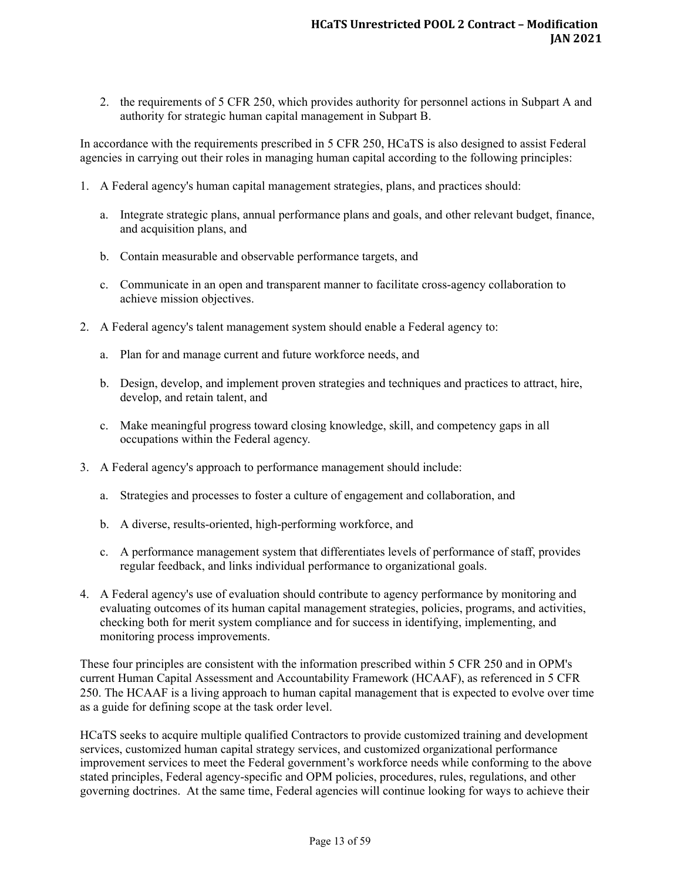2. the requirements of 5 CFR 250, which provides authority for personnel actions in Subpart A and authority for strategic human capital management in Subpart B.

In accordance with the requirements prescribed in 5 CFR 250, HCaTS is also designed to assist Federal agencies in carrying out their roles in managing human capital according to the following principles:

1. A Federal agency's human capital management strategies, plans, and practices should:

   a. Integrate strategic plans, annual performance plans and goals, and other relevant budget, finance, and acquisition plans, and

   b. Contain measurable and observable performance targets, and

   c. Communicate in an open and transparent manner to facilitate cross-agency collaboration to achieve mission objectives.

2. A Federal agency's talent management system should enable a Federal agency to:

   a. Plan for and manage current and future workforce needs, and

   b. Design, develop, and implement proven strategies and techniques and practices to attract, hire, develop, and retain talent, and

   c. Make meaningful progress toward closing knowledge, skill, and competency gaps in all occupations within the Federal agency.

3. A Federal agency's approach to performance management should include:

   a. Strategies and processes to foster a culture of engagement and collaboration, and

   b. A diverse, results-oriented, high-performing workforce, and

   c. A performance management system that differentiates levels of performance of staff, provides regular feedback, and links individual performance to organizational goals.

4. A Federal agency's use of evaluation should contribute to agency performance by monitoring and evaluating outcomes of its human capital management strategies, policies, programs, and activities, checking both for merit system compliance and for success in identifying, implementing, and monitoring process improvements.

These four principles are consistent with the information prescribed within 5 CFR 250 and in OPM's current Human Capital Assessment and Accountability Framework (HCAAF), as referenced in 5 CFR 250. The HCAAF is a living approach to human capital management that is expected to evolve over time as a guide for defining scope at the task order level.

HCaTS seeks to acquire multiple qualified Contractors to provide customized training and development services, customized human capital strategy services, and customized organizational performance improvement services to meet the Federal government's workforce needs while conforming to the above stated principles, Federal agency-specific and OPM policies, procedures, rules, regulations, and other governing doctrines. At the same time, Federal agencies will continue looking for ways to achieve their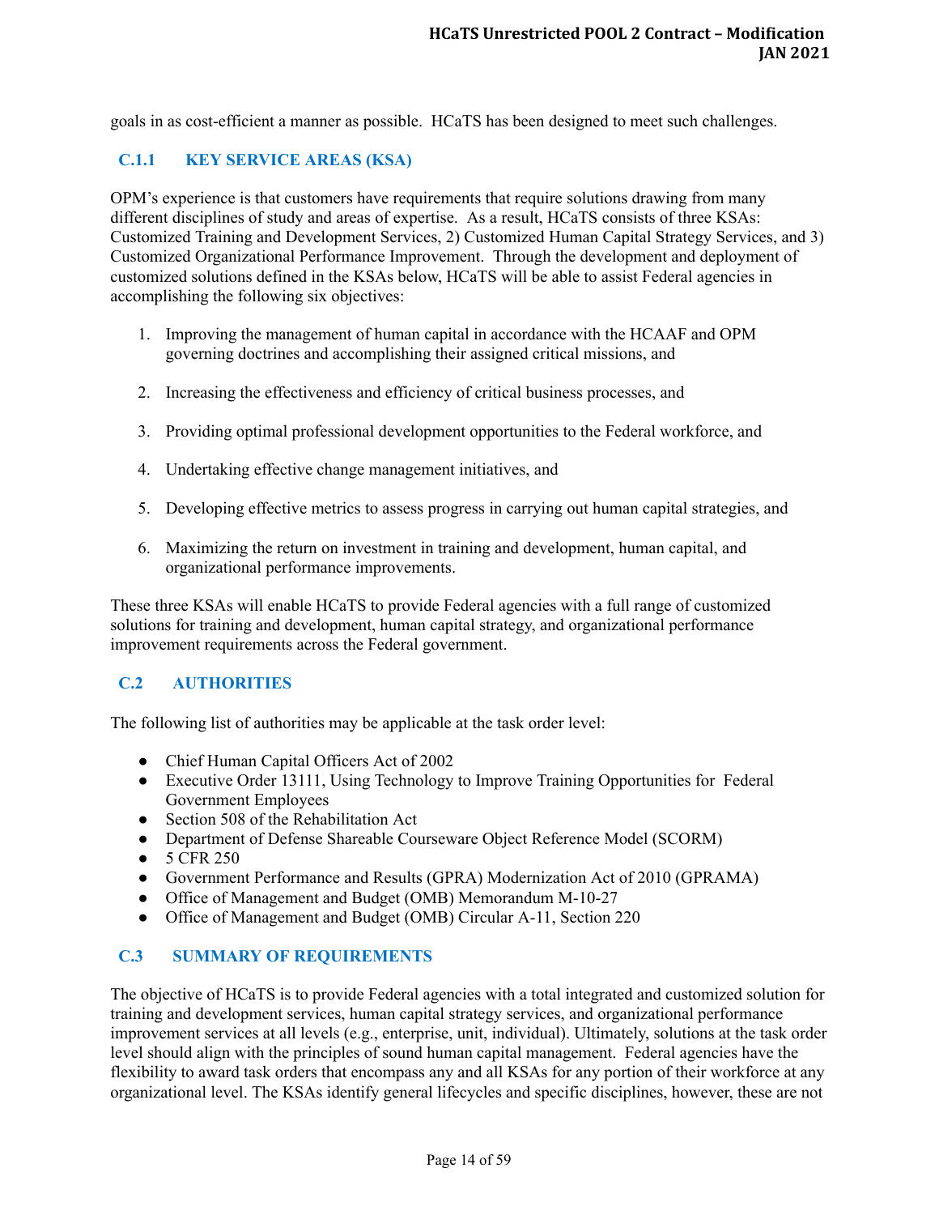goals in as cost-efficient a manner as possible. HCaTS has been designed to meet such challenges.

### C.1.1 KEY SERVICE AREAS (KSA)

OPM's experience is that customers have requirements that require solutions drawing from many different disciplines of study and areas of expertise. As a result, HCaTS consists of three KSAs: Customized Training and Development Services, 2) Customized Human Capital Strategy Services, and 3) Customized Organizational Performance Improvement. Through the development and deployment of customized solutions defined in the KSAs below, HCaTS will be able to assist Federal agencies in accomplishing the following six objectives:

1. Improving the management of human capital in accordance with the HCAAF and OPM governing doctrines and accomplishing their assigned critical missions, and
2. Increasing the effectiveness and efficiency of critical business processes, and
3. Providing optimal professional development opportunities to the Federal workforce, and
4. Undertaking effective change management initiatives, and
5. Developing effective metrics to assess progress in carrying out human capital strategies, and
6. Maximizing the return on investment in training and development, human capital, and organizational performance improvements.

These three KSAs will enable HCaTS to provide Federal agencies with a full range of customized solutions for training and development, human capital strategy, and organizational performance improvement requirements across the Federal government.

## C.2 AUTHORITIES

The following list of authorities may be applicable at the task order level:

- Chief Human Capital Officers Act of 2002
- Executive Order 13111, Using Technology to Improve Training Opportunities for Federal Government Employees
- Section 508 of the Rehabilitation Act
- Department of Defense Shareable Courseware Object Reference Model (SCORM)
- 5 CFR 250
- Government Performance and Results (GPRA) Modernization Act of 2010 (GPRAMA)
- Office of Management and Budget (OMB) Memorandum M-10-27
- Office of Management and Budget (OMB) Circular A-11, Section 220

## C.3 SUMMARY OF REQUIREMENTS

The objective of HCaTS is to provide Federal agencies with a total integrated and customized solution for training and development services, human capital strategy services, and organizational performance improvement services at all levels (e.g., enterprise, unit, individual). Ultimately, solutions at the task order level should align with the principles of sound human capital management. Federal agencies have the flexibility to award task orders that encompass any and all KSAs for any portion of their workforce at any organizational level. The KSAs identify general lifecycles and specific disciplines, however, these are not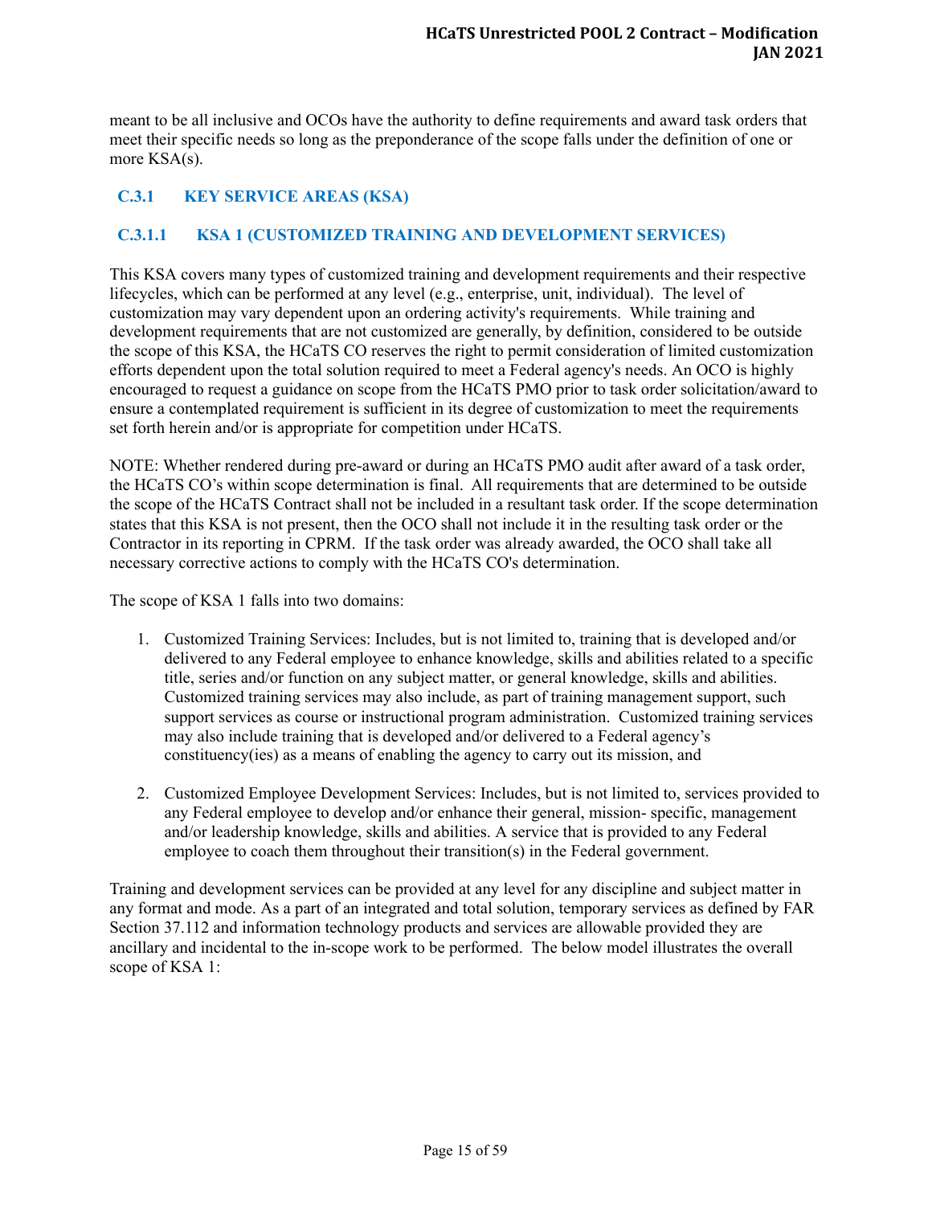meant to be all inclusive and OCOs have the authority to define requirements and award task orders that meet their specific needs so long as the preponderance of the scope falls under the definition of one or more KSA(s).

### C.3.1 KEY SERVICE AREAS (KSA)

#### C.3.1.1 KSA 1 (CUSTOMIZED TRAINING AND DEVELOPMENT SERVICES)

This KSA covers many types of customized training and development requirements and their respective lifecycles, which can be performed at any level (e.g., enterprise, unit, individual). The level of customization may vary dependent upon an ordering activity's requirements. While training and development requirements that are not customized are generally, by definition, considered to be outside the scope of this KSA, the HCaTS CO reserves the right to permit consideration of limited customization efforts dependent upon the total solution required to meet a Federal agency's needs. An OCO is highly encouraged to request a guidance on scope from the HCaTS PMO prior to task order solicitation/award to ensure a contemplated requirement is sufficient in its degree of customization to meet the requirements set forth herein and/or is appropriate for competition under HCaTS.

NOTE: Whether rendered during pre-award or during an HCaTS PMO audit after award of a task order, the HCaTS CO's within scope determination is final. All requirements that are determined to be outside the scope of the HCaTS Contract shall not be included in a resultant task order. If the scope determination states that this KSA is not present, then the OCO shall not include it in the resulting task order or the Contractor in its reporting in CPRM. If the task order was already awarded, the OCO shall take all necessary corrective actions to comply with the HCaTS CO's determination.

The scope of KSA 1 falls into two domains:

1. Customized Training Services: Includes, but is not limited to, training that is developed and/or delivered to any Federal employee to enhance knowledge, skills and abilities related to a specific title, series and/or function on any subject matter, or general knowledge, skills and abilities. Customized training services may also include, as part of training management support, such support services as course or instructional program administration. Customized training services may also include training that is developed and/or delivered to a Federal agency's constituency(ies) as a means of enabling the agency to carry out its mission, and

2. Customized Employee Development Services: Includes, but is not limited to, services provided to any Federal employee to develop and/or enhance their general, mission- specific, management and/or leadership knowledge, skills and abilities. A service that is provided to any Federal employee to coach them throughout their transition(s) in the Federal government.

Training and development services can be provided at any level for any discipline and subject matter in any format and mode. As a part of an integrated and total solution, temporary services as defined by FAR Section 37.112 and information technology products and services are allowable provided they are ancillary and incidental to the in-scope work to be performed. The below model illustrates the overall scope of KSA 1: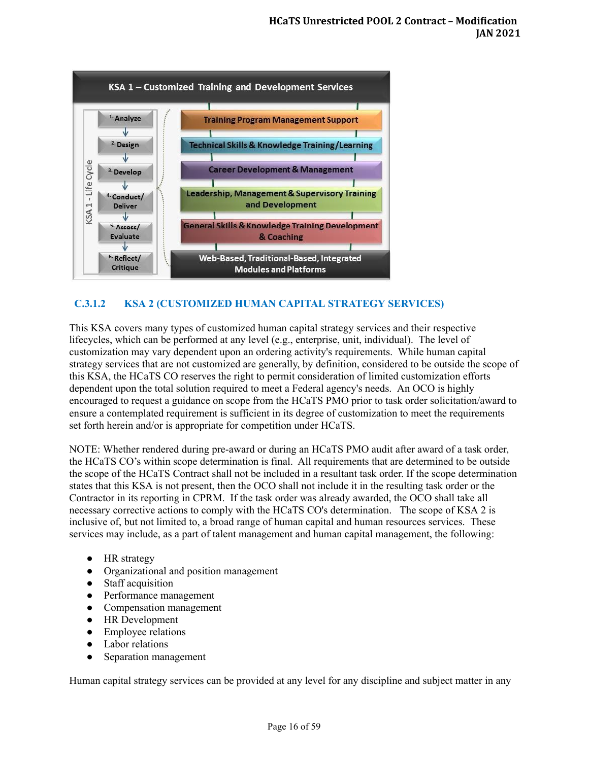KSA 1 – Customized Training and Development Services

KSA 1 - Life Cycle

1. Analyze
2. Design
3. Develop
4. Conduct/ Deliver
5. Assess/ Evaluate
6. Reflect/ Critique

- Training Program Management Support
- Technical Skills & Knowledge Training/Learning
- Career Development & Management
- Leadership, Management & Supervisory Training and Development
- General Skills & Knowledge Training Development & Coaching

Web-Based, Traditional-Based, Integrated Modules and Platforms

### C.3.1.2 KSA 2 (CUSTOMIZED HUMAN CAPITAL STRATEGY SERVICES)

This KSA covers many types of customized human capital strategy services and their respective lifecycles, which can be performed at any level (e.g., enterprise, unit, individual). The level of customization may vary dependent upon an ordering activity's requirements. While human capital strategy services that are not customized are generally, by definition, considered to be outside the scope of this KSA, the HCaTS CO reserves the right to permit consideration of limited customization efforts dependent upon the total solution required to meet a Federal agency's needs. An OCO is highly encouraged to request a guidance on scope from the HCaTS PMO prior to task order solicitation/award to ensure a contemplated requirement is sufficient in its degree of customization to meet the requirements set forth herein and/or is appropriate for competition under HCaTS.

NOTE: Whether rendered during pre-award or during an HCaTS PMO audit after award of a task order, the HCaTS CO's within scope determination is final. All requirements that are determined to be outside the scope of the HCaTS Contract shall not be included in a resultant task order. If the scope determination states that this KSA is not present, then the OCO shall not include it in the resulting task order or the Contractor in its reporting in CPRM. If the task order was already awarded, the OCO shall take all necessary corrective actions to comply with the HCaTS CO's determination. The scope of KSA 2 is inclusive of, but not limited to, a broad range of human capital and human resources services. These services may include, as a part of talent management and human capital management, the following:

- HR strategy
- Organizational and position management
- Staff acquisition
- Performance management
- Compensation management
- HR Development
- Employee relations
- Labor relations
- Separation management

Human capital strategy services can be provided at any level for any discipline and subject matter in any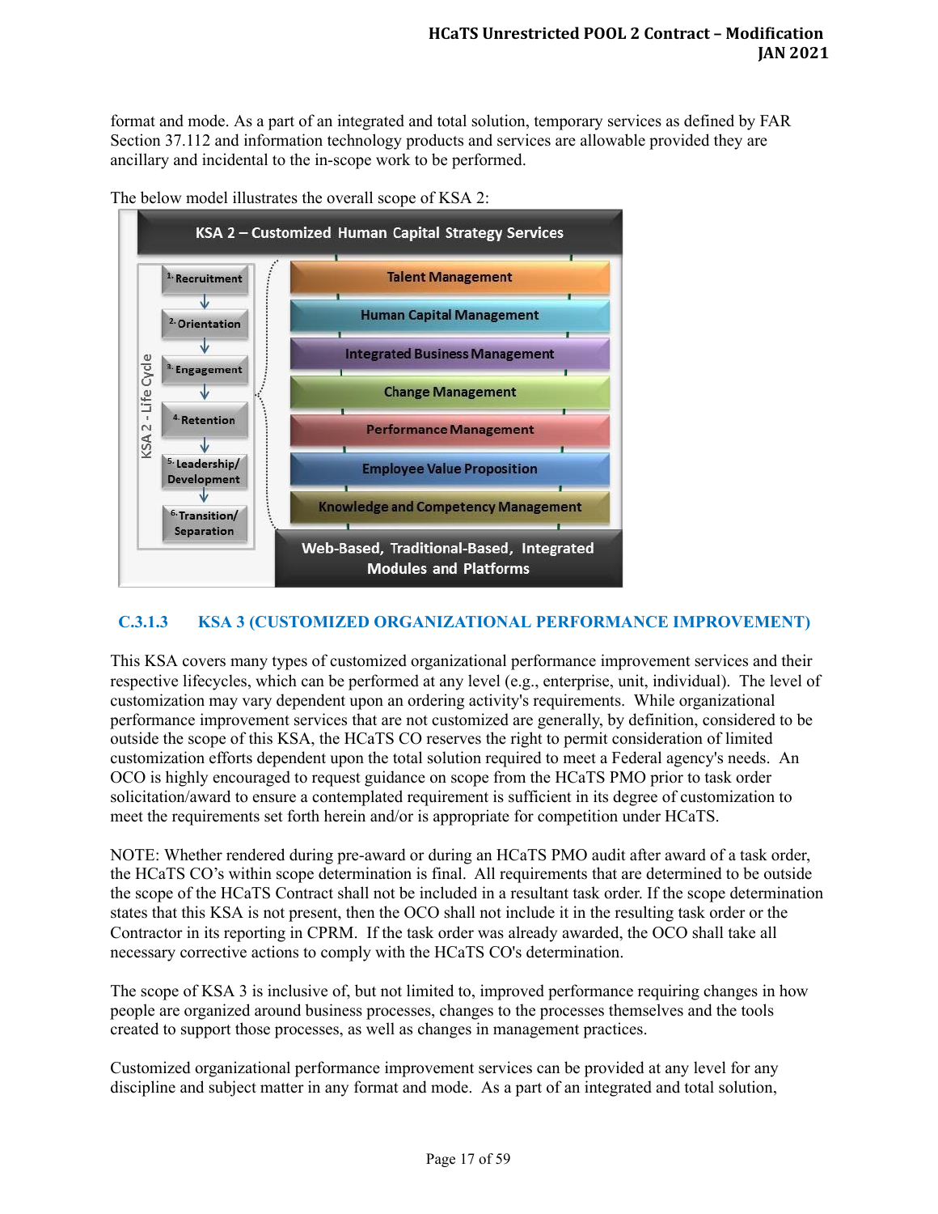format and mode. As a part of an integrated and total solution, temporary services as defined by FAR Section 37.112 and information technology products and services are allowable provided they are ancillary and incidental to the in-scope work to be performed.

The below model illustrates the overall scope of KSA 2:

**KSA 2 – Customized Human Capital Strategy Services**

KSA 2 - Life Cycle:
1. Recruitment
2. Orientation
3. Engagement
4. Retention
5. Leadership/ Development
6. Transition/ Separation

- Talent Management
- Human Capital Management
- Integrated Business Management
- Change Management
- Performance Management
- Employee Value Proposition
- Knowledge and Competency Management

**Web-Based, Traditional-Based, Integrated Modules and Platforms**

### C.3.1.3 KSA 3 (CUSTOMIZED ORGANIZATIONAL PERFORMANCE IMPROVEMENT)

This KSA covers many types of customized organizational performance improvement services and their respective lifecycles, which can be performed at any level (e.g., enterprise, unit, individual). The level of customization may vary dependent upon an ordering activity's requirements. While organizational performance improvement services that are not customized are generally, by definition, considered to be outside the scope of this KSA, the HCaTS CO reserves the right to permit consideration of limited customization efforts dependent upon the total solution required to meet a Federal agency's needs. An OCO is highly encouraged to request guidance on scope from the HCaTS PMO prior to task order solicitation/award to ensure a contemplated requirement is sufficient in its degree of customization to meet the requirements set forth herein and/or is appropriate for competition under HCaTS.

NOTE: Whether rendered during pre-award or during an HCaTS PMO audit after award of a task order, the HCaTS CO's within scope determination is final. All requirements that are determined to be outside the scope of the HCaTS Contract shall not be included in a resultant task order. If the scope determination states that this KSA is not present, then the OCO shall not include it in the resulting task order or the Contractor in its reporting in CPRM. If the task order was already awarded, the OCO shall take all necessary corrective actions to comply with the HCaTS CO's determination.

The scope of KSA 3 is inclusive of, but not limited to, improved performance requiring changes in how people are organized around business processes, changes to the processes themselves and the tools created to support those processes, as well as changes in management practices.

Customized organizational performance improvement services can be provided at any level for any discipline and subject matter in any format and mode. As a part of an integrated and total solution,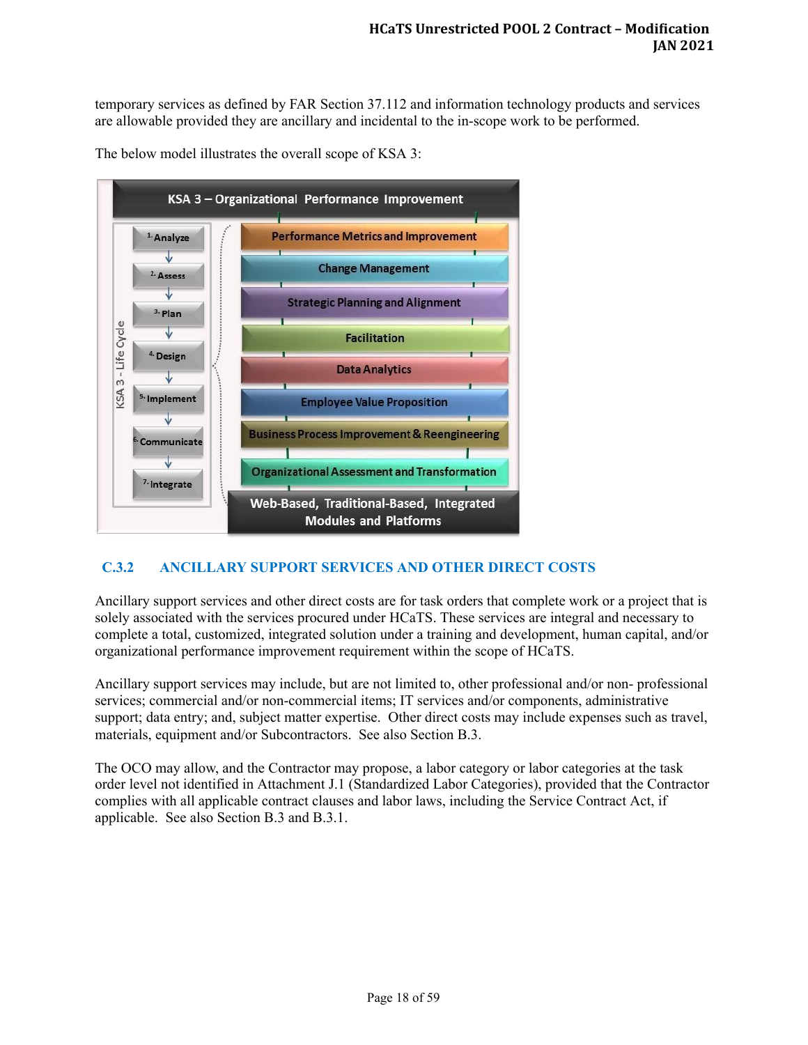temporary services as defined by FAR Section 37.112 and information technology products and services are allowable provided they are ancillary and incidental to the in-scope work to be performed.

The below model illustrates the overall scope of KSA 3:

**KSA 3 – Organizational Performance Improvement**

KSA 3 - Life Cycle:

1. Analyze
2. Assess
3. Plan
4. Design
5. Implement
6. Communicate
7. Integrate

- Performance Metrics and Improvement
- Change Management
- Strategic Planning and Alignment
- Facilitation
- Data Analytics
- Employee Value Proposition
- Business Process Improvement & Reengineering
- Organizational Assessment and Transformation

**Web-Based, Traditional-Based, Integrated Modules and Platforms**

## C.3.2 ANCILLARY SUPPORT SERVICES AND OTHER DIRECT COSTS

Ancillary support services and other direct costs are for task orders that complete work or a project that is solely associated with the services procured under HCaTS. These services are integral and necessary to complete a total, customized, integrated solution under a training and development, human capital, and/or organizational performance improvement requirement within the scope of HCaTS.

Ancillary support services may include, but are not limited to, other professional and/or non- professional services; commercial and/or non-commercial items; IT services and/or components, administrative support; data entry; and, subject matter expertise. Other direct costs may include expenses such as travel, materials, equipment and/or Subcontractors. See also Section B.3.

The OCO may allow, and the Contractor may propose, a labor category or labor categories at the task order level not identified in Attachment J.1 (Standardized Labor Categories), provided that the Contractor complies with all applicable contract clauses and labor laws, including the Service Contract Act, if applicable. See also Section B.3 and B.3.1.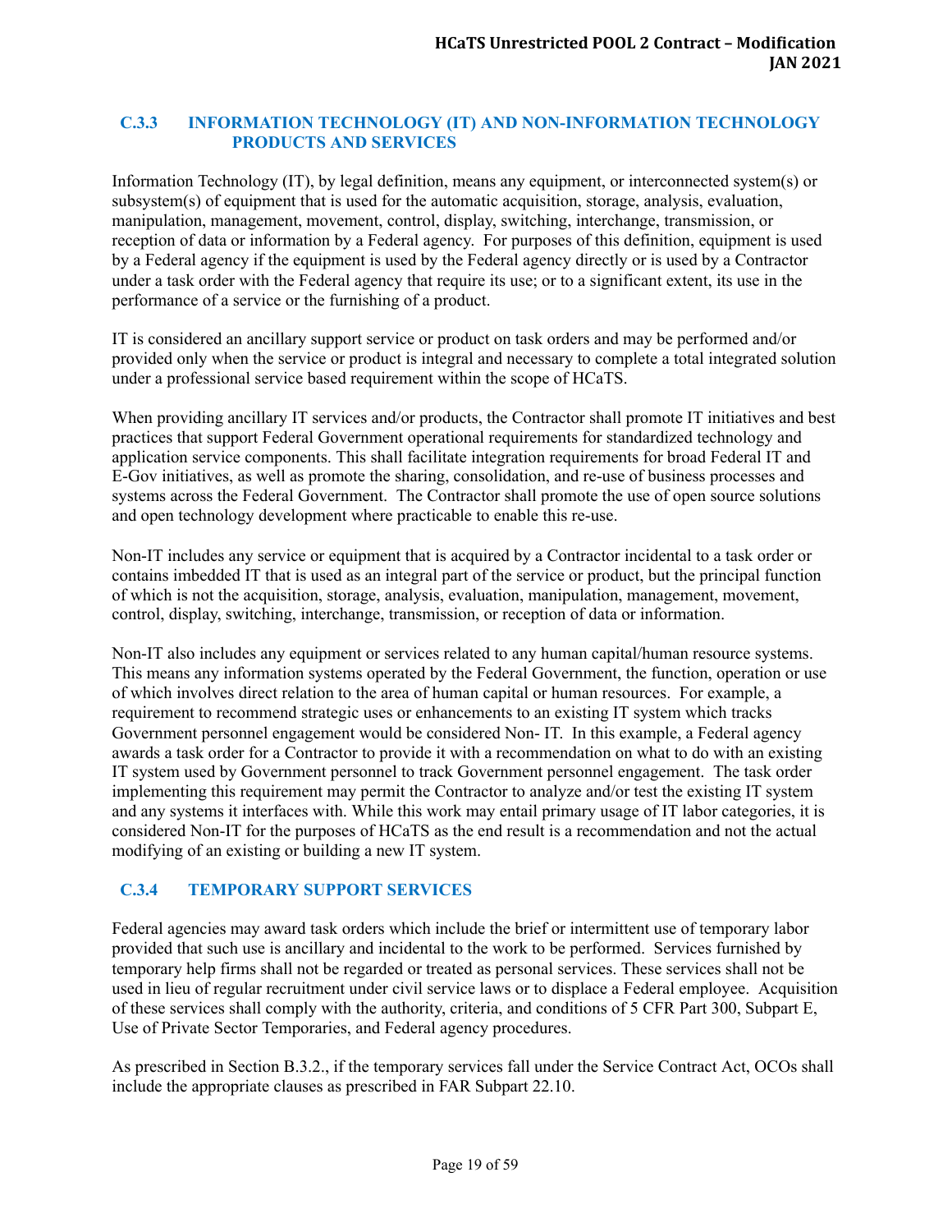### C.3.3 INFORMATION TECHNOLOGY (IT) AND NON-INFORMATION TECHNOLOGY PRODUCTS AND SERVICES

Information Technology (IT), by legal definition, means any equipment, or interconnected system(s) or subsystem(s) of equipment that is used for the automatic acquisition, storage, analysis, evaluation, manipulation, management, movement, control, display, switching, interchange, transmission, or reception of data or information by a Federal agency. For purposes of this definition, equipment is used by a Federal agency if the equipment is used by the Federal agency directly or is used by a Contractor under a task order with the Federal agency that require its use; or to a significant extent, its use in the performance of a service or the furnishing of a product.

IT is considered an ancillary support service or product on task orders and may be performed and/or provided only when the service or product is integral and necessary to complete a total integrated solution under a professional service based requirement within the scope of HCaTS.

When providing ancillary IT services and/or products, the Contractor shall promote IT initiatives and best practices that support Federal Government operational requirements for standardized technology and application service components. This shall facilitate integration requirements for broad Federal IT and E-Gov initiatives, as well as promote the sharing, consolidation, and re-use of business processes and systems across the Federal Government. The Contractor shall promote the use of open source solutions and open technology development where practicable to enable this re-use.

Non-IT includes any service or equipment that is acquired by a Contractor incidental to a task order or contains imbedded IT that is used as an integral part of the service or product, but the principal function of which is not the acquisition, storage, analysis, evaluation, manipulation, management, movement, control, display, switching, interchange, transmission, or reception of data or information.

Non-IT also includes any equipment or services related to any human capital/human resource systems. This means any information systems operated by the Federal Government, the function, operation or use of which involves direct relation to the area of human capital or human resources. For example, a requirement to recommend strategic uses or enhancements to an existing IT system which tracks Government personnel engagement would be considered Non- IT. In this example, a Federal agency awards a task order for a Contractor to provide it with a recommendation on what to do with an existing IT system used by Government personnel to track Government personnel engagement. The task order implementing this requirement may permit the Contractor to analyze and/or test the existing IT system and any systems it interfaces with. While this work may entail primary usage of IT labor categories, it is considered Non-IT for the purposes of HCaTS as the end result is a recommendation and not the actual modifying of an existing or building a new IT system.

### C.3.4 TEMPORARY SUPPORT SERVICES

Federal agencies may award task orders which include the brief or intermittent use of temporary labor provided that such use is ancillary and incidental to the work to be performed. Services furnished by temporary help firms shall not be regarded or treated as personal services. These services shall not be used in lieu of regular recruitment under civil service laws or to displace a Federal employee. Acquisition of these services shall comply with the authority, criteria, and conditions of 5 CFR Part 300, Subpart E, Use of Private Sector Temporaries, and Federal agency procedures.

As prescribed in Section B.3.2., if the temporary services fall under the Service Contract Act, OCOs shall include the appropriate clauses as prescribed in FAR Subpart 22.10.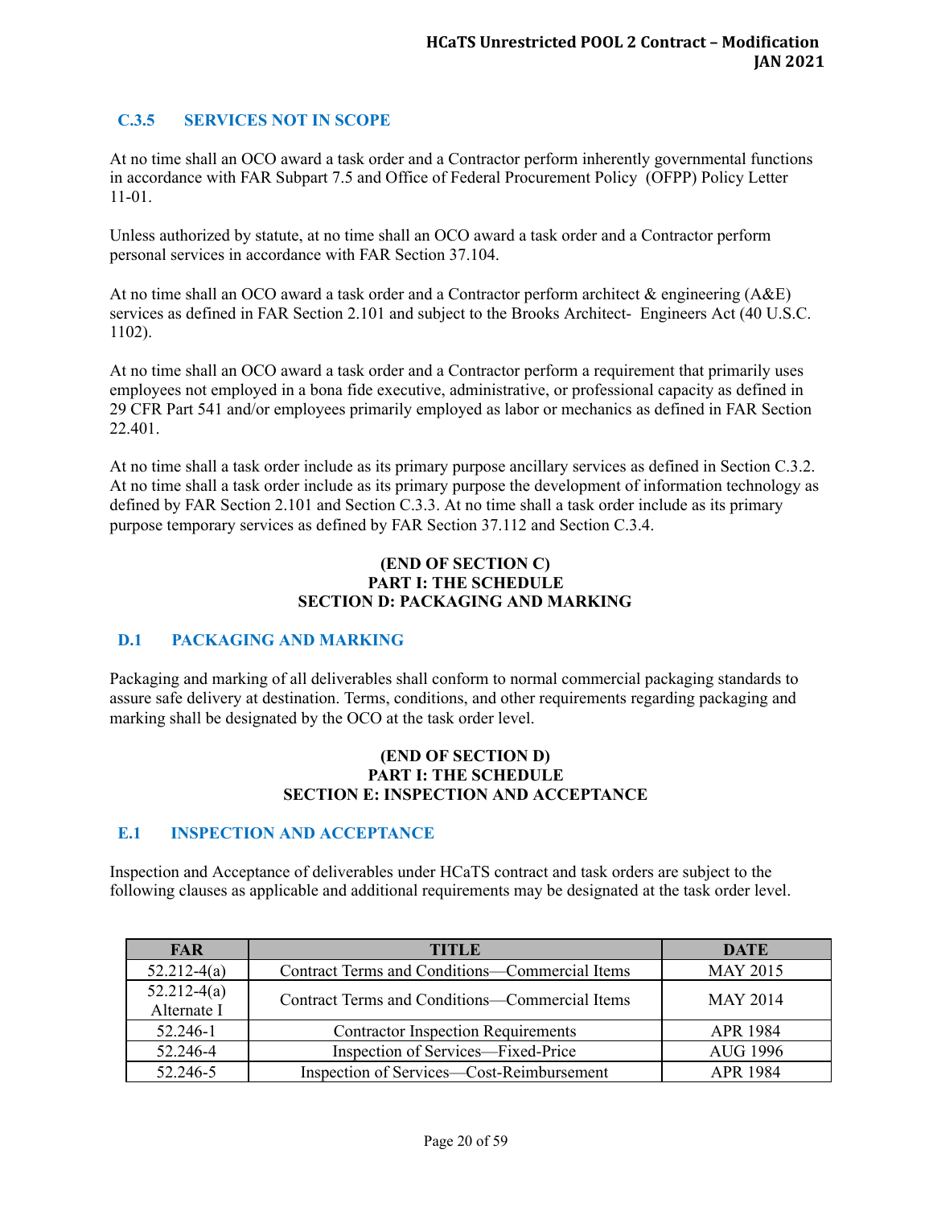### C.3.5 SERVICES NOT IN SCOPE

At no time shall an OCO award a task order and a Contractor perform inherently governmental functions in accordance with FAR Subpart 7.5 and Office of Federal Procurement Policy (OFPP) Policy Letter 11-01.

Unless authorized by statute, at no time shall an OCO award a task order and a Contractor perform personal services in accordance with FAR Section 37.104.

At no time shall an OCO award a task order and a Contractor perform architect & engineering (A&E) services as defined in FAR Section 2.101 and subject to the Brooks Architect- Engineers Act (40 U.S.C. 1102).

At no time shall an OCO award a task order and a Contractor perform a requirement that primarily uses employees not employed in a bona fide executive, administrative, or professional capacity as defined in 29 CFR Part 541 and/or employees primarily employed as labor or mechanics as defined in FAR Section 22.401.

At no time shall a task order include as its primary purpose ancillary services as defined in Section C.3.2. At no time shall a task order include as its primary purpose the development of information technology as defined by FAR Section 2.101 and Section C.3.3. At no time shall a task order include as its primary purpose temporary services as defined by FAR Section 37.112 and Section C.3.4.

**(END OF SECTION C)**
**PART I: THE SCHEDULE**
**SECTION D: PACKAGING AND MARKING**

### D.1 PACKAGING AND MARKING

Packaging and marking of all deliverables shall conform to normal commercial packaging standards to assure safe delivery at destination. Terms, conditions, and other requirements regarding packaging and marking shall be designated by the OCO at the task order level.

**(END OF SECTION D)**
**PART I: THE SCHEDULE**
**SECTION E: INSPECTION AND ACCEPTANCE**

### E.1 INSPECTION AND ACCEPTANCE

Inspection and Acceptance of deliverables under HCaTS contract and task orders are subject to the following clauses as applicable and additional requirements may be designated at the task order level.

| FAR | TITLE | DATE |
|---|---|---|
| 52.212-4(a) | Contract Terms and Conditions—Commercial Items | MAY 2015 |
| 52.212-4(a) Alternate I | Contract Terms and Conditions—Commercial Items | MAY 2014 |
| 52.246-1 | Contractor Inspection Requirements | APR 1984 |
| 52.246-4 | Inspection of Services—Fixed-Price | AUG 1996 |
| 52.246-5 | Inspection of Services—Cost-Reimbursement | APR 1984 |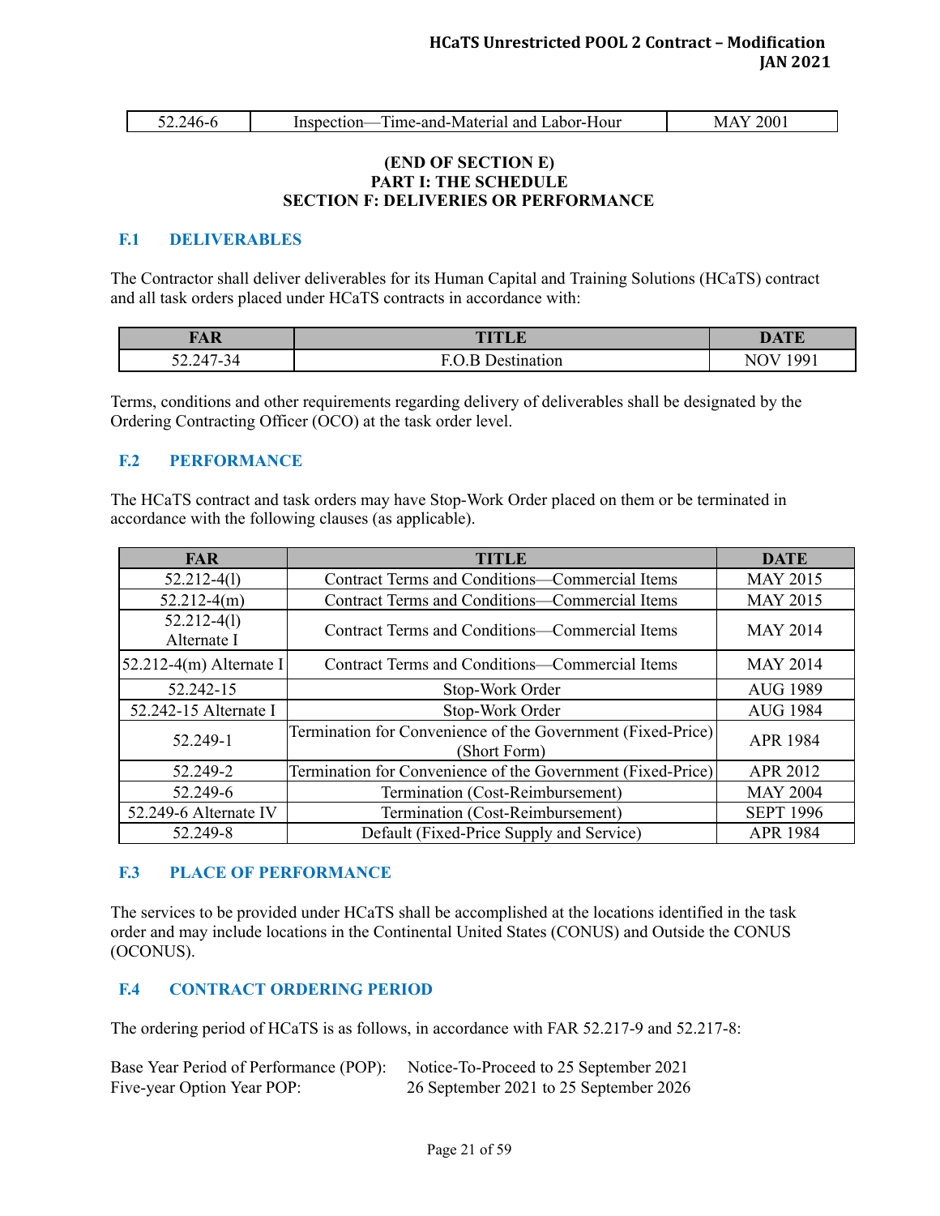| 52.246-6 | Inspection—Time-and-Material and Labor-Hour | MAY 2001 |
|---|---|---|

**(END OF SECTION E)**
**PART I: THE SCHEDULE**
**SECTION F: DELIVERIES OR PERFORMANCE**

## F.1 DELIVERABLES

The Contractor shall deliver deliverables for its Human Capital and Training Solutions (HCaTS) contract and all task orders placed under HCaTS contracts in accordance with:

| FAR | TITLE | DATE |
|---|---|---|
| 52.247-34 | F.O.B Destination | NOV 1991 |

Terms, conditions and other requirements regarding delivery of deliverables shall be designated by the Ordering Contracting Officer (OCO) at the task order level.

## F.2 PERFORMANCE

The HCaTS contract and task orders may have Stop-Work Order placed on them or be terminated in accordance with the following clauses (as applicable).

| FAR | TITLE | DATE |
|---|---|---|
| 52.212-4(l) | Contract Terms and Conditions—Commercial Items | MAY 2015 |
| 52.212-4(m) | Contract Terms and Conditions—Commercial Items | MAY 2015 |
| 52.212-4(l) Alternate I | Contract Terms and Conditions—Commercial Items | MAY 2014 |
| 52.212-4(m) Alternate I | Contract Terms and Conditions—Commercial Items | MAY 2014 |
| 52.242-15 | Stop-Work Order | AUG 1989 |
| 52.242-15 Alternate I | Stop-Work Order | AUG 1984 |
| 52.249-1 | Termination for Convenience of the Government (Fixed-Price) (Short Form) | APR 1984 |
| 52.249-2 | Termination for Convenience of the Government (Fixed-Price) | APR 2012 |
| 52.249-6 | Termination (Cost-Reimbursement) | MAY 2004 |
| 52.249-6 Alternate IV | Termination (Cost-Reimbursement) | SEPT 1996 |
| 52.249-8 | Default (Fixed-Price Supply and Service) | APR 1984 |

## F.3 PLACE OF PERFORMANCE

The services to be provided under HCaTS shall be accomplished at the locations identified in the task order and may include locations in the Continental United States (CONUS) and Outside the CONUS (OCONUS).

## F.4 CONTRACT ORDERING PERIOD

The ordering period of HCaTS is as follows, in accordance with FAR 52.217-9 and 52.217-8:

Base Year Period of Performance (POP): Notice-To-Proceed to 25 September 2021
Five-year Option Year POP: 26 September 2021 to 25 September 2026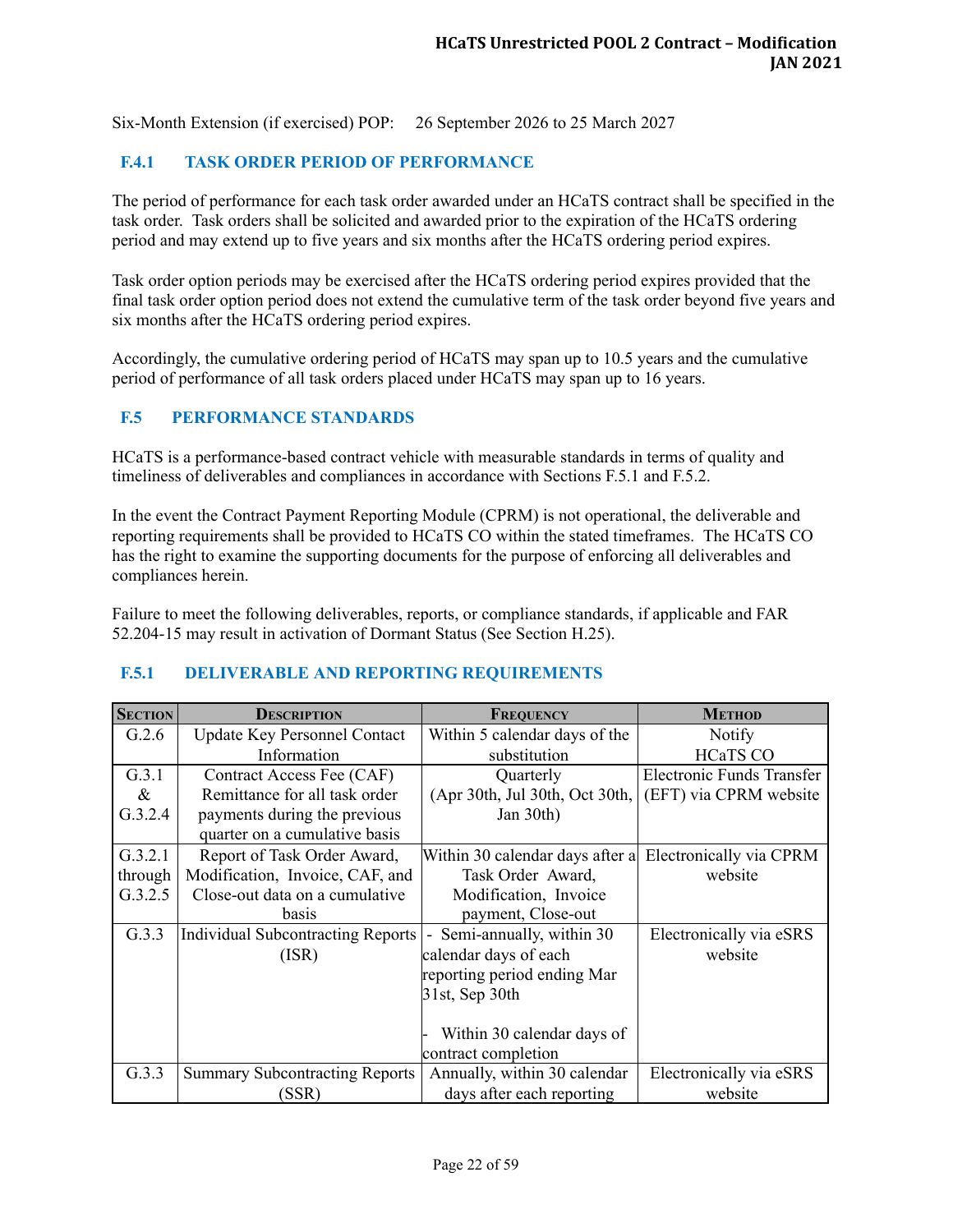Six-Month Extension (if exercised) POP: 26 September 2026 to 25 March 2027

### F.4.1 TASK ORDER PERIOD OF PERFORMANCE

The period of performance for each task order awarded under an HCaTS contract shall be specified in the task order. Task orders shall be solicited and awarded prior to the expiration of the HCaTS ordering period and may extend up to five years and six months after the HCaTS ordering period expires.

Task order option periods may be exercised after the HCaTS ordering period expires provided that the final task order option period does not extend the cumulative term of the task order beyond five years and six months after the HCaTS ordering period expires.

Accordingly, the cumulative ordering period of HCaTS may span up to 10.5 years and the cumulative period of performance of all task orders placed under HCaTS may span up to 16 years.

## F.5 PERFORMANCE STANDARDS

HCaTS is a performance-based contract vehicle with measurable standards in terms of quality and timeliness of deliverables and compliances in accordance with Sections F.5.1 and F.5.2.

In the event the Contract Payment Reporting Module (CPRM) is not operational, the deliverable and reporting requirements shall be provided to HCaTS CO within the stated timeframes. The HCaTS CO has the right to examine the supporting documents for the purpose of enforcing all deliverables and compliances herein.

Failure to meet the following deliverables, reports, or compliance standards, if applicable and FAR 52.204-15 may result in activation of Dormant Status (See Section H.25).

### F.5.1 DELIVERABLE AND REPORTING REQUIREMENTS

| SECTION | DESCRIPTION | FREQUENCY | METHOD |
|---|---|---|---|
| G.2.6 | Update Key Personnel Contact Information | Within 5 calendar days of the substitution | Notify HCaTS CO |
| G.3.1 & G.3.2.4 | Contract Access Fee (CAF) Remittance for all task order payments during the previous quarter on a cumulative basis | Quarterly (Apr 30th, Jul 30th, Oct 30th, Jan 30th) | Electronic Funds Transfer (EFT) via CPRM website |
| G.3.2.1 through G.3.2.5 | Report of Task Order Award, Modification, Invoice, CAF, and Close-out data on a cumulative basis | Within 30 calendar days after a Task Order Award, Modification, Invoice payment, Close-out | Electronically via CPRM website |
| G.3.3 | Individual Subcontracting Reports (ISR) | - Semi-annually, within 30 calendar days of each reporting period ending Mar 31st, Sep 30th<br><br>- Within 30 calendar days of contract completion | Electronically via eSRS website |
| G.3.3 | Summary Subcontracting Reports (SSR) | Annually, within 30 calendar days after each reporting | Electronically via eSRS website |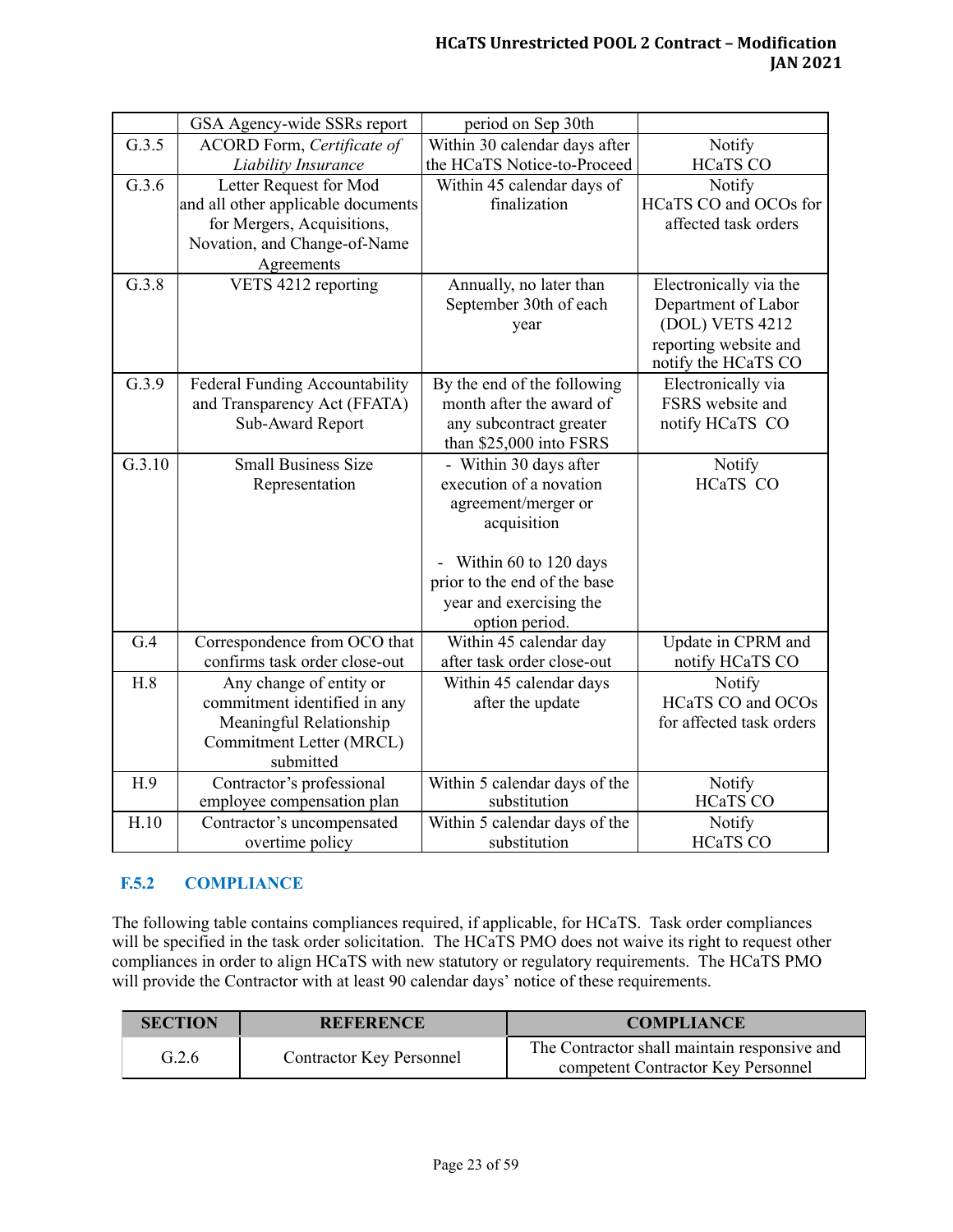|  | GSA Agency-wide SSRs report | period on Sep 30th |  |
|---|---|---|---|
| G.3.5 | ACORD Form, *Certificate of Liability Insurance* | Within 30 calendar days after the HCaTS Notice-to-Proceed | Notify HCaTS CO |
| G.3.6 | Letter Request for Mod and all other applicable documents for Mergers, Acquisitions, Novation, and Change-of-Name Agreements | Within 45 calendar days of finalization | Notify HCaTS CO and OCOs for affected task orders |
| G.3.8 | VETS 4212 reporting | Annually, no later than September 30th of each year | Electronically via the Department of Labor (DOL) VETS 4212 reporting website and notify the HCaTS CO |
| G.3.9 | Federal Funding Accountability and Transparency Act (FFATA) Sub-Award Report | By the end of the following month after the award of any subcontract greater than $25,000 into FSRS | Electronically via FSRS website and notify HCaTS CO |
| G.3.10 | Small Business Size Representation | - Within 30 days after execution of a novation agreement/merger or acquisition<br><br>- Within 60 to 120 days prior to the end of the base year and exercising the option period. | Notify HCaTS CO |
| G.4 | Correspondence from OCO that confirms task order close-out | Within 45 calendar day after task order close-out | Update in CPRM and notify HCaTS CO |
| H.8 | Any change of entity or commitment identified in any Meaningful Relationship Commitment Letter (MRCL) submitted | Within 45 calendar days after the update | Notify HCaTS CO and OCOs for affected task orders |
| H.9 | Contractor's professional employee compensation plan | Within 5 calendar days of the substitution | Notify HCaTS CO |
| H.10 | Contractor's uncompensated overtime policy | Within 5 calendar days of the substitution | Notify HCaTS CO |

### F.5.2 COMPLIANCE

The following table contains compliances required, if applicable, for HCaTS. Task order compliances will be specified in the task order solicitation. The HCaTS PMO does not waive its right to request other compliances in order to align HCaTS with new statutory or regulatory requirements. The HCaTS PMO will provide the Contractor with at least 90 calendar days' notice of these requirements.

| SECTION | REFERENCE | COMPLIANCE |
|---|---|---|
| G.2.6 | Contractor Key Personnel | The Contractor shall maintain responsive and competent Contractor Key Personnel |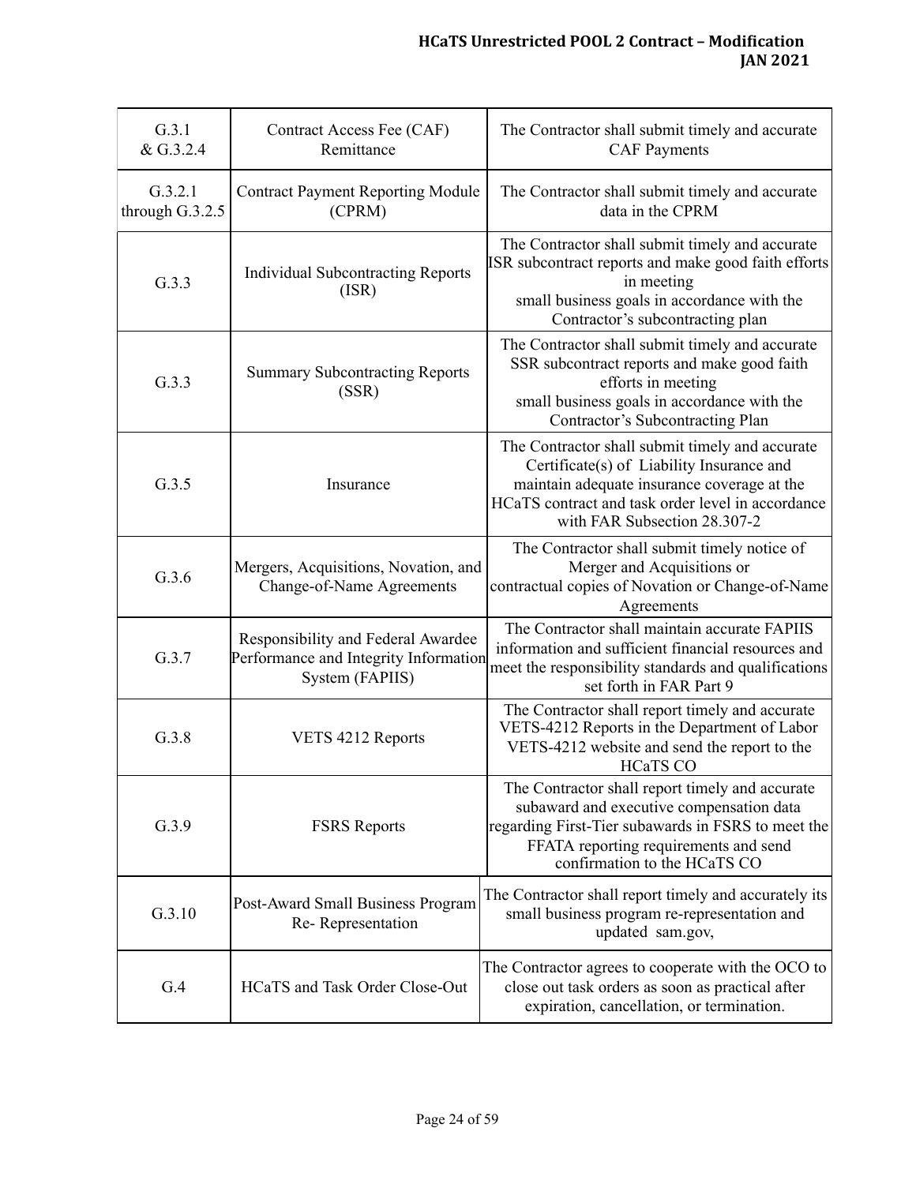| G.3.1 & G.3.2.4 | Contract Access Fee (CAF) Remittance | The Contractor shall submit timely and accurate CAF Payments |
|---|---|---|
| G.3.2.1 through G.3.2.5 | Contract Payment Reporting Module (CPRM) | The Contractor shall submit timely and accurate data in the CPRM |
| G.3.3 | Individual Subcontracting Reports (ISR) | The Contractor shall submit timely and accurate ISR subcontract reports and make good faith efforts in meeting small business goals in accordance with the Contractor's subcontracting plan |
| G.3.3 | Summary Subcontracting Reports (SSR) | The Contractor shall submit timely and accurate SSR subcontract reports and make good faith efforts in meeting small business goals in accordance with the Contractor's Subcontracting Plan |
| G.3.5 | Insurance | The Contractor shall submit timely and accurate Certificate(s) of Liability Insurance and maintain adequate insurance coverage at the HCaTS contract and task order level in accordance with FAR Subsection 28.307-2 |
| G.3.6 | Mergers, Acquisitions, Novation, and Change-of-Name Agreements | The Contractor shall submit timely notice of Merger and Acquisitions or contractual copies of Novation or Change-of-Name Agreements |
| G.3.7 | Responsibility and Federal Awardee Performance and Integrity Information System (FAPIIS) | The Contractor shall maintain accurate FAPIIS information and sufficient financial resources and meet the responsibility standards and qualifications set forth in FAR Part 9 |
| G.3.8 | VETS 4212 Reports | The Contractor shall report timely and accurate VETS-4212 Reports in the Department of Labor VETS-4212 website and send the report to the HCaTS CO |
| G.3.9 | FSRS Reports | The Contractor shall report timely and accurate subaward and executive compensation data regarding First-Tier subawards in FSRS to meet the FFATA reporting requirements and send confirmation to the HCaTS CO |
| G.3.10 | Post-Award Small Business Program Re- Representation | The Contractor shall report timely and accurately its small business program re-representation and updated sam.gov, |
| G.4 | HCaTS and Task Order Close-Out | The Contractor agrees to cooperate with the OCO to close out task orders as soon as practical after expiration, cancellation, or termination. |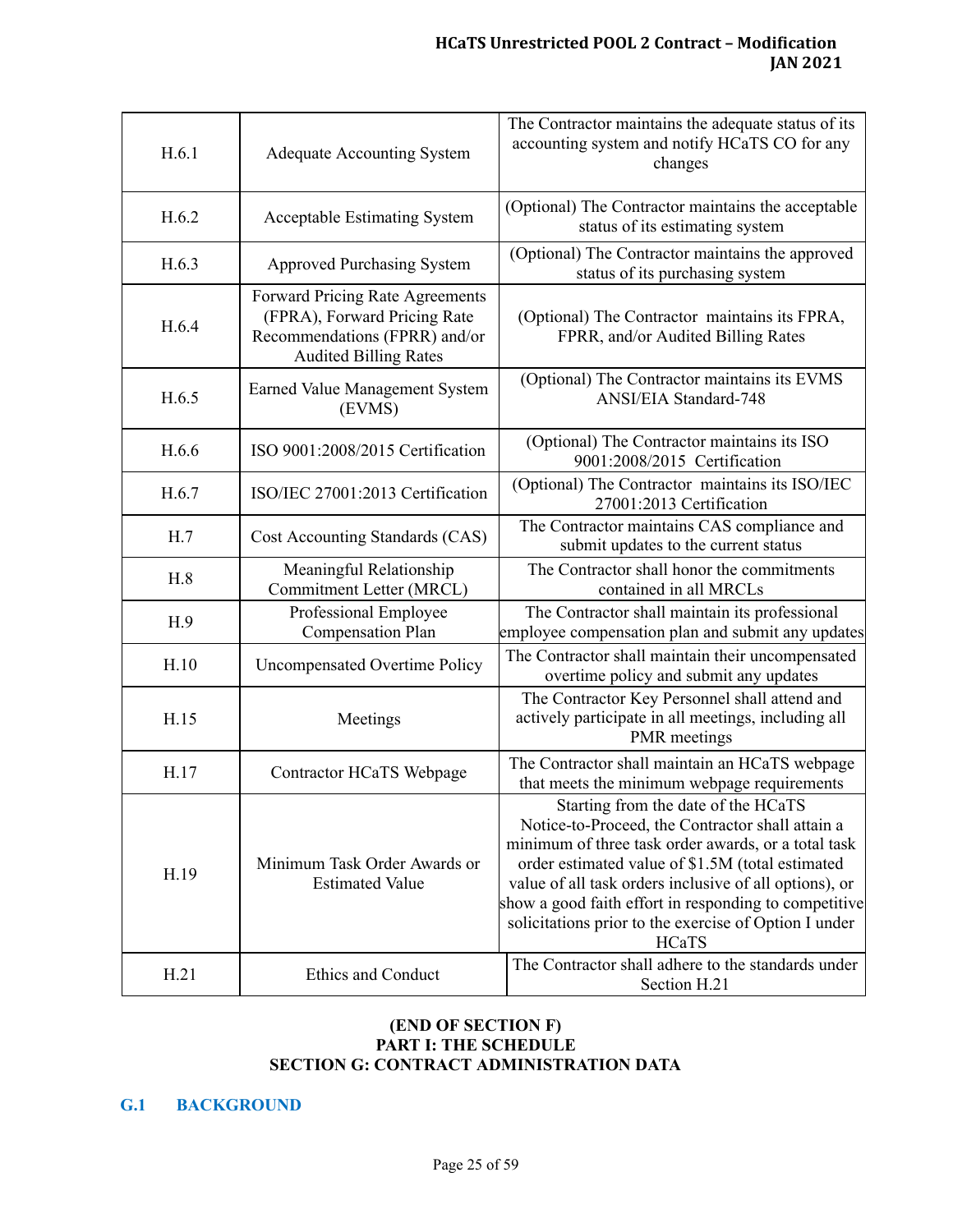| H.6.1 | Adequate Accounting System | The Contractor maintains the adequate status of its accounting system and notify HCaTS CO for any changes |
|---|---|---|
| H.6.2 | Acceptable Estimating System | (Optional) The Contractor maintains the acceptable status of its estimating system |
| H.6.3 | Approved Purchasing System | (Optional) The Contractor maintains the approved status of its purchasing system |
| H.6.4 | Forward Pricing Rate Agreements (FPRA), Forward Pricing Rate Recommendations (FPRR) and/or Audited Billing Rates | (Optional) The Contractor maintains its FPRA, FPRR, and/or Audited Billing Rates |
| H.6.5 | Earned Value Management System (EVMS) | (Optional) The Contractor maintains its EVMS ANSI/EIA Standard-748 |
| H.6.6 | ISO 9001:2008/2015 Certification | (Optional) The Contractor maintains its ISO 9001:2008/2015 Certification |
| H.6.7 | ISO/IEC 27001:2013 Certification | (Optional) The Contractor maintains its ISO/IEC 27001:2013 Certification |
| H.7 | Cost Accounting Standards (CAS) | The Contractor maintains CAS compliance and submit updates to the current status |
| H.8 | Meaningful Relationship Commitment Letter (MRCL) | The Contractor shall honor the commitments contained in all MRCLs |
| H.9 | Professional Employee Compensation Plan | The Contractor shall maintain its professional employee compensation plan and submit any updates |
| H.10 | Uncompensated Overtime Policy | The Contractor shall maintain their uncompensated overtime policy and submit any updates |
| H.15 | Meetings | The Contractor Key Personnel shall attend and actively participate in all meetings, including all PMR meetings |
| H.17 | Contractor HCaTS Webpage | The Contractor shall maintain an HCaTS webpage that meets the minimum webpage requirements |
| H.19 | Minimum Task Order Awards or Estimated Value | Starting from the date of the HCaTS Notice-to-Proceed, the Contractor shall attain a minimum of three task order awards, or a total task order estimated value of $1.5M (total estimated value of all task orders inclusive of all options), or show a good faith effort in responding to competitive solicitations prior to the exercise of Option I under HCaTS |
| H.21 | Ethics and Conduct | The Contractor shall adhere to the standards under Section H.21 |

**(END OF SECTION F)**

**PART I: THE SCHEDULE**

**SECTION G: CONTRACT ADMINISTRATION DATA**

## G.1 BACKGROUND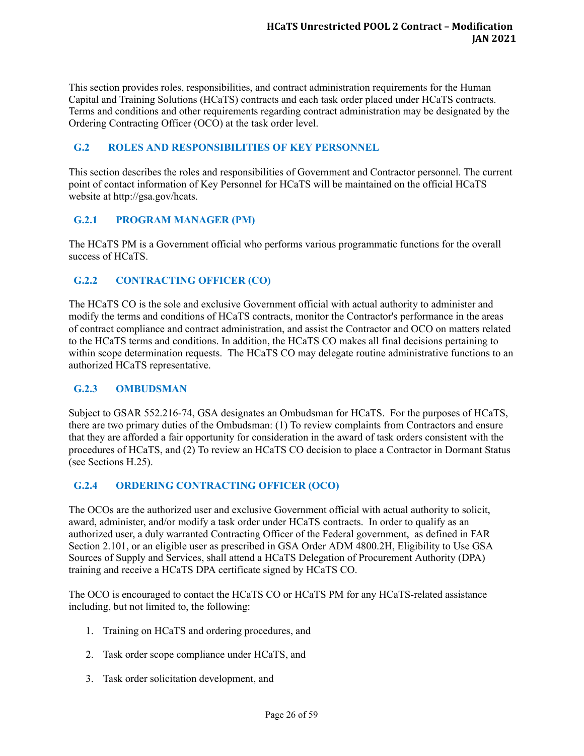This section provides roles, responsibilities, and contract administration requirements for the Human Capital and Training Solutions (HCaTS) contracts and each task order placed under HCaTS contracts. Terms and conditions and other requirements regarding contract administration may be designated by the Ordering Contracting Officer (OCO) at the task order level.

## G.2 ROLES AND RESPONSIBILITIES OF KEY PERSONNEL

This section describes the roles and responsibilities of Government and Contractor personnel. The current point of contact information of Key Personnel for HCaTS will be maintained on the official HCaTS website at http://gsa.gov/hcats.

### G.2.1 PROGRAM MANAGER (PM)

The HCaTS PM is a Government official who performs various programmatic functions for the overall success of HCaTS.

### G.2.2 CONTRACTING OFFICER (CO)

The HCaTS CO is the sole and exclusive Government official with actual authority to administer and modify the terms and conditions of HCaTS contracts, monitor the Contractor's performance in the areas of contract compliance and contract administration, and assist the Contractor and OCO on matters related to the HCaTS terms and conditions. In addition, the HCaTS CO makes all final decisions pertaining to within scope determination requests. The HCaTS CO may delegate routine administrative functions to an authorized HCaTS representative.

### G.2.3 OMBUDSMAN

Subject to GSAR 552.216-74, GSA designates an Ombudsman for HCaTS. For the purposes of HCaTS, there are two primary duties of the Ombudsman: (1) To review complaints from Contractors and ensure that they are afforded a fair opportunity for consideration in the award of task orders consistent with the procedures of HCaTS, and (2) To review an HCaTS CO decision to place a Contractor in Dormant Status (see Sections H.25).

### G.2.4 ORDERING CONTRACTING OFFICER (OCO)

The OCOs are the authorized user and exclusive Government official with actual authority to solicit, award, administer, and/or modify a task order under HCaTS contracts. In order to qualify as an authorized user, a duly warranted Contracting Officer of the Federal government, as defined in FAR Section 2.101, or an eligible user as prescribed in GSA Order ADM 4800.2H, Eligibility to Use GSA Sources of Supply and Services, shall attend a HCaTS Delegation of Procurement Authority (DPA) training and receive a HCaTS DPA certificate signed by HCaTS CO.

The OCO is encouraged to contact the HCaTS CO or HCaTS PM for any HCaTS-related assistance including, but not limited to, the following:

1. Training on HCaTS and ordering procedures, and
2. Task order scope compliance under HCaTS, and
3. Task order solicitation development, and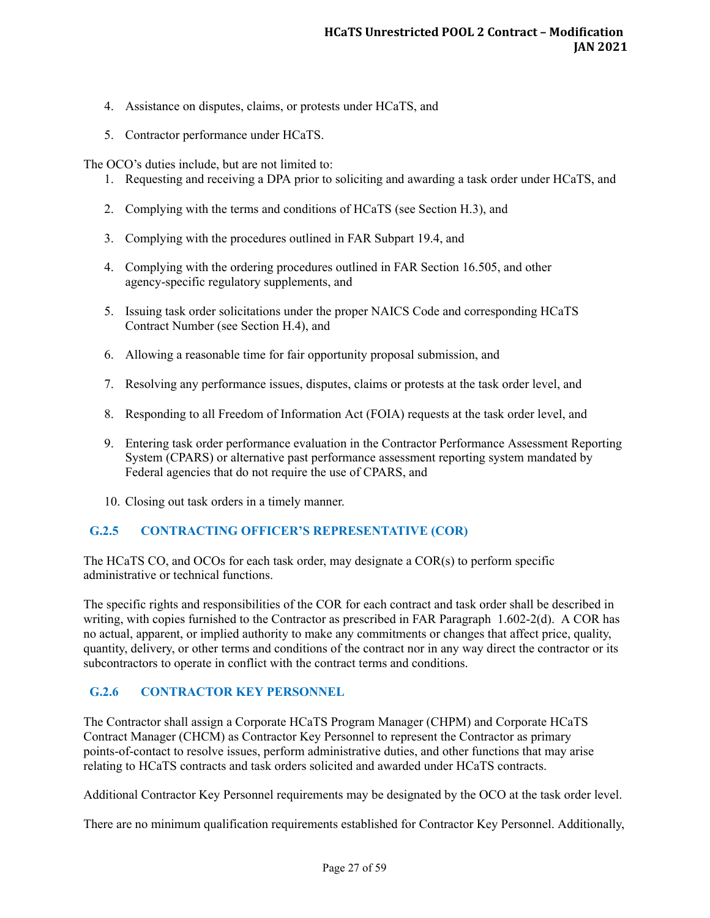4. Assistance on disputes, claims, or protests under HCaTS, and

5. Contractor performance under HCaTS.

The OCO's duties include, but are not limited to:

1. Requesting and receiving a DPA prior to soliciting and awarding a task order under HCaTS, and

2. Complying with the terms and conditions of HCaTS (see Section H.3), and

3. Complying with the procedures outlined in FAR Subpart 19.4, and

4. Complying with the ordering procedures outlined in FAR Section 16.505, and other agency-specific regulatory supplements, and

5. Issuing task order solicitations under the proper NAICS Code and corresponding HCaTS Contract Number (see Section H.4), and

6. Allowing a reasonable time for fair opportunity proposal submission, and

7. Resolving any performance issues, disputes, claims or protests at the task order level, and

8. Responding to all Freedom of Information Act (FOIA) requests at the task order level, and

9. Entering task order performance evaluation in the Contractor Performance Assessment Reporting System (CPARS) or alternative past performance assessment reporting system mandated by Federal agencies that do not require the use of CPARS, and

10. Closing out task orders in a timely manner.

### G.2.5 CONTRACTING OFFICER'S REPRESENTATIVE (COR)

The HCaTS CO, and OCOs for each task order, may designate a COR(s) to perform specific administrative or technical functions.

The specific rights and responsibilities of the COR for each contract and task order shall be described in writing, with copies furnished to the Contractor as prescribed in FAR Paragraph 1.602-2(d). A COR has no actual, apparent, or implied authority to make any commitments or changes that affect price, quality, quantity, delivery, or other terms and conditions of the contract nor in any way direct the contractor or its subcontractors to operate in conflict with the contract terms and conditions.

### G.2.6 CONTRACTOR KEY PERSONNEL

The Contractor shall assign a Corporate HCaTS Program Manager (CHPM) and Corporate HCaTS Contract Manager (CHCM) as Contractor Key Personnel to represent the Contractor as primary points-of-contact to resolve issues, perform administrative duties, and other functions that may arise relating to HCaTS contracts and task orders solicited and awarded under HCaTS contracts.

Additional Contractor Key Personnel requirements may be designated by the OCO at the task order level.

There are no minimum qualification requirements established for Contractor Key Personnel. Additionally,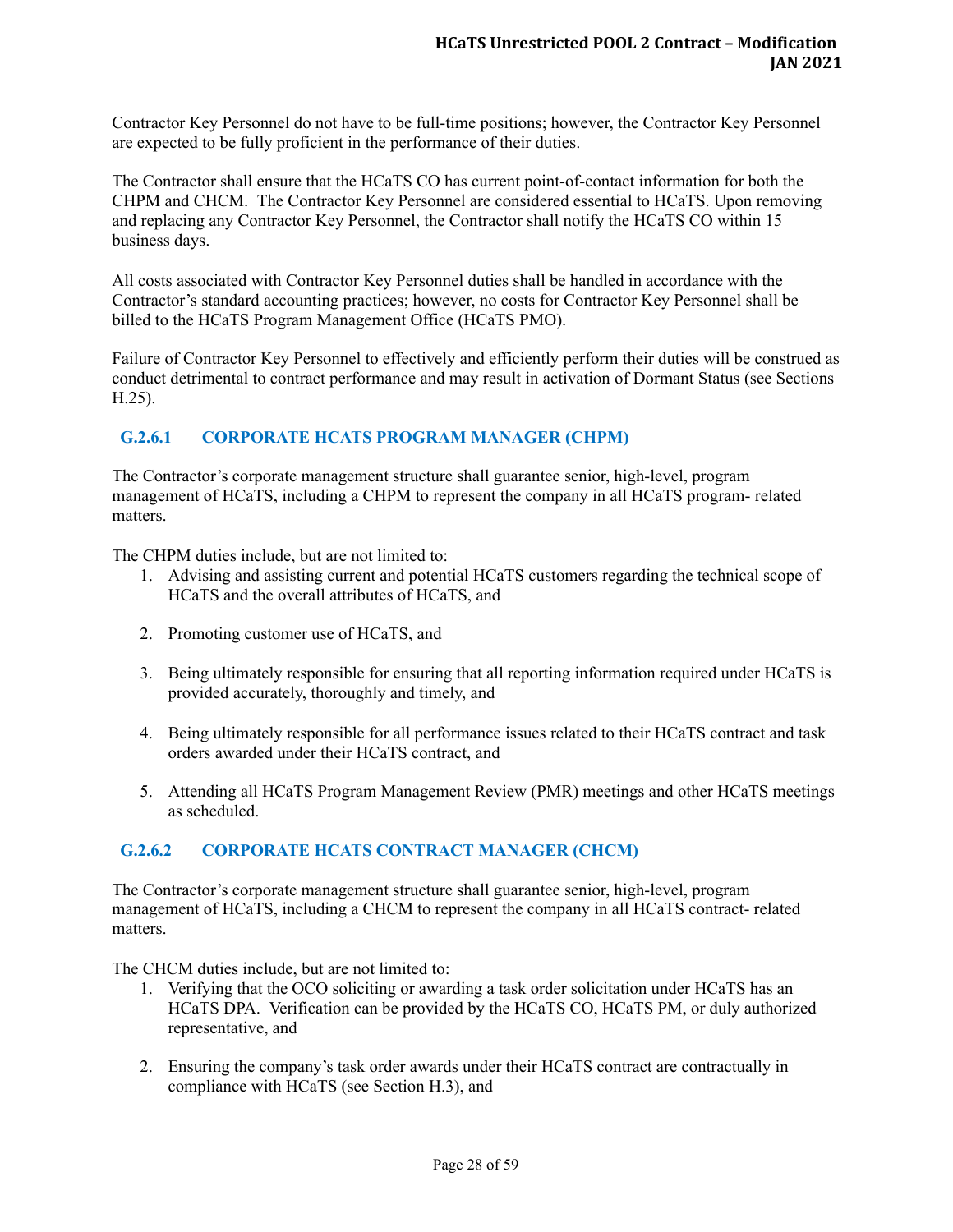Contractor Key Personnel do not have to be full-time positions; however, the Contractor Key Personnel are expected to be fully proficient in the performance of their duties.

The Contractor shall ensure that the HCaTS CO has current point-of-contact information for both the CHPM and CHCM. The Contractor Key Personnel are considered essential to HCaTS. Upon removing and replacing any Contractor Key Personnel, the Contractor shall notify the HCaTS CO within 15 business days.

All costs associated with Contractor Key Personnel duties shall be handled in accordance with the Contractor's standard accounting practices; however, no costs for Contractor Key Personnel shall be billed to the HCaTS Program Management Office (HCaTS PMO).

Failure of Contractor Key Personnel to effectively and efficiently perform their duties will be construed as conduct detrimental to contract performance and may result in activation of Dormant Status (see Sections H.25).

### G.2.6.1 CORPORATE HCATS PROGRAM MANAGER (CHPM)

The Contractor's corporate management structure shall guarantee senior, high-level, program management of HCaTS, including a CHPM to represent the company in all HCaTS program- related matters.

The CHPM duties include, but are not limited to:

1. Advising and assisting current and potential HCaTS customers regarding the technical scope of HCaTS and the overall attributes of HCaTS, and
2. Promoting customer use of HCaTS, and
3. Being ultimately responsible for ensuring that all reporting information required under HCaTS is provided accurately, thoroughly and timely, and
4. Being ultimately responsible for all performance issues related to their HCaTS contract and task orders awarded under their HCaTS contract, and
5. Attending all HCaTS Program Management Review (PMR) meetings and other HCaTS meetings as scheduled.

### G.2.6.2 CORPORATE HCATS CONTRACT MANAGER (CHCM)

The Contractor's corporate management structure shall guarantee senior, high-level, program management of HCaTS, including a CHCM to represent the company in all HCaTS contract- related matters.

The CHCM duties include, but are not limited to:

1. Verifying that the OCO soliciting or awarding a task order solicitation under HCaTS has an HCaTS DPA. Verification can be provided by the HCaTS CO, HCaTS PM, or duly authorized representative, and
2. Ensuring the company's task order awards under their HCaTS contract are contractually in compliance with HCaTS (see Section H.3), and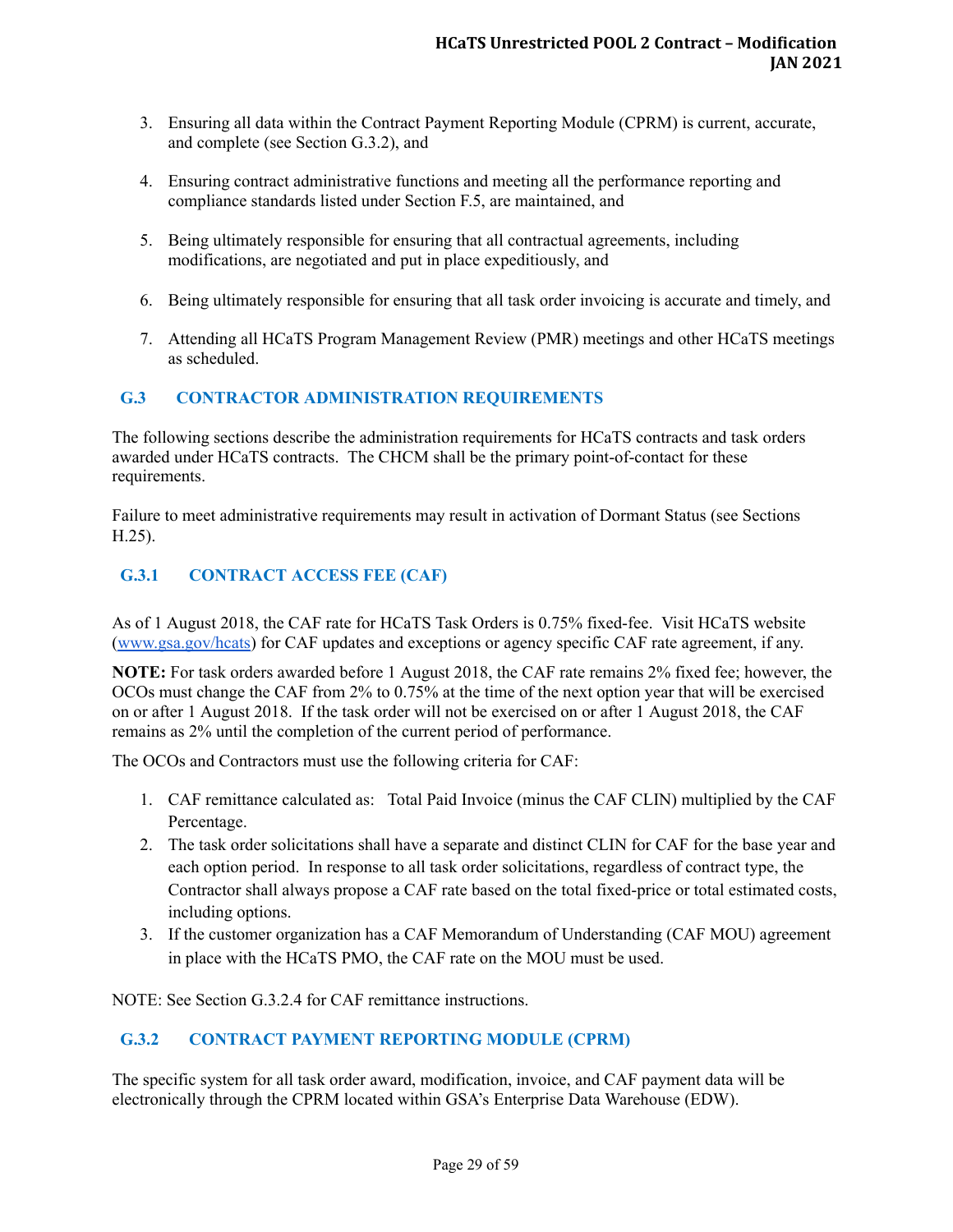3. Ensuring all data within the Contract Payment Reporting Module (CPRM) is current, accurate, and complete (see Section G.3.2), and

4. Ensuring contract administrative functions and meeting all the performance reporting and compliance standards listed under Section F.5, are maintained, and

5. Being ultimately responsible for ensuring that all contractual agreements, including modifications, are negotiated and put in place expeditiously, and

6. Being ultimately responsible for ensuring that all task order invoicing is accurate and timely, and

7. Attending all HCaTS Program Management Review (PMR) meetings and other HCaTS meetings as scheduled.

## G.3 CONTRACTOR ADMINISTRATION REQUIREMENTS

The following sections describe the administration requirements for HCaTS contracts and task orders awarded under HCaTS contracts. The CHCM shall be the primary point-of-contact for these requirements.

Failure to meet administrative requirements may result in activation of Dormant Status (see Sections H.25).

### G.3.1 CONTRACT ACCESS FEE (CAF)

As of 1 August 2018, the CAF rate for HCaTS Task Orders is 0.75% fixed-fee. Visit HCaTS website (www.gsa.gov/hcats) for CAF updates and exceptions or agency specific CAF rate agreement, if any.

**NOTE:** For task orders awarded before 1 August 2018, the CAF rate remains 2% fixed fee; however, the OCOs must change the CAF from 2% to 0.75% at the time of the next option year that will be exercised on or after 1 August 2018. If the task order will not be exercised on or after 1 August 2018, the CAF remains as 2% until the completion of the current period of performance.

The OCOs and Contractors must use the following criteria for CAF:

1. CAF remittance calculated as: Total Paid Invoice (minus the CAF CLIN) multiplied by the CAF Percentage.
2. The task order solicitations shall have a separate and distinct CLIN for CAF for the base year and each option period. In response to all task order solicitations, regardless of contract type, the Contractor shall always propose a CAF rate based on the total fixed-price or total estimated costs, including options.
3. If the customer organization has a CAF Memorandum of Understanding (CAF MOU) agreement in place with the HCaTS PMO, the CAF rate on the MOU must be used.

NOTE: See Section G.3.2.4 for CAF remittance instructions.

### G.3.2 CONTRACT PAYMENT REPORTING MODULE (CPRM)

The specific system for all task order award, modification, invoice, and CAF payment data will be electronically through the CPRM located within GSA's Enterprise Data Warehouse (EDW).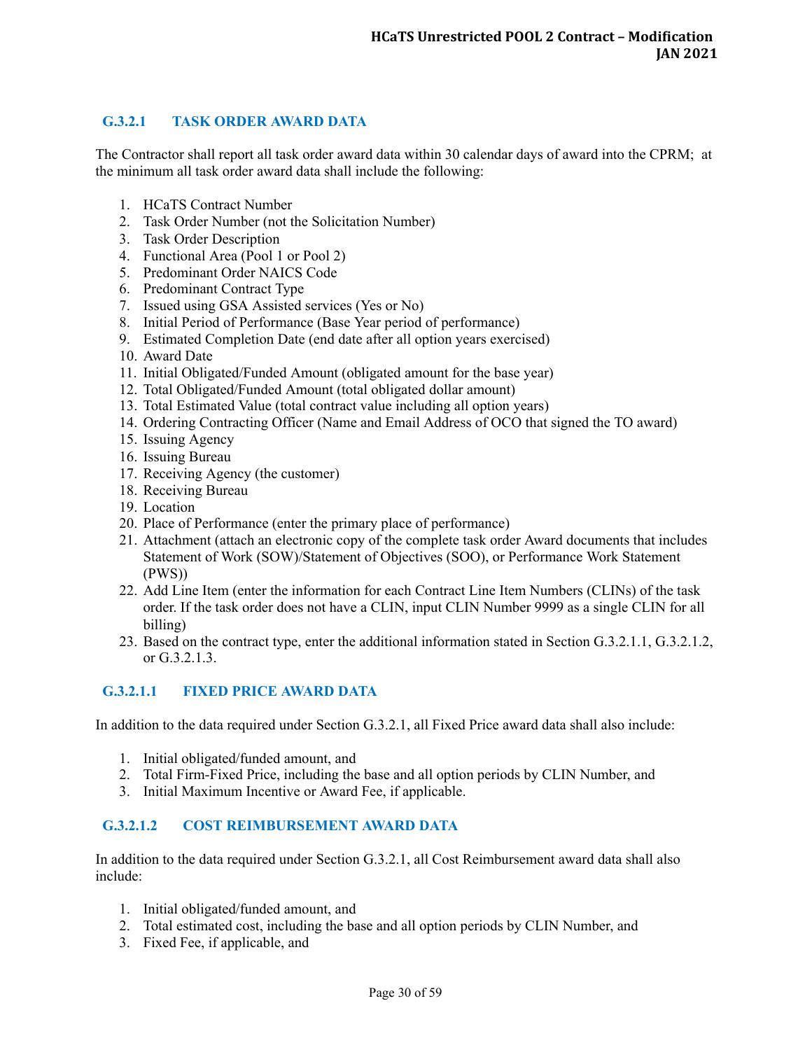### G.3.2.1 TASK ORDER AWARD DATA

The Contractor shall report all task order award data within 30 calendar days of award into the CPRM; at the minimum all task order award data shall include the following:

1. HCaTS Contract Number
2. Task Order Number (not the Solicitation Number)
3. Task Order Description
4. Functional Area (Pool 1 or Pool 2)
5. Predominant Order NAICS Code
6. Predominant Contract Type
7. Issued using GSA Assisted services (Yes or No)
8. Initial Period of Performance (Base Year period of performance)
9. Estimated Completion Date (end date after all option years exercised)
10. Award Date
11. Initial Obligated/Funded Amount (obligated amount for the base year)
12. Total Obligated/Funded Amount (total obligated dollar amount)
13. Total Estimated Value (total contract value including all option years)
14. Ordering Contracting Officer (Name and Email Address of OCO that signed the TO award)
15. Issuing Agency
16. Issuing Bureau
17. Receiving Agency (the customer)
18. Receiving Bureau
19. Location
20. Place of Performance (enter the primary place of performance)
21. Attachment (attach an electronic copy of the complete task order Award documents that includes Statement of Work (SOW)/Statement of Objectives (SOO), or Performance Work Statement (PWS))
22. Add Line Item (enter the information for each Contract Line Item Numbers (CLINs) of the task order. If the task order does not have a CLIN, input CLIN Number 9999 as a single CLIN for all billing)
23. Based on the contract type, enter the additional information stated in Section G.3.2.1.1, G.3.2.1.2, or G.3.2.1.3.

#### G.3.2.1.1 FIXED PRICE AWARD DATA

In addition to the data required under Section G.3.2.1, all Fixed Price award data shall also include:

1. Initial obligated/funded amount, and
2. Total Firm-Fixed Price, including the base and all option periods by CLIN Number, and
3. Initial Maximum Incentive or Award Fee, if applicable.

#### G.3.2.1.2 COST REIMBURSEMENT AWARD DATA

In addition to the data required under Section G.3.2.1, all Cost Reimbursement award data shall also include:

1. Initial obligated/funded amount, and
2. Total estimated cost, including the base and all option periods by CLIN Number, and
3. Fixed Fee, if applicable, and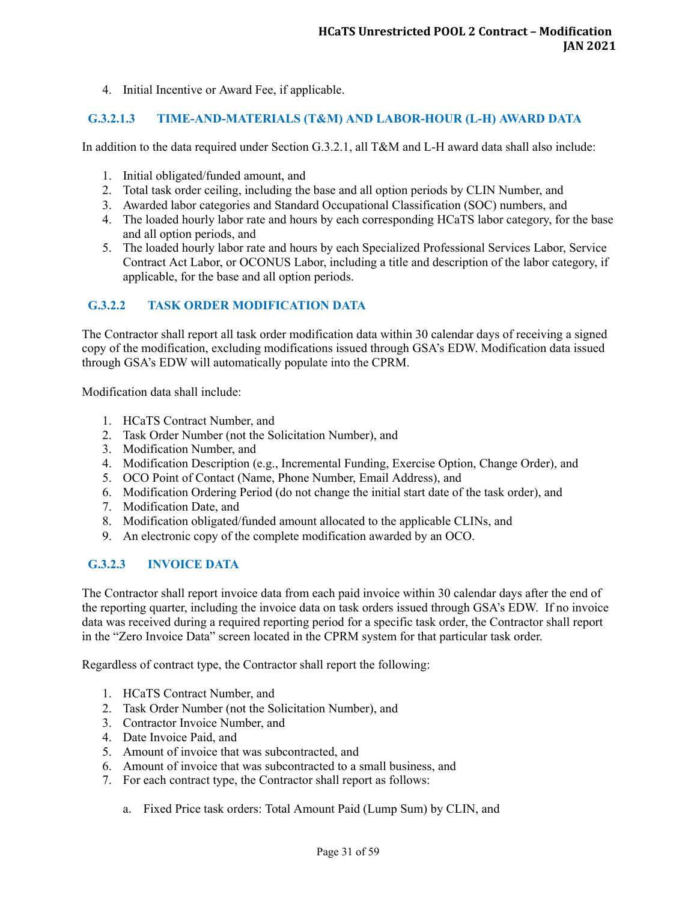4. Initial Incentive or Award Fee, if applicable.

#### G.3.2.1.3 TIME-AND-MATERIALS (T&M) AND LABOR-HOUR (L-H) AWARD DATA

In addition to the data required under Section G.3.2.1, all T&M and L-H award data shall also include:

1. Initial obligated/funded amount, and
2. Total task order ceiling, including the base and all option periods by CLIN Number, and
3. Awarded labor categories and Standard Occupational Classification (SOC) numbers, and
4. The loaded hourly labor rate and hours by each corresponding HCaTS labor category, for the base and all option periods, and
5. The loaded hourly labor rate and hours by each Specialized Professional Services Labor, Service Contract Act Labor, or OCONUS Labor, including a title and description of the labor category, if applicable, for the base and all option periods.

### G.3.2.2 TASK ORDER MODIFICATION DATA

The Contractor shall report all task order modification data within 30 calendar days of receiving a signed copy of the modification, excluding modifications issued through GSA's EDW. Modification data issued through GSA's EDW will automatically populate into the CPRM.

Modification data shall include:

1. HCaTS Contract Number, and
2. Task Order Number (not the Solicitation Number), and
3. Modification Number, and
4. Modification Description (e.g., Incremental Funding, Exercise Option, Change Order), and
5. OCO Point of Contact (Name, Phone Number, Email Address), and
6. Modification Ordering Period (do not change the initial start date of the task order), and
7. Modification Date, and
8. Modification obligated/funded amount allocated to the applicable CLINs, and
9. An electronic copy of the complete modification awarded by an OCO.

### G.3.2.3 INVOICE DATA

The Contractor shall report invoice data from each paid invoice within 30 calendar days after the end of the reporting quarter, including the invoice data on task orders issued through GSA's EDW. If no invoice data was received during a required reporting period for a specific task order, the Contractor shall report in the "Zero Invoice Data" screen located in the CPRM system for that particular task order.

Regardless of contract type, the Contractor shall report the following:

1. HCaTS Contract Number, and
2. Task Order Number (not the Solicitation Number), and
3. Contractor Invoice Number, and
4. Date Invoice Paid, and
5. Amount of invoice that was subcontracted, and
6. Amount of invoice that was subcontracted to a small business, and
7. For each contract type, the Contractor shall report as follows:

    a. Fixed Price task orders: Total Amount Paid (Lump Sum) by CLIN, and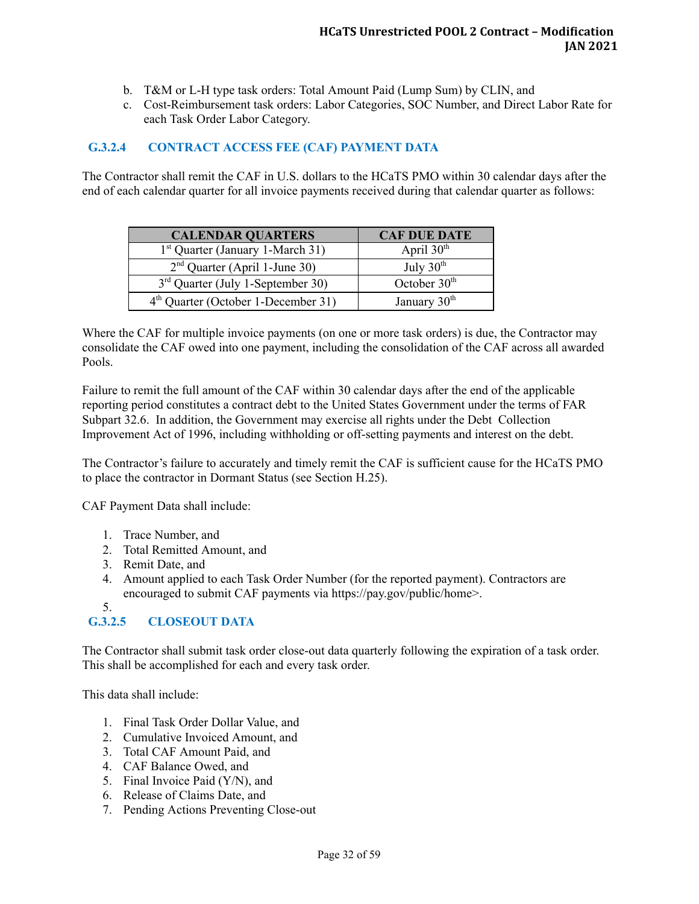b. T&M or L-H type task orders: Total Amount Paid (Lump Sum) by CLIN, and
c. Cost-Reimbursement task orders: Labor Categories, SOC Number, and Direct Labor Rate for each Task Order Labor Category.

### G.3.2.4 CONTRACT ACCESS FEE (CAF) PAYMENT DATA

The Contractor shall remit the CAF in U.S. dollars to the HCaTS PMO within 30 calendar days after the end of each calendar quarter for all invoice payments received during that calendar quarter as follows:

| CALENDAR QUARTERS | CAF DUE DATE |
|---|---|
| 1st Quarter (January 1-March 31) | April 30th |
| 2nd Quarter (April 1-June 30) | July 30th |
| 3rd Quarter (July 1-September 30) | October 30th |
| 4th Quarter (October 1-December 31) | January 30th |

Where the CAF for multiple invoice payments (on one or more task orders) is due, the Contractor may consolidate the CAF owed into one payment, including the consolidation of the CAF across all awarded Pools.

Failure to remit the full amount of the CAF within 30 calendar days after the end of the applicable reporting period constitutes a contract debt to the United States Government under the terms of FAR Subpart 32.6. In addition, the Government may exercise all rights under the Debt Collection Improvement Act of 1996, including withholding or off-setting payments and interest on the debt.

The Contractor's failure to accurately and timely remit the CAF is sufficient cause for the HCaTS PMO to place the contractor in Dormant Status (see Section H.25).

CAF Payment Data shall include:

1. Trace Number, and
2. Total Remitted Amount, and
3. Remit Date, and
4. Amount applied to each Task Order Number (for the reported payment). Contractors are encouraged to submit CAF payments via https://pay.gov/public/home>.
5. 

### G.3.2.5 CLOSEOUT DATA

The Contractor shall submit task order close-out data quarterly following the expiration of a task order. This shall be accomplished for each and every task order.

This data shall include:

1. Final Task Order Dollar Value, and
2. Cumulative Invoiced Amount, and
3. Total CAF Amount Paid, and
4. CAF Balance Owed, and
5. Final Invoice Paid (Y/N), and
6. Release of Claims Date, and
7. Pending Actions Preventing Close-out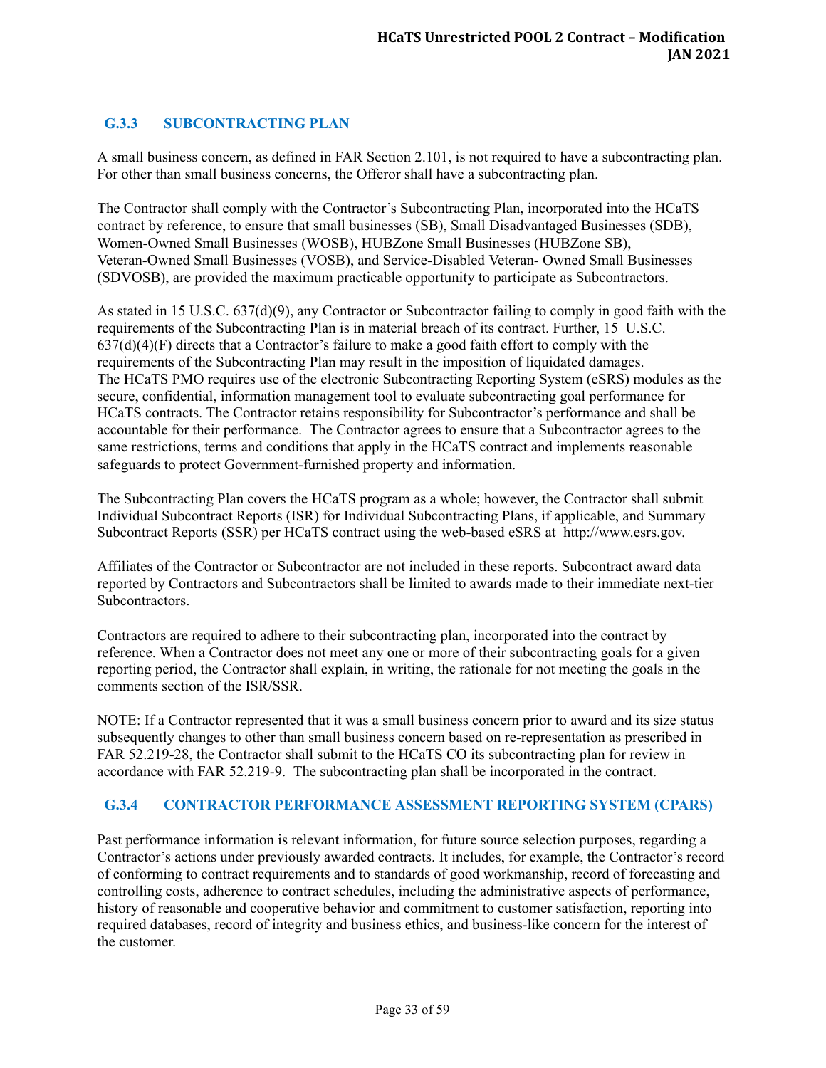### G.3.3 SUBCONTRACTING PLAN

A small business concern, as defined in FAR Section 2.101, is not required to have a subcontracting plan. For other than small business concerns, the Offeror shall have a subcontracting plan.

The Contractor shall comply with the Contractor's Subcontracting Plan, incorporated into the HCaTS contract by reference, to ensure that small businesses (SB), Small Disadvantaged Businesses (SDB), Women-Owned Small Businesses (WOSB), HUBZone Small Businesses (HUBZone SB), Veteran-Owned Small Businesses (VOSB), and Service-Disabled Veteran- Owned Small Businesses (SDVOSB), are provided the maximum practicable opportunity to participate as Subcontractors.

As stated in 15 U.S.C. 637(d)(9), any Contractor or Subcontractor failing to comply in good faith with the requirements of the Subcontracting Plan is in material breach of its contract. Further, 15 U.S.C. 637(d)(4)(F) directs that a Contractor's failure to make a good faith effort to comply with the requirements of the Subcontracting Plan may result in the imposition of liquidated damages. The HCaTS PMO requires use of the electronic Subcontracting Reporting System (eSRS) modules as the secure, confidential, information management tool to evaluate subcontracting goal performance for HCaTS contracts. The Contractor retains responsibility for Subcontractor's performance and shall be accountable for their performance. The Contractor agrees to ensure that a Subcontractor agrees to the same restrictions, terms and conditions that apply in the HCaTS contract and implements reasonable safeguards to protect Government-furnished property and information.

The Subcontracting Plan covers the HCaTS program as a whole; however, the Contractor shall submit Individual Subcontract Reports (ISR) for Individual Subcontracting Plans, if applicable, and Summary Subcontract Reports (SSR) per HCaTS contract using the web-based eSRS at http://www.esrs.gov.

Affiliates of the Contractor or Subcontractor are not included in these reports. Subcontract award data reported by Contractors and Subcontractors shall be limited to awards made to their immediate next-tier Subcontractors.

Contractors are required to adhere to their subcontracting plan, incorporated into the contract by reference. When a Contractor does not meet any one or more of their subcontracting goals for a given reporting period, the Contractor shall explain, in writing, the rationale for not meeting the goals in the comments section of the ISR/SSR.

NOTE: If a Contractor represented that it was a small business concern prior to award and its size status subsequently changes to other than small business concern based on re-representation as prescribed in FAR 52.219-28, the Contractor shall submit to the HCaTS CO its subcontracting plan for review in accordance with FAR 52.219-9. The subcontracting plan shall be incorporated in the contract.

### G.3.4 CONTRACTOR PERFORMANCE ASSESSMENT REPORTING SYSTEM (CPARS)

Past performance information is relevant information, for future source selection purposes, regarding a Contractor's actions under previously awarded contracts. It includes, for example, the Contractor's record of conforming to contract requirements and to standards of good workmanship, record of forecasting and controlling costs, adherence to contract schedules, including the administrative aspects of performance, history of reasonable and cooperative behavior and commitment to customer satisfaction, reporting into required databases, record of integrity and business ethics, and business-like concern for the interest of the customer.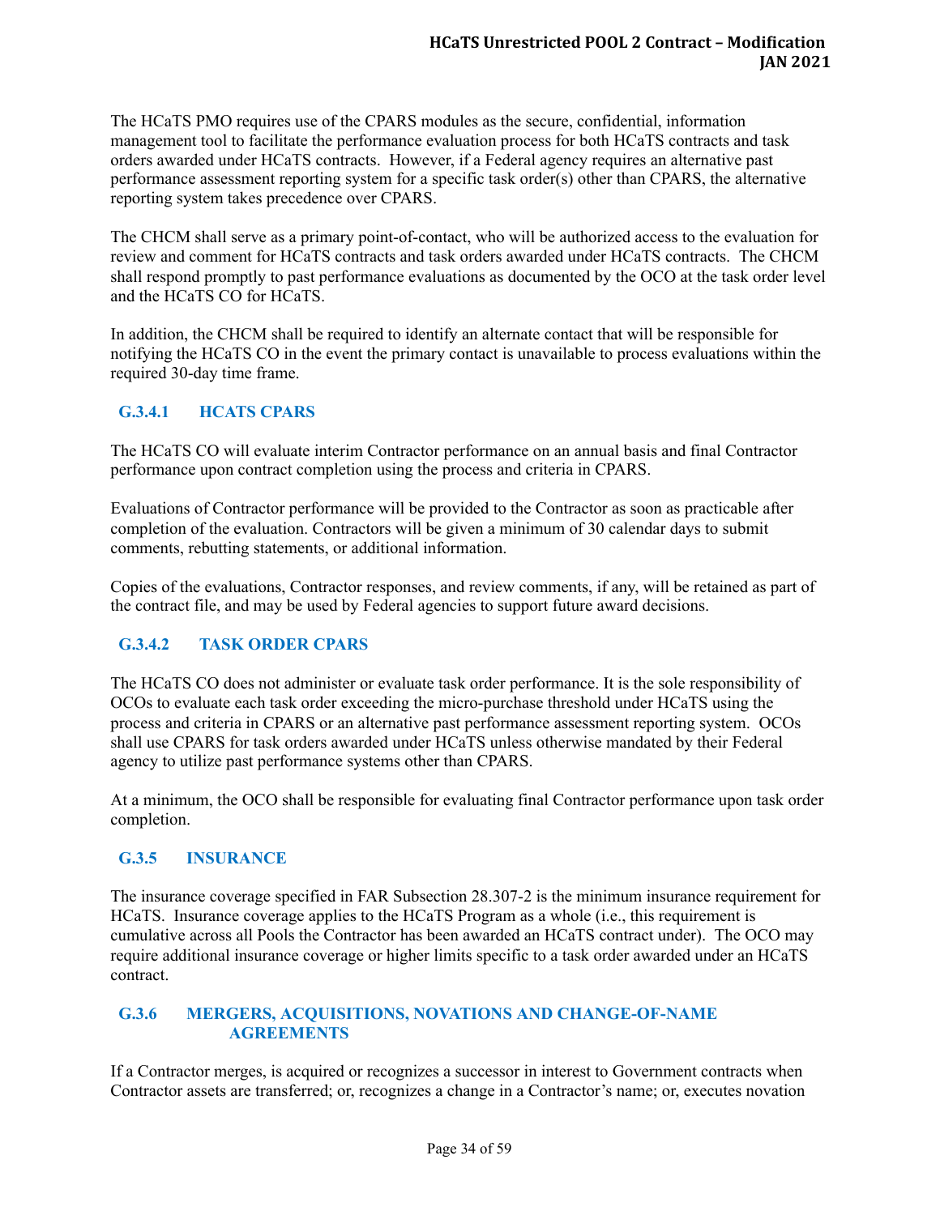The HCaTS PMO requires use of the CPARS modules as the secure, confidential, information management tool to facilitate the performance evaluation process for both HCaTS contracts and task orders awarded under HCaTS contracts. However, if a Federal agency requires an alternative past performance assessment reporting system for a specific task order(s) other than CPARS, the alternative reporting system takes precedence over CPARS.

The CHCM shall serve as a primary point-of-contact, who will be authorized access to the evaluation for review and comment for HCaTS contracts and task orders awarded under HCaTS contracts. The CHCM shall respond promptly to past performance evaluations as documented by the OCO at the task order level and the HCaTS CO for HCaTS.

In addition, the CHCM shall be required to identify an alternate contact that will be responsible for notifying the HCaTS CO in the event the primary contact is unavailable to process evaluations within the required 30-day time frame.

#### G.3.4.1 HCATS CPARS

The HCaTS CO will evaluate interim Contractor performance on an annual basis and final Contractor performance upon contract completion using the process and criteria in CPARS.

Evaluations of Contractor performance will be provided to the Contractor as soon as practicable after completion of the evaluation. Contractors will be given a minimum of 30 calendar days to submit comments, rebutting statements, or additional information.

Copies of the evaluations, Contractor responses, and review comments, if any, will be retained as part of the contract file, and may be used by Federal agencies to support future award decisions.

#### G.3.4.2 TASK ORDER CPARS

The HCaTS CO does not administer or evaluate task order performance. It is the sole responsibility of OCOs to evaluate each task order exceeding the micro-purchase threshold under HCaTS using the process and criteria in CPARS or an alternative past performance assessment reporting system. OCOs shall use CPARS for task orders awarded under HCaTS unless otherwise mandated by their Federal agency to utilize past performance systems other than CPARS.

At a minimum, the OCO shall be responsible for evaluating final Contractor performance upon task order completion.

### G.3.5 INSURANCE

The insurance coverage specified in FAR Subsection 28.307-2 is the minimum insurance requirement for HCaTS. Insurance coverage applies to the HCaTS Program as a whole (i.e., this requirement is cumulative across all Pools the Contractor has been awarded an HCaTS contract under). The OCO may require additional insurance coverage or higher limits specific to a task order awarded under an HCaTS contract.

### G.3.6 MERGERS, ACQUISITIONS, NOVATIONS AND CHANGE-OF-NAME AGREEMENTS

If a Contractor merges, is acquired or recognizes a successor in interest to Government contracts when Contractor assets are transferred; or, recognizes a change in a Contractor's name; or, executes novation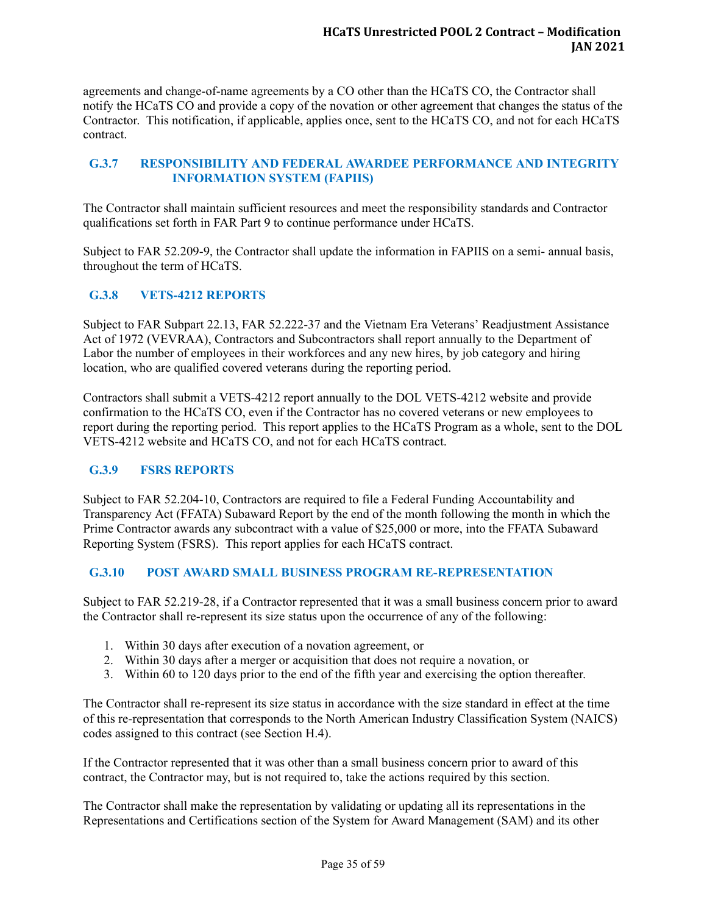agreements and change-of-name agreements by a CO other than the HCaTS CO, the Contractor shall notify the HCaTS CO and provide a copy of the novation or other agreement that changes the status of the Contractor. This notification, if applicable, applies once, sent to the HCaTS CO, and not for each HCaTS contract.

### G.3.7 RESPONSIBILITY AND FEDERAL AWARDEE PERFORMANCE AND INTEGRITY INFORMATION SYSTEM (FAPIIS)

The Contractor shall maintain sufficient resources and meet the responsibility standards and Contractor qualifications set forth in FAR Part 9 to continue performance under HCaTS.

Subject to FAR 52.209-9, the Contractor shall update the information in FAPIIS on a semi- annual basis, throughout the term of HCaTS.

### G.3.8 VETS-4212 REPORTS

Subject to FAR Subpart 22.13, FAR 52.222-37 and the Vietnam Era Veterans' Readjustment Assistance Act of 1972 (VEVRAA), Contractors and Subcontractors shall report annually to the Department of Labor the number of employees in their workforces and any new hires, by job category and hiring location, who are qualified covered veterans during the reporting period.

Contractors shall submit a VETS-4212 report annually to the DOL VETS-4212 website and provide confirmation to the HCaTS CO, even if the Contractor has no covered veterans or new employees to report during the reporting period. This report applies to the HCaTS Program as a whole, sent to the DOL VETS-4212 website and HCaTS CO, and not for each HCaTS contract.

### G.3.9 FSRS REPORTS

Subject to FAR 52.204-10, Contractors are required to file a Federal Funding Accountability and Transparency Act (FFATA) Subaward Report by the end of the month following the month in which the Prime Contractor awards any subcontract with a value of $25,000 or more, into the FFATA Subaward Reporting System (FSRS). This report applies for each HCaTS contract.

### G.3.10 POST AWARD SMALL BUSINESS PROGRAM RE-REPRESENTATION

Subject to FAR 52.219-28, if a Contractor represented that it was a small business concern prior to award the Contractor shall re-represent its size status upon the occurrence of any of the following:

1. Within 30 days after execution of a novation agreement, or
2. Within 30 days after a merger or acquisition that does not require a novation, or
3. Within 60 to 120 days prior to the end of the fifth year and exercising the option thereafter.

The Contractor shall re-represent its size status in accordance with the size standard in effect at the time of this re-representation that corresponds to the North American Industry Classification System (NAICS) codes assigned to this contract (see Section H.4).

If the Contractor represented that it was other than a small business concern prior to award of this contract, the Contractor may, but is not required to, take the actions required by this section.

The Contractor shall make the representation by validating or updating all its representations in the Representations and Certifications section of the System for Award Management (SAM) and its other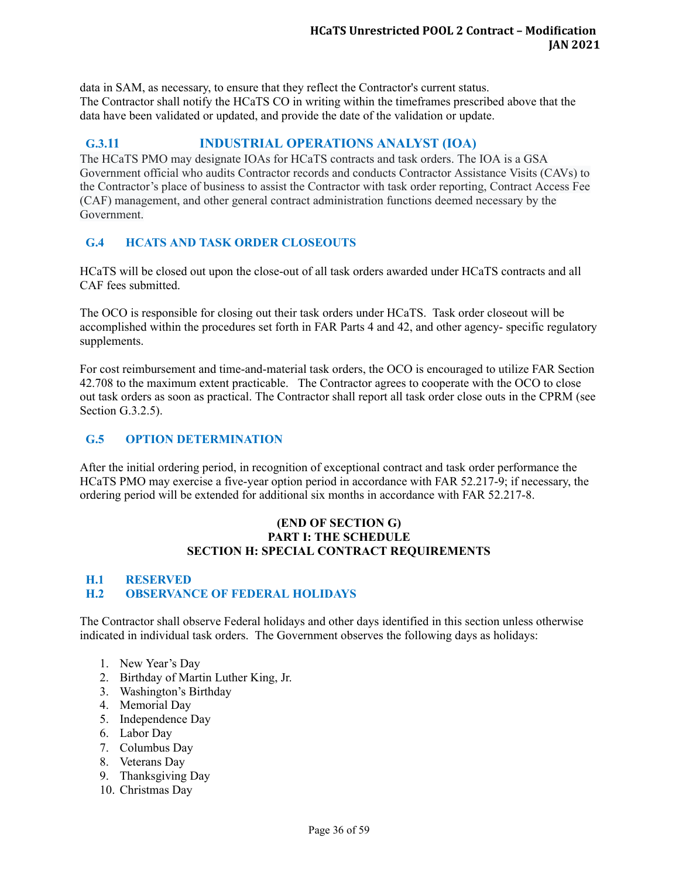data in SAM, as necessary, to ensure that they reflect the Contractor's current status.
The Contractor shall notify the HCaTS CO in writing within the timeframes prescribed above that the data have been validated or updated, and provide the date of the validation or update.

### G.3.11 INDUSTRIAL OPERATIONS ANALYST (IOA)

The HCaTS PMO may designate IOAs for HCaTS contracts and task orders. The IOA is a GSA Government official who audits Contractor records and conducts Contractor Assistance Visits (CAVs) to the Contractor's place of business to assist the Contractor with task order reporting, Contract Access Fee (CAF) management, and other general contract administration functions deemed necessary by the Government.

## G.4 HCATS AND TASK ORDER CLOSEOUTS

HCaTS will be closed out upon the close-out of all task orders awarded under HCaTS contracts and all CAF fees submitted.

The OCO is responsible for closing out their task orders under HCaTS. Task order closeout will be accomplished within the procedures set forth in FAR Parts 4 and 42, and other agency- specific regulatory supplements.

For cost reimbursement and time-and-material task orders, the OCO is encouraged to utilize FAR Section 42.708 to the maximum extent practicable. The Contractor agrees to cooperate with the OCO to close out task orders as soon as practical. The Contractor shall report all task order close outs in the CPRM (see Section G.3.2.5).

## G.5 OPTION DETERMINATION

After the initial ordering period, in recognition of exceptional contract and task order performance the HCaTS PMO may exercise a five-year option period in accordance with FAR 52.217-9; if necessary, the ordering period will be extended for additional six months in accordance with FAR 52.217-8.

**(END OF SECTION G)**
**PART I: THE SCHEDULE**
**SECTION H: SPECIAL CONTRACT REQUIREMENTS**

## H.1 RESERVED

## H.2 OBSERVANCE OF FEDERAL HOLIDAYS

The Contractor shall observe Federal holidays and other days identified in this section unless otherwise indicated in individual task orders. The Government observes the following days as holidays:

1. New Year's Day
2. Birthday of Martin Luther King, Jr.
3. Washington's Birthday
4. Memorial Day
5. Independence Day
6. Labor Day
7. Columbus Day
8. Veterans Day
9. Thanksgiving Day
10. Christmas Day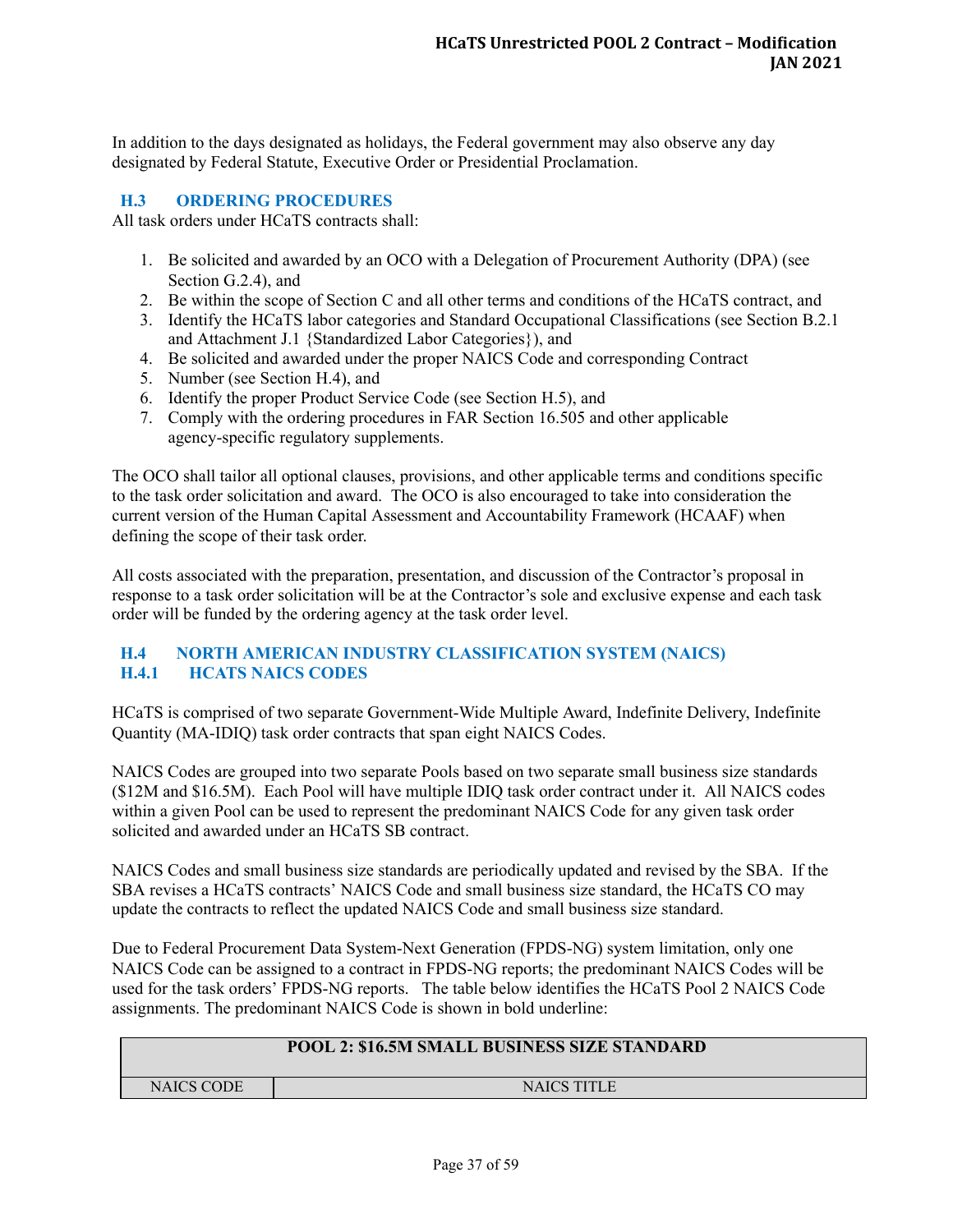In addition to the days designated as holidays, the Federal government may also observe any day designated by Federal Statute, Executive Order or Presidential Proclamation.

## H.3 ORDERING PROCEDURES

All task orders under HCaTS contracts shall:

1. Be solicited and awarded by an OCO with a Delegation of Procurement Authority (DPA) (see Section G.2.4), and
2. Be within the scope of Section C and all other terms and conditions of the HCaTS contract, and
3. Identify the HCaTS labor categories and Standard Occupational Classifications (see Section B.2.1 and Attachment J.1 {Standardized Labor Categories}), and
4. Be solicited and awarded under the proper NAICS Code and corresponding Contract
5. Number (see Section H.4), and
6. Identify the proper Product Service Code (see Section H.5), and
7. Comply with the ordering procedures in FAR Section 16.505 and other applicable agency-specific regulatory supplements.

The OCO shall tailor all optional clauses, provisions, and other applicable terms and conditions specific to the task order solicitation and award. The OCO is also encouraged to take into consideration the current version of the Human Capital Assessment and Accountability Framework (HCAAF) when defining the scope of their task order.

All costs associated with the preparation, presentation, and discussion of the Contractor's proposal in response to a task order solicitation will be at the Contractor's sole and exclusive expense and each task order will be funded by the ordering agency at the task order level.

## H.4 NORTH AMERICAN INDUSTRY CLASSIFICATION SYSTEM (NAICS)

### H.4.1 HCATS NAICS CODES

HCaTS is comprised of two separate Government-Wide Multiple Award, Indefinite Delivery, Indefinite Quantity (MA-IDIQ) task order contracts that span eight NAICS Codes.

NAICS Codes are grouped into two separate Pools based on two separate small business size standards ($12M and $16.5M). Each Pool will have multiple IDIQ task order contract under it. All NAICS codes within a given Pool can be used to represent the predominant NAICS Code for any given task order solicited and awarded under an HCaTS SB contract.

NAICS Codes and small business size standards are periodically updated and revised by the SBA. If the SBA revises a HCaTS contracts' NAICS Code and small business size standard, the HCaTS CO may update the contracts to reflect the updated NAICS Code and small business size standard.

Due to Federal Procurement Data System-Next Generation (FPDS-NG) system limitation, only one NAICS Code can be assigned to a contract in FPDS-NG reports; the predominant NAICS Codes will be used for the task orders' FPDS-NG reports. The table below identifies the HCaTS Pool 2 NAICS Code assignments. The predominant NAICS Code is shown in bold underline:

| POOL 2: $16.5M SMALL BUSINESS SIZE STANDARD | |
|---|---|
| NAICS CODE | NAICS TITLE |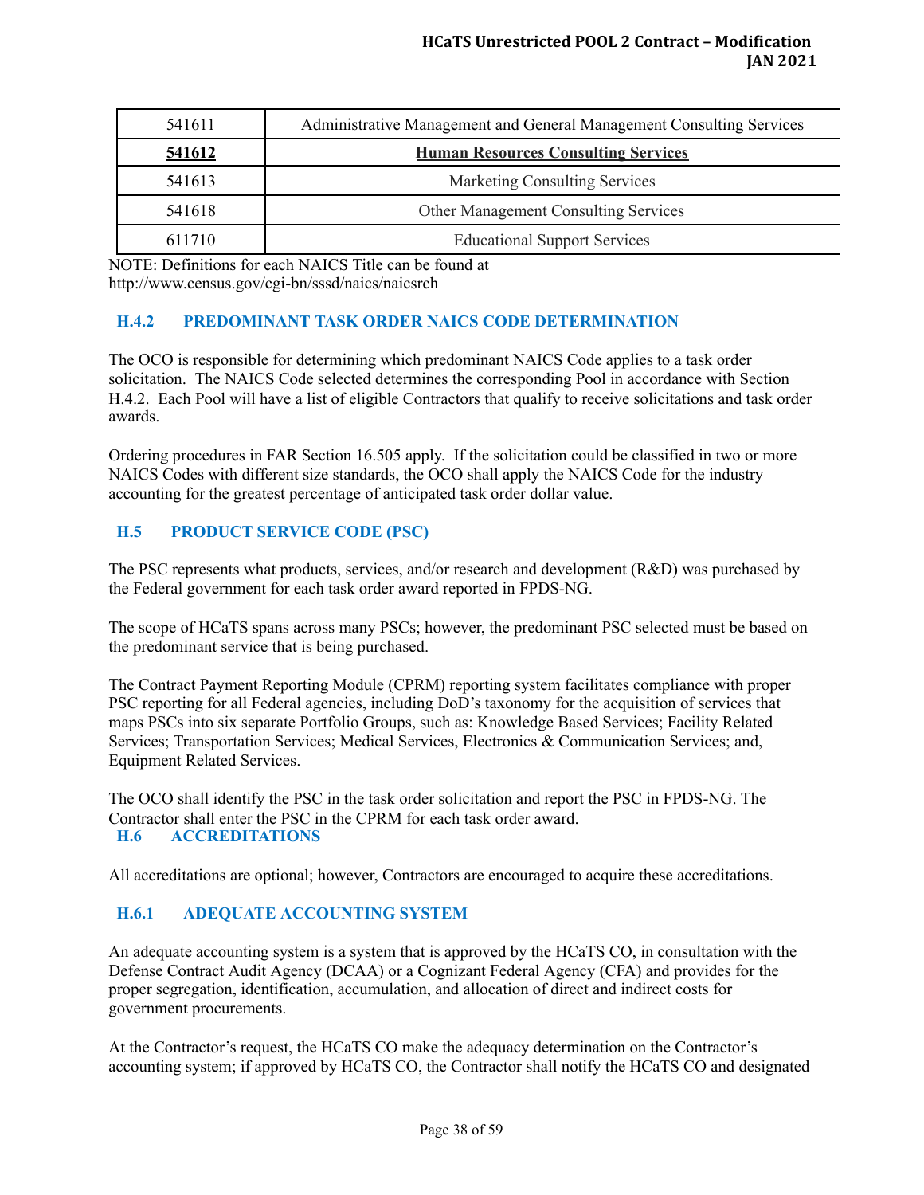| 541611 | Administrative Management and General Management Consulting Services |
|---|---|
| **541612** | **Human Resources Consulting Services** |
| 541613 | Marketing Consulting Services |
| 541618 | Other Management Consulting Services |
| 611710 | Educational Support Services |

NOTE: Definitions for each NAICS Title can be found at http://www.census.gov/cgi-bn/sssd/naics/naicsrch

### H.4.2 PREDOMINANT TASK ORDER NAICS CODE DETERMINATION

The OCO is responsible for determining which predominant NAICS Code applies to a task order solicitation. The NAICS Code selected determines the corresponding Pool in accordance with Section H.4.2. Each Pool will have a list of eligible Contractors that qualify to receive solicitations and task order awards.

Ordering procedures in FAR Section 16.505 apply. If the solicitation could be classified in two or more NAICS Codes with different size standards, the OCO shall apply the NAICS Code for the industry accounting for the greatest percentage of anticipated task order dollar value.

## H.5 PRODUCT SERVICE CODE (PSC)

The PSC represents what products, services, and/or research and development (R&D) was purchased by the Federal government for each task order award reported in FPDS-NG.

The scope of HCaTS spans across many PSCs; however, the predominant PSC selected must be based on the predominant service that is being purchased.

The Contract Payment Reporting Module (CPRM) reporting system facilitates compliance with proper PSC reporting for all Federal agencies, including DoD's taxonomy for the acquisition of services that maps PSCs into six separate Portfolio Groups, such as: Knowledge Based Services; Facility Related Services; Transportation Services; Medical Services, Electronics & Communication Services; and, Equipment Related Services.

The OCO shall identify the PSC in the task order solicitation and report the PSC in FPDS-NG. The Contractor shall enter the PSC in the CPRM for each task order award.

## H.6 ACCREDITATIONS

All accreditations are optional; however, Contractors are encouraged to acquire these accreditations.

### H.6.1 ADEQUATE ACCOUNTING SYSTEM

An adequate accounting system is a system that is approved by the HCaTS CO, in consultation with the Defense Contract Audit Agency (DCAA) or a Cognizant Federal Agency (CFA) and provides for the proper segregation, identification, accumulation, and allocation of direct and indirect costs for government procurements.

At the Contractor's request, the HCaTS CO make the adequacy determination on the Contractor's accounting system; if approved by HCaTS CO, the Contractor shall notify the HCaTS CO and designated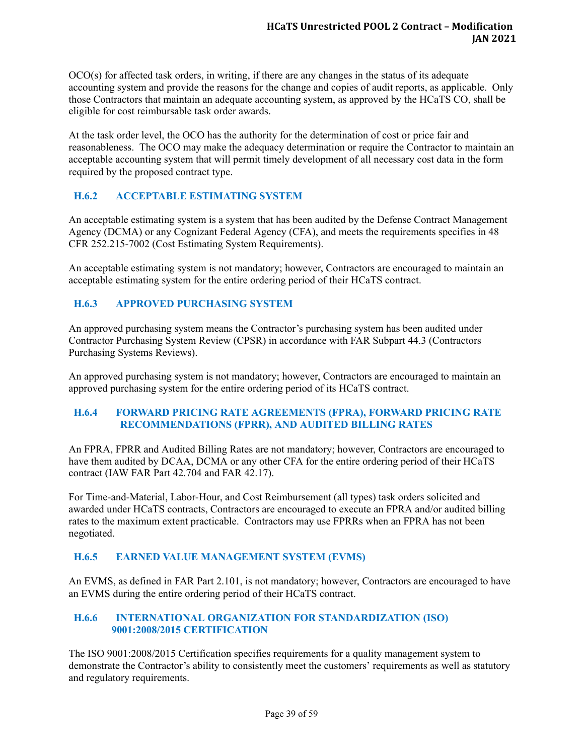OCO(s) for affected task orders, in writing, if there are any changes in the status of its adequate accounting system and provide the reasons for the change and copies of audit reports, as applicable. Only those Contractors that maintain an adequate accounting system, as approved by the HCaTS CO, shall be eligible for cost reimbursable task order awards.

At the task order level, the OCO has the authority for the determination of cost or price fair and reasonableness. The OCO may make the adequacy determination or require the Contractor to maintain an acceptable accounting system that will permit timely development of all necessary cost data in the form required by the proposed contract type.

### H.6.2 ACCEPTABLE ESTIMATING SYSTEM

An acceptable estimating system is a system that has been audited by the Defense Contract Management Agency (DCMA) or any Cognizant Federal Agency (CFA), and meets the requirements specifies in 48 CFR 252.215-7002 (Cost Estimating System Requirements).

An acceptable estimating system is not mandatory; however, Contractors are encouraged to maintain an acceptable estimating system for the entire ordering period of their HCaTS contract.

### H.6.3 APPROVED PURCHASING SYSTEM

An approved purchasing system means the Contractor's purchasing system has been audited under Contractor Purchasing System Review (CPSR) in accordance with FAR Subpart 44.3 (Contractors Purchasing Systems Reviews).

An approved purchasing system is not mandatory; however, Contractors are encouraged to maintain an approved purchasing system for the entire ordering period of its HCaTS contract.

### H.6.4 FORWARD PRICING RATE AGREEMENTS (FPRA), FORWARD PRICING RATE RECOMMENDATIONS (FPRR), AND AUDITED BILLING RATES

An FPRA, FPRR and Audited Billing Rates are not mandatory; however, Contractors are encouraged to have them audited by DCAA, DCMA or any other CFA for the entire ordering period of their HCaTS contract (IAW FAR Part 42.704 and FAR 42.17).

For Time-and-Material, Labor-Hour, and Cost Reimbursement (all types) task orders solicited and awarded under HCaTS contracts, Contractors are encouraged to execute an FPRA and/or audited billing rates to the maximum extent practicable. Contractors may use FPRRs when an FPRA has not been negotiated.

### H.6.5 EARNED VALUE MANAGEMENT SYSTEM (EVMS)

An EVMS, as defined in FAR Part 2.101, is not mandatory; however, Contractors are encouraged to have an EVMS during the entire ordering period of their HCaTS contract.

### H.6.6 INTERNATIONAL ORGANIZATION FOR STANDARDIZATION (ISO) 9001:2008/2015 CERTIFICATION

The ISO 9001:2008/2015 Certification specifies requirements for a quality management system to demonstrate the Contractor's ability to consistently meet the customers' requirements as well as statutory and regulatory requirements.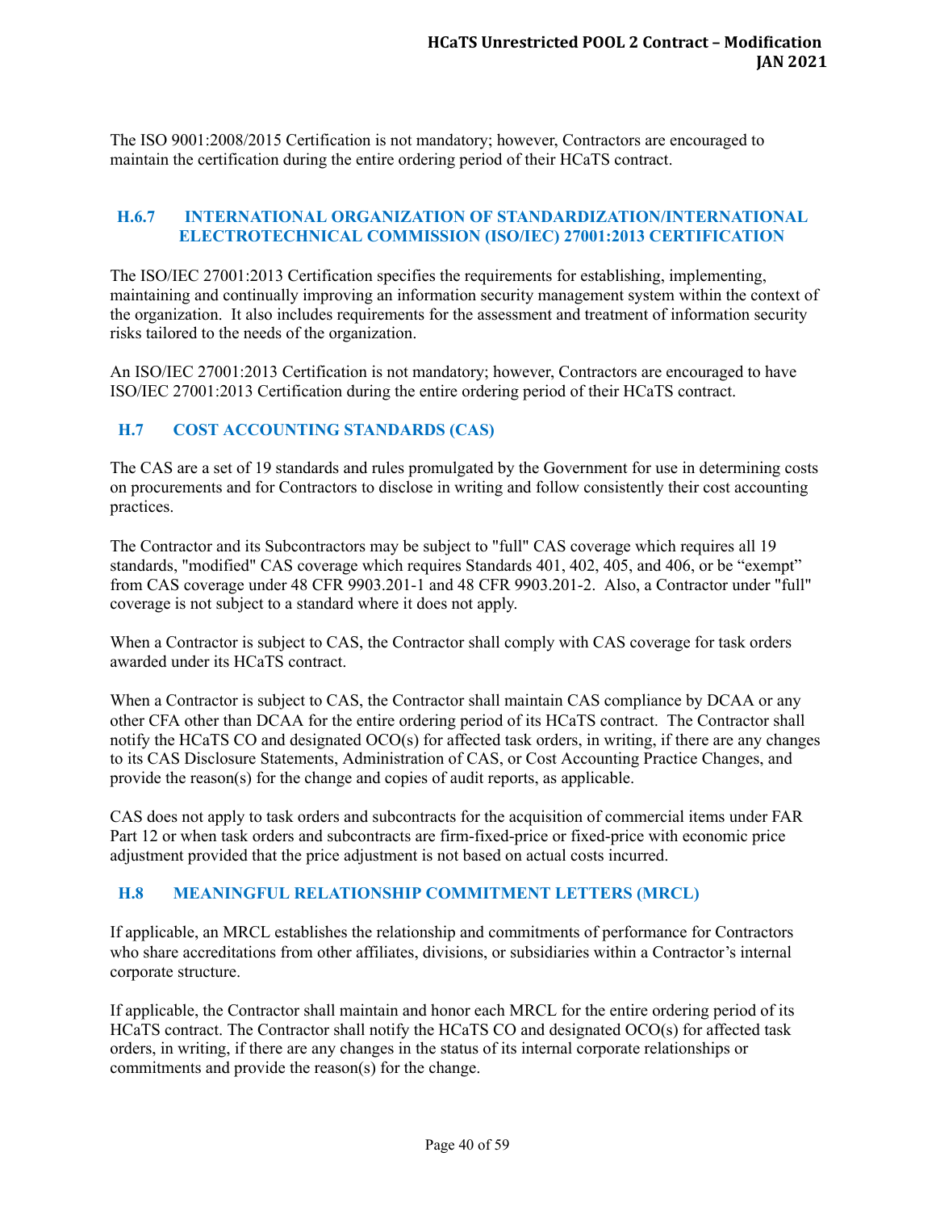The ISO 9001:2008/2015 Certification is not mandatory; however, Contractors are encouraged to maintain the certification during the entire ordering period of their HCaTS contract.

### H.6.7 INTERNATIONAL ORGANIZATION OF STANDARDIZATION/INTERNATIONAL ELECTROTECHNICAL COMMISSION (ISO/IEC) 27001:2013 CERTIFICATION

The ISO/IEC 27001:2013 Certification specifies the requirements for establishing, implementing, maintaining and continually improving an information security management system within the context of the organization. It also includes requirements for the assessment and treatment of information security risks tailored to the needs of the organization.

An ISO/IEC 27001:2013 Certification is not mandatory; however, Contractors are encouraged to have ISO/IEC 27001:2013 Certification during the entire ordering period of their HCaTS contract.

## H.7 COST ACCOUNTING STANDARDS (CAS)

The CAS are a set of 19 standards and rules promulgated by the Government for use in determining costs on procurements and for Contractors to disclose in writing and follow consistently their cost accounting practices.

The Contractor and its Subcontractors may be subject to "full" CAS coverage which requires all 19 standards, "modified" CAS coverage which requires Standards 401, 402, 405, and 406, or be "exempt" from CAS coverage under 48 CFR 9903.201-1 and 48 CFR 9903.201-2. Also, a Contractor under "full" coverage is not subject to a standard where it does not apply.

When a Contractor is subject to CAS, the Contractor shall comply with CAS coverage for task orders awarded under its HCaTS contract.

When a Contractor is subject to CAS, the Contractor shall maintain CAS compliance by DCAA or any other CFA other than DCAA for the entire ordering period of its HCaTS contract. The Contractor shall notify the HCaTS CO and designated OCO(s) for affected task orders, in writing, if there are any changes to its CAS Disclosure Statements, Administration of CAS, or Cost Accounting Practice Changes, and provide the reason(s) for the change and copies of audit reports, as applicable.

CAS does not apply to task orders and subcontracts for the acquisition of commercial items under FAR Part 12 or when task orders and subcontracts are firm-fixed-price or fixed-price with economic price adjustment provided that the price adjustment is not based on actual costs incurred.

## H.8 MEANINGFUL RELATIONSHIP COMMITMENT LETTERS (MRCL)

If applicable, an MRCL establishes the relationship and commitments of performance for Contractors who share accreditations from other affiliates, divisions, or subsidiaries within a Contractor's internal corporate structure.

If applicable, the Contractor shall maintain and honor each MRCL for the entire ordering period of its HCaTS contract. The Contractor shall notify the HCaTS CO and designated OCO(s) for affected task orders, in writing, if there are any changes in the status of its internal corporate relationships or commitments and provide the reason(s) for the change.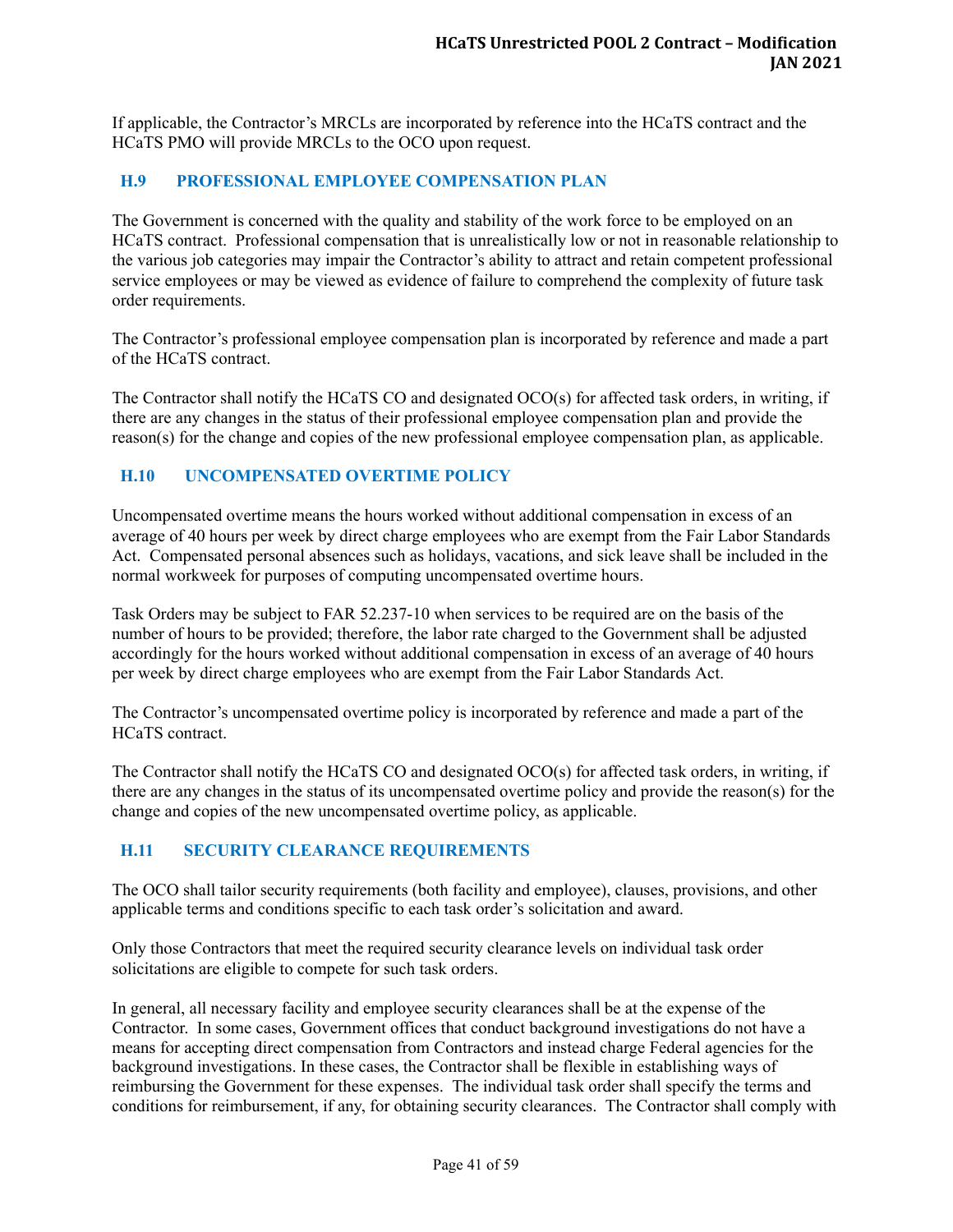If applicable, the Contractor's MRCLs are incorporated by reference into the HCaTS contract and the HCaTS PMO will provide MRCLs to the OCO upon request.

## H.9 PROFESSIONAL EMPLOYEE COMPENSATION PLAN

The Government is concerned with the quality and stability of the work force to be employed on an HCaTS contract. Professional compensation that is unrealistically low or not in reasonable relationship to the various job categories may impair the Contractor's ability to attract and retain competent professional service employees or may be viewed as evidence of failure to comprehend the complexity of future task order requirements.

The Contractor's professional employee compensation plan is incorporated by reference and made a part of the HCaTS contract.

The Contractor shall notify the HCaTS CO and designated OCO(s) for affected task orders, in writing, if there are any changes in the status of their professional employee compensation plan and provide the reason(s) for the change and copies of the new professional employee compensation plan, as applicable.

## H.10 UNCOMPENSATED OVERTIME POLICY

Uncompensated overtime means the hours worked without additional compensation in excess of an average of 40 hours per week by direct charge employees who are exempt from the Fair Labor Standards Act. Compensated personal absences such as holidays, vacations, and sick leave shall be included in the normal workweek for purposes of computing uncompensated overtime hours.

Task Orders may be subject to FAR 52.237-10 when services to be required are on the basis of the number of hours to be provided; therefore, the labor rate charged to the Government shall be adjusted accordingly for the hours worked without additional compensation in excess of an average of 40 hours per week by direct charge employees who are exempt from the Fair Labor Standards Act.

The Contractor's uncompensated overtime policy is incorporated by reference and made a part of the HCaTS contract.

The Contractor shall notify the HCaTS CO and designated OCO(s) for affected task orders, in writing, if there are any changes in the status of its uncompensated overtime policy and provide the reason(s) for the change and copies of the new uncompensated overtime policy, as applicable.

## H.11 SECURITY CLEARANCE REQUIREMENTS

The OCO shall tailor security requirements (both facility and employee), clauses, provisions, and other applicable terms and conditions specific to each task order's solicitation and award.

Only those Contractors that meet the required security clearance levels on individual task order solicitations are eligible to compete for such task orders.

In general, all necessary facility and employee security clearances shall be at the expense of the Contractor. In some cases, Government offices that conduct background investigations do not have a means for accepting direct compensation from Contractors and instead charge Federal agencies for the background investigations. In these cases, the Contractor shall be flexible in establishing ways of reimbursing the Government for these expenses. The individual task order shall specify the terms and conditions for reimbursement, if any, for obtaining security clearances. The Contractor shall comply with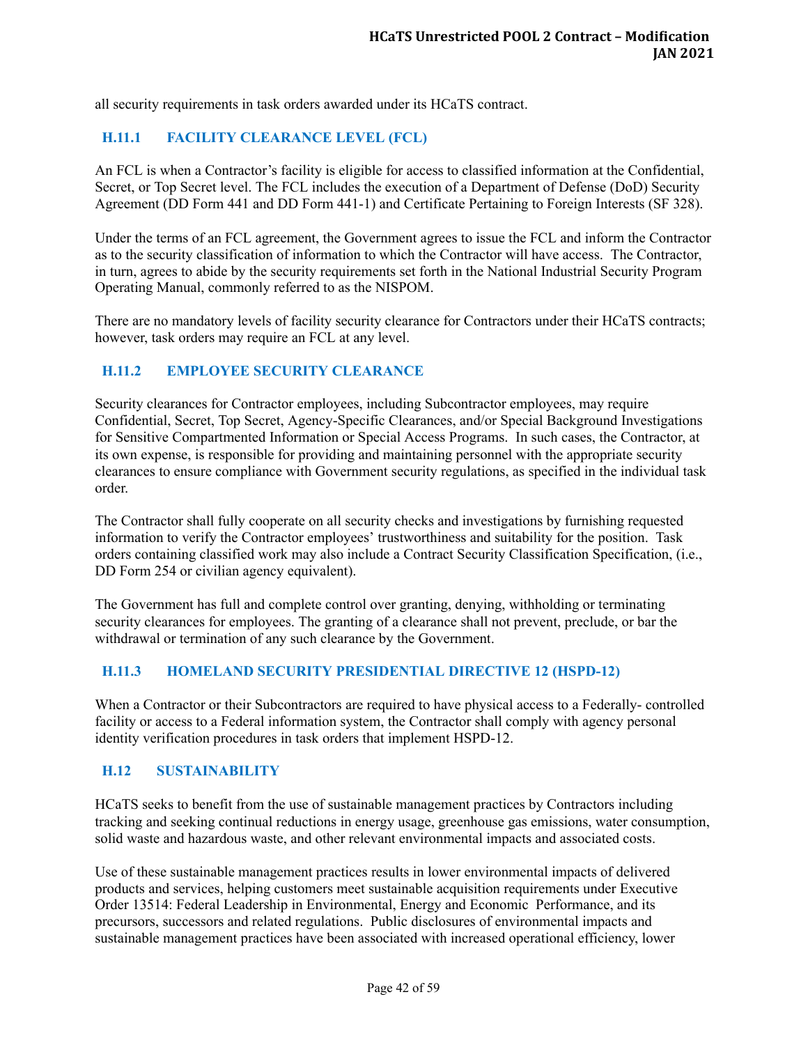all security requirements in task orders awarded under its HCaTS contract.

### H.11.1 FACILITY CLEARANCE LEVEL (FCL)

An FCL is when a Contractor's facility is eligible for access to classified information at the Confidential, Secret, or Top Secret level. The FCL includes the execution of a Department of Defense (DoD) Security Agreement (DD Form 441 and DD Form 441-1) and Certificate Pertaining to Foreign Interests (SF 328).

Under the terms of an FCL agreement, the Government agrees to issue the FCL and inform the Contractor as to the security classification of information to which the Contractor will have access. The Contractor, in turn, agrees to abide by the security requirements set forth in the National Industrial Security Program Operating Manual, commonly referred to as the NISPOM.

There are no mandatory levels of facility security clearance for Contractors under their HCaTS contracts; however, task orders may require an FCL at any level.

### H.11.2 EMPLOYEE SECURITY CLEARANCE

Security clearances for Contractor employees, including Subcontractor employees, may require Confidential, Secret, Top Secret, Agency-Specific Clearances, and/or Special Background Investigations for Sensitive Compartmented Information or Special Access Programs. In such cases, the Contractor, at its own expense, is responsible for providing and maintaining personnel with the appropriate security clearances to ensure compliance with Government security regulations, as specified in the individual task order.

The Contractor shall fully cooperate on all security checks and investigations by furnishing requested information to verify the Contractor employees' trustworthiness and suitability for the position. Task orders containing classified work may also include a Contract Security Classification Specification, (i.e., DD Form 254 or civilian agency equivalent).

The Government has full and complete control over granting, denying, withholding or terminating security clearances for employees. The granting of a clearance shall not prevent, preclude, or bar the withdrawal or termination of any such clearance by the Government.

### H.11.3 HOMELAND SECURITY PRESIDENTIAL DIRECTIVE 12 (HSPD-12)

When a Contractor or their Subcontractors are required to have physical access to a Federally- controlled facility or access to a Federal information system, the Contractor shall comply with agency personal identity verification procedures in task orders that implement HSPD-12.

## H.12 SUSTAINABILITY

HCaTS seeks to benefit from the use of sustainable management practices by Contractors including tracking and seeking continual reductions in energy usage, greenhouse gas emissions, water consumption, solid waste and hazardous waste, and other relevant environmental impacts and associated costs.

Use of these sustainable management practices results in lower environmental impacts of delivered products and services, helping customers meet sustainable acquisition requirements under Executive Order 13514: Federal Leadership in Environmental, Energy and Economic Performance, and its precursors, successors and related regulations. Public disclosures of environmental impacts and sustainable management practices have been associated with increased operational efficiency, lower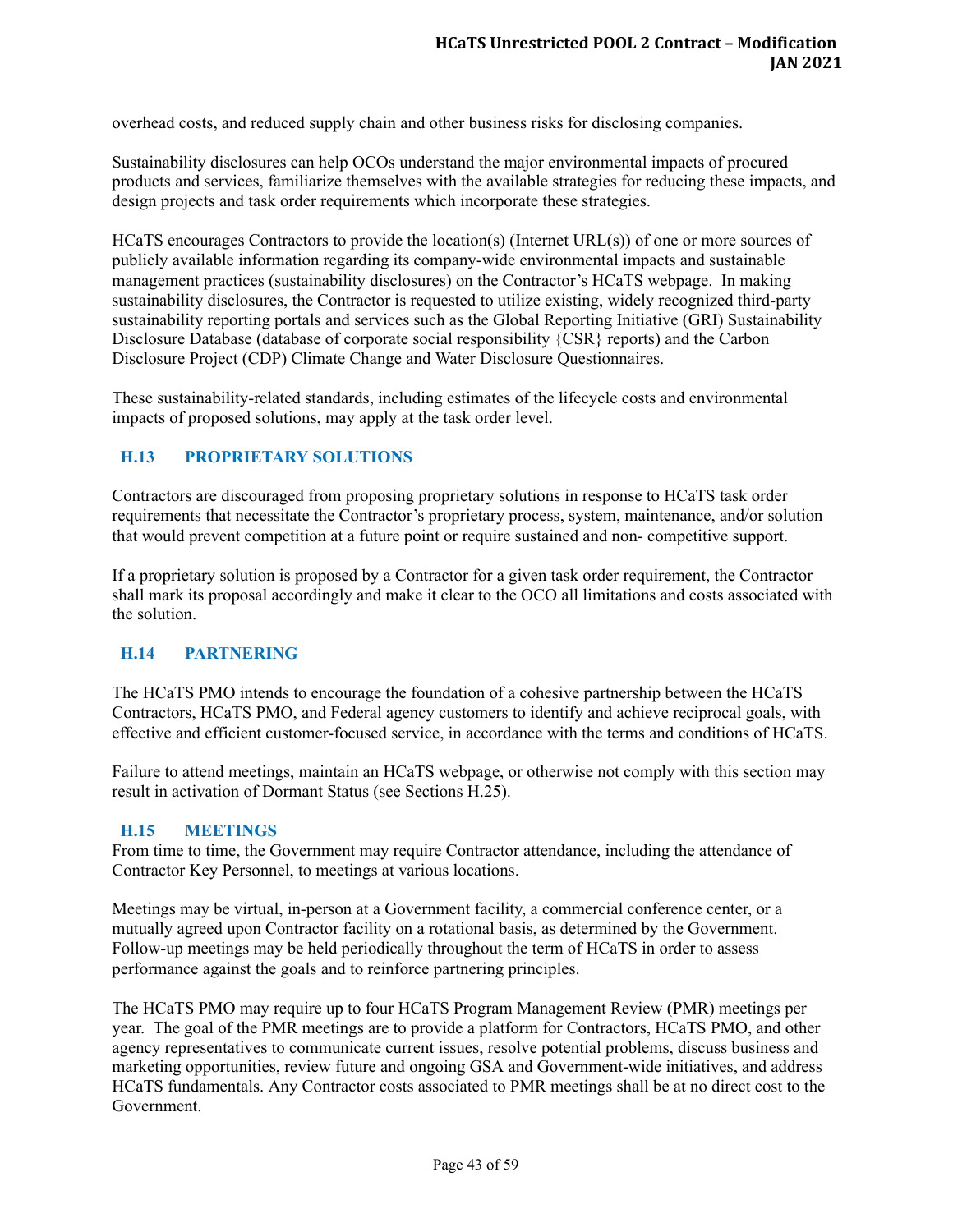overhead costs, and reduced supply chain and other business risks for disclosing companies.

Sustainability disclosures can help OCOs understand the major environmental impacts of procured products and services, familiarize themselves with the available strategies for reducing these impacts, and design projects and task order requirements which incorporate these strategies.

HCaTS encourages Contractors to provide the location(s) (Internet URL(s)) of one or more sources of publicly available information regarding its company-wide environmental impacts and sustainable management practices (sustainability disclosures) on the Contractor's HCaTS webpage. In making sustainability disclosures, the Contractor is requested to utilize existing, widely recognized third-party sustainability reporting portals and services such as the Global Reporting Initiative (GRI) Sustainability Disclosure Database (database of corporate social responsibility {CSR} reports) and the Carbon Disclosure Project (CDP) Climate Change and Water Disclosure Questionnaires.

These sustainability-related standards, including estimates of the lifecycle costs and environmental impacts of proposed solutions, may apply at the task order level.

## H.13 PROPRIETARY SOLUTIONS

Contractors are discouraged from proposing proprietary solutions in response to HCaTS task order requirements that necessitate the Contractor's proprietary process, system, maintenance, and/or solution that would prevent competition at a future point or require sustained and non- competitive support.

If a proprietary solution is proposed by a Contractor for a given task order requirement, the Contractor shall mark its proposal accordingly and make it clear to the OCO all limitations and costs associated with the solution.

## H.14 PARTNERING

The HCaTS PMO intends to encourage the foundation of a cohesive partnership between the HCaTS Contractors, HCaTS PMO, and Federal agency customers to identify and achieve reciprocal goals, with effective and efficient customer-focused service, in accordance with the terms and conditions of HCaTS.

Failure to attend meetings, maintain an HCaTS webpage, or otherwise not comply with this section may result in activation of Dormant Status (see Sections H.25).

## H.15 MEETINGS

From time to time, the Government may require Contractor attendance, including the attendance of Contractor Key Personnel, to meetings at various locations.

Meetings may be virtual, in-person at a Government facility, a commercial conference center, or a mutually agreed upon Contractor facility on a rotational basis, as determined by the Government. Follow-up meetings may be held periodically throughout the term of HCaTS in order to assess performance against the goals and to reinforce partnering principles.

The HCaTS PMO may require up to four HCaTS Program Management Review (PMR) meetings per year. The goal of the PMR meetings are to provide a platform for Contractors, HCaTS PMO, and other agency representatives to communicate current issues, resolve potential problems, discuss business and marketing opportunities, review future and ongoing GSA and Government-wide initiatives, and address HCaTS fundamentals. Any Contractor costs associated to PMR meetings shall be at no direct cost to the Government.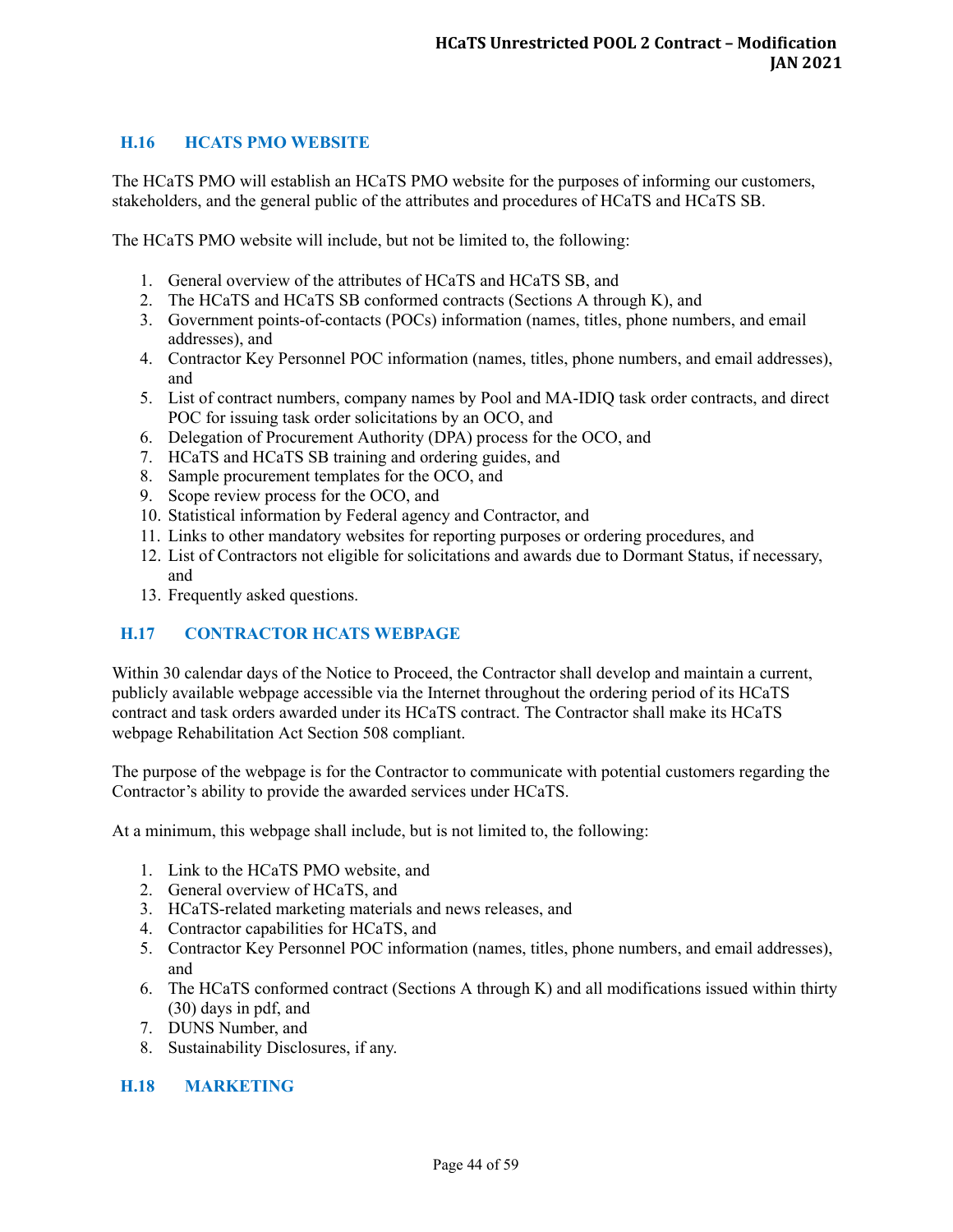## H.16 HCATS PMO WEBSITE

The HCaTS PMO will establish an HCaTS PMO website for the purposes of informing our customers, stakeholders, and the general public of the attributes and procedures of HCaTS and HCaTS SB.

The HCaTS PMO website will include, but not be limited to, the following:

1. General overview of the attributes of HCaTS and HCaTS SB, and
2. The HCaTS and HCaTS SB conformed contracts (Sections A through K), and
3. Government points-of-contacts (POCs) information (names, titles, phone numbers, and email addresses), and
4. Contractor Key Personnel POC information (names, titles, phone numbers, and email addresses), and
5. List of contract numbers, company names by Pool and MA-IDIQ task order contracts, and direct POC for issuing task order solicitations by an OCO, and
6. Delegation of Procurement Authority (DPA) process for the OCO, and
7. HCaTS and HCaTS SB training and ordering guides, and
8. Sample procurement templates for the OCO, and
9. Scope review process for the OCO, and
10. Statistical information by Federal agency and Contractor, and
11. Links to other mandatory websites for reporting purposes or ordering procedures, and
12. List of Contractors not eligible for solicitations and awards due to Dormant Status, if necessary, and
13. Frequently asked questions.

## H.17 CONTRACTOR HCATS WEBPAGE

Within 30 calendar days of the Notice to Proceed, the Contractor shall develop and maintain a current, publicly available webpage accessible via the Internet throughout the ordering period of its HCaTS contract and task orders awarded under its HCaTS contract. The Contractor shall make its HCaTS webpage Rehabilitation Act Section 508 compliant.

The purpose of the webpage is for the Contractor to communicate with potential customers regarding the Contractor's ability to provide the awarded services under HCaTS.

At a minimum, this webpage shall include, but is not limited to, the following:

1. Link to the HCaTS PMO website, and
2. General overview of HCaTS, and
3. HCaTS-related marketing materials and news releases, and
4. Contractor capabilities for HCaTS, and
5. Contractor Key Personnel POC information (names, titles, phone numbers, and email addresses), and
6. The HCaTS conformed contract (Sections A through K) and all modifications issued within thirty (30) days in pdf, and
7. DUNS Number, and
8. Sustainability Disclosures, if any.

## H.18 MARKETING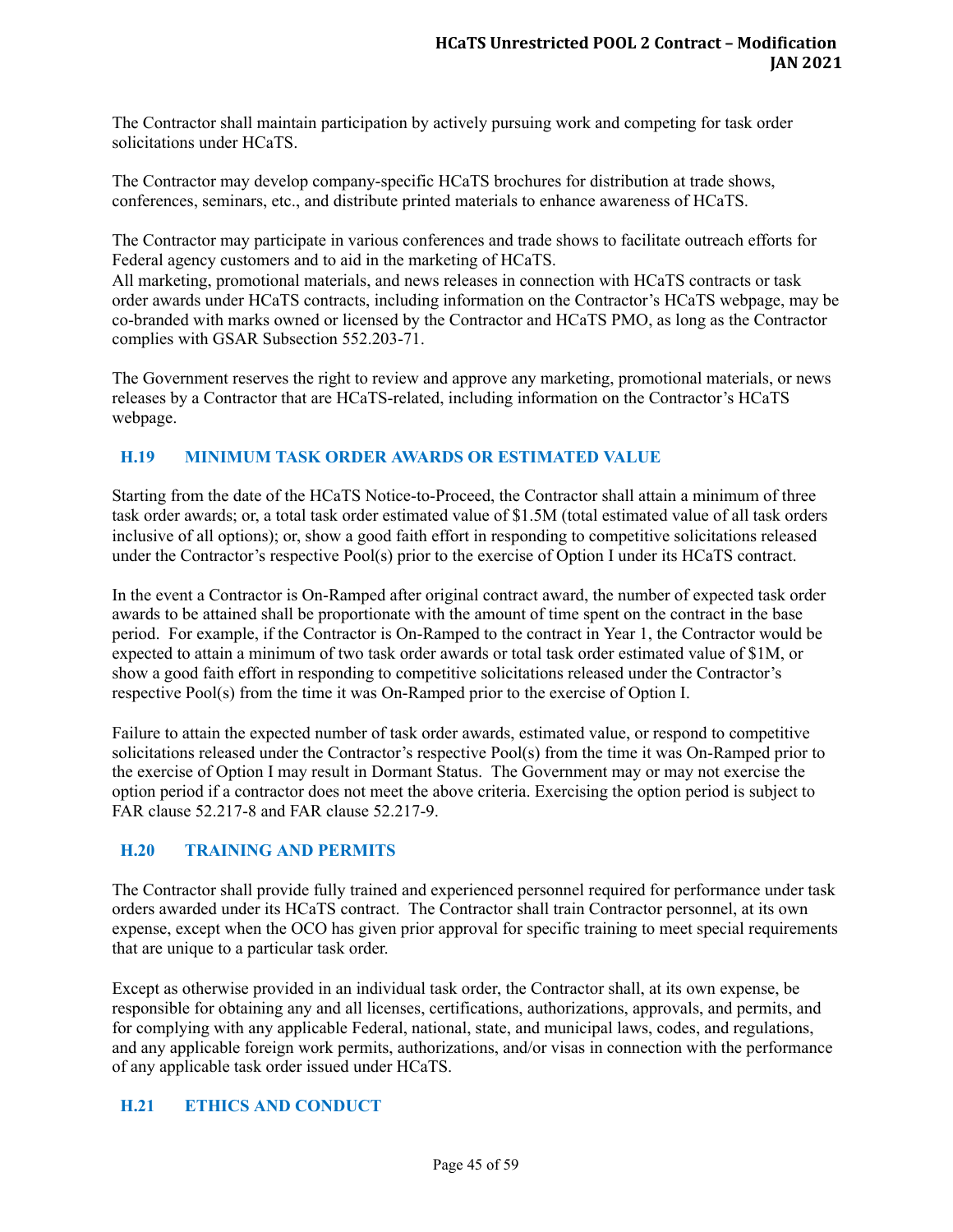The Contractor shall maintain participation by actively pursuing work and competing for task order solicitations under HCaTS.

The Contractor may develop company-specific HCaTS brochures for distribution at trade shows, conferences, seminars, etc., and distribute printed materials to enhance awareness of HCaTS.

The Contractor may participate in various conferences and trade shows to facilitate outreach efforts for Federal agency customers and to aid in the marketing of HCaTS.
All marketing, promotional materials, and news releases in connection with HCaTS contracts or task order awards under HCaTS contracts, including information on the Contractor's HCaTS webpage, may be co-branded with marks owned or licensed by the Contractor and HCaTS PMO, as long as the Contractor complies with GSAR Subsection 552.203-71.

The Government reserves the right to review and approve any marketing, promotional materials, or news releases by a Contractor that are HCaTS-related, including information on the Contractor's HCaTS webpage.

## H.19 MINIMUM TASK ORDER AWARDS OR ESTIMATED VALUE

Starting from the date of the HCaTS Notice-to-Proceed, the Contractor shall attain a minimum of three task order awards; or, a total task order estimated value of $1.5M (total estimated value of all task orders inclusive of all options); or, show a good faith effort in responding to competitive solicitations released under the Contractor's respective Pool(s) prior to the exercise of Option I under its HCaTS contract.

In the event a Contractor is On-Ramped after original contract award, the number of expected task order awards to be attained shall be proportionate with the amount of time spent on the contract in the base period. For example, if the Contractor is On-Ramped to the contract in Year 1, the Contractor would be expected to attain a minimum of two task order awards or total task order estimated value of $1M, or show a good faith effort in responding to competitive solicitations released under the Contractor's respective Pool(s) from the time it was On-Ramped prior to the exercise of Option I.

Failure to attain the expected number of task order awards, estimated value, or respond to competitive solicitations released under the Contractor's respective Pool(s) from the time it was On-Ramped prior to the exercise of Option I may result in Dormant Status. The Government may or may not exercise the option period if a contractor does not meet the above criteria. Exercising the option period is subject to FAR clause 52.217-8 and FAR clause 52.217-9.

## H.20 TRAINING AND PERMITS

The Contractor shall provide fully trained and experienced personnel required for performance under task orders awarded under its HCaTS contract. The Contractor shall train Contractor personnel, at its own expense, except when the OCO has given prior approval for specific training to meet special requirements that are unique to a particular task order.

Except as otherwise provided in an individual task order, the Contractor shall, at its own expense, be responsible for obtaining any and all licenses, certifications, authorizations, approvals, and permits, and for complying with any applicable Federal, national, state, and municipal laws, codes, and regulations, and any applicable foreign work permits, authorizations, and/or visas in connection with the performance of any applicable task order issued under HCaTS.

## H.21 ETHICS AND CONDUCT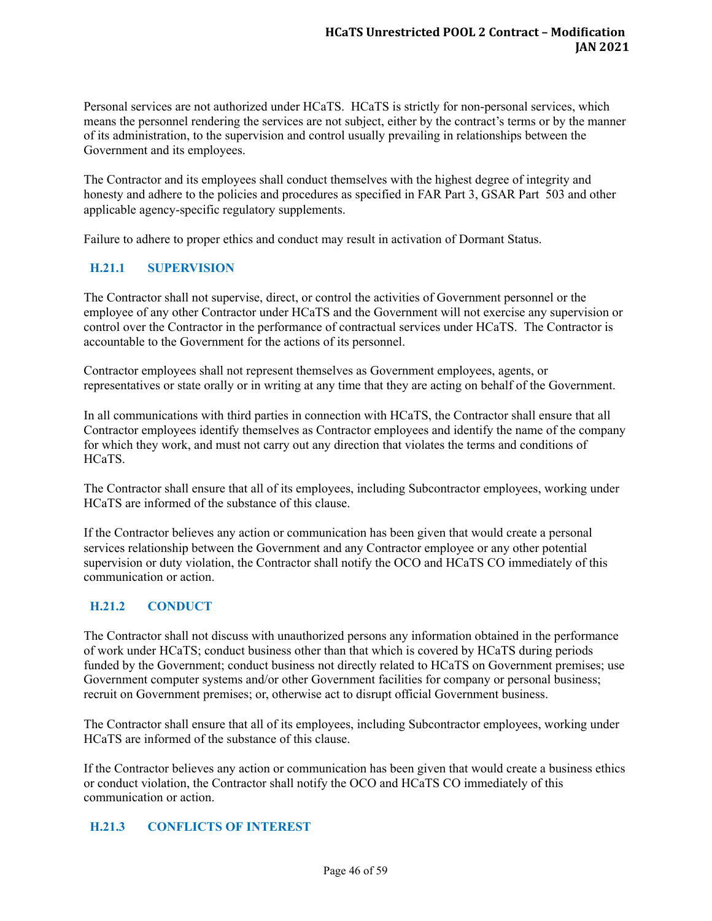Personal services are not authorized under HCaTS. HCaTS is strictly for non-personal services, which means the personnel rendering the services are not subject, either by the contract's terms or by the manner of its administration, to the supervision and control usually prevailing in relationships between the Government and its employees.

The Contractor and its employees shall conduct themselves with the highest degree of integrity and honesty and adhere to the policies and procedures as specified in FAR Part 3, GSAR Part 503 and other applicable agency-specific regulatory supplements.

Failure to adhere to proper ethics and conduct may result in activation of Dormant Status.

### H.21.1 SUPERVISION

The Contractor shall not supervise, direct, or control the activities of Government personnel or the employee of any other Contractor under HCaTS and the Government will not exercise any supervision or control over the Contractor in the performance of contractual services under HCaTS. The Contractor is accountable to the Government for the actions of its personnel.

Contractor employees shall not represent themselves as Government employees, agents, or representatives or state orally or in writing at any time that they are acting on behalf of the Government.

In all communications with third parties in connection with HCaTS, the Contractor shall ensure that all Contractor employees identify themselves as Contractor employees and identify the name of the company for which they work, and must not carry out any direction that violates the terms and conditions of HCaTS.

The Contractor shall ensure that all of its employees, including Subcontractor employees, working under HCaTS are informed of the substance of this clause.

If the Contractor believes any action or communication has been given that would create a personal services relationship between the Government and any Contractor employee or any other potential supervision or duty violation, the Contractor shall notify the OCO and HCaTS CO immediately of this communication or action.

### H.21.2 CONDUCT

The Contractor shall not discuss with unauthorized persons any information obtained in the performance of work under HCaTS; conduct business other than that which is covered by HCaTS during periods funded by the Government; conduct business not directly related to HCaTS on Government premises; use Government computer systems and/or other Government facilities for company or personal business; recruit on Government premises; or, otherwise act to disrupt official Government business.

The Contractor shall ensure that all of its employees, including Subcontractor employees, working under HCaTS are informed of the substance of this clause.

If the Contractor believes any action or communication has been given that would create a business ethics or conduct violation, the Contractor shall notify the OCO and HCaTS CO immediately of this communication or action.

### H.21.3 CONFLICTS OF INTEREST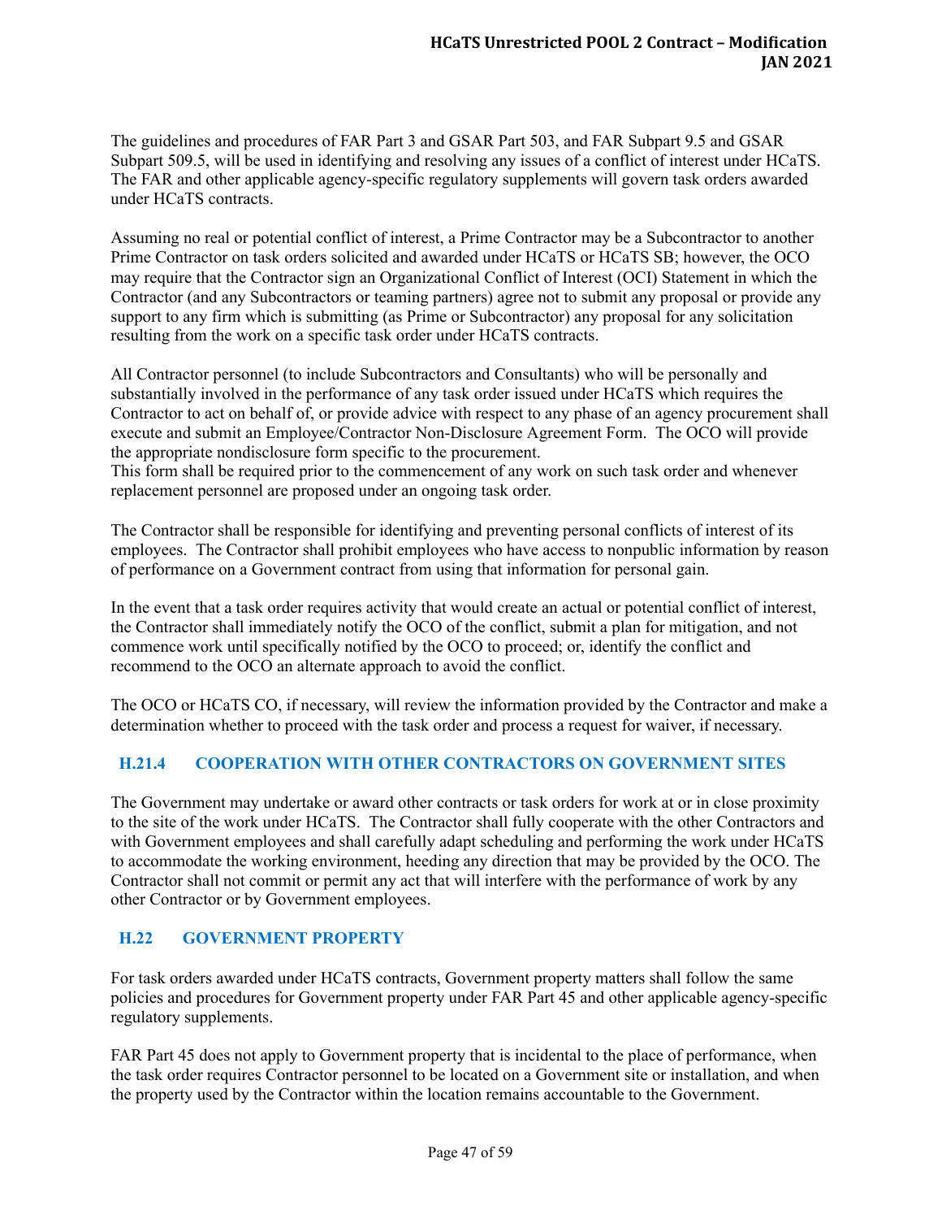The guidelines and procedures of FAR Part 3 and GSAR Part 503, and FAR Subpart 9.5 and GSAR Subpart 509.5, will be used in identifying and resolving any issues of a conflict of interest under HCaTS. The FAR and other applicable agency-specific regulatory supplements will govern task orders awarded under HCaTS contracts.

Assuming no real or potential conflict of interest, a Prime Contractor may be a Subcontractor to another Prime Contractor on task orders solicited and awarded under HCaTS or HCaTS SB; however, the OCO may require that the Contractor sign an Organizational Conflict of Interest (OCI) Statement in which the Contractor (and any Subcontractors or teaming partners) agree not to submit any proposal or provide any support to any firm which is submitting (as Prime or Subcontractor) any proposal for any solicitation resulting from the work on a specific task order under HCaTS contracts.

All Contractor personnel (to include Subcontractors and Consultants) who will be personally and substantially involved in the performance of any task order issued under HCaTS which requires the Contractor to act on behalf of, or provide advice with respect to any phase of an agency procurement shall execute and submit an Employee/Contractor Non-Disclosure Agreement Form. The OCO will provide the appropriate nondisclosure form specific to the procurement.
This form shall be required prior to the commencement of any work on such task order and whenever replacement personnel are proposed under an ongoing task order.

The Contractor shall be responsible for identifying and preventing personal conflicts of interest of its employees. The Contractor shall prohibit employees who have access to nonpublic information by reason of performance on a Government contract from using that information for personal gain.

In the event that a task order requires activity that would create an actual or potential conflict of interest, the Contractor shall immediately notify the OCO of the conflict, submit a plan for mitigation, and not commence work until specifically notified by the OCO to proceed; or, identify the conflict and recommend to the OCO an alternate approach to avoid the conflict.

The OCO or HCaTS CO, if necessary, will review the information provided by the Contractor and make a determination whether to proceed with the task order and process a request for waiver, if necessary.

### H.21.4 COOPERATION WITH OTHER CONTRACTORS ON GOVERNMENT SITES

The Government may undertake or award other contracts or task orders for work at or in close proximity to the site of the work under HCaTS. The Contractor shall fully cooperate with the other Contractors and with Government employees and shall carefully adapt scheduling and performing the work under HCaTS to accommodate the working environment, heeding any direction that may be provided by the OCO. The Contractor shall not commit or permit any act that will interfere with the performance of work by any other Contractor or by Government employees.

## H.22 GOVERNMENT PROPERTY

For task orders awarded under HCaTS contracts, Government property matters shall follow the same policies and procedures for Government property under FAR Part 45 and other applicable agency-specific regulatory supplements.

FAR Part 45 does not apply to Government property that is incidental to the place of performance, when the task order requires Contractor personnel to be located on a Government site or installation, and when the property used by the Contractor within the location remains accountable to the Government.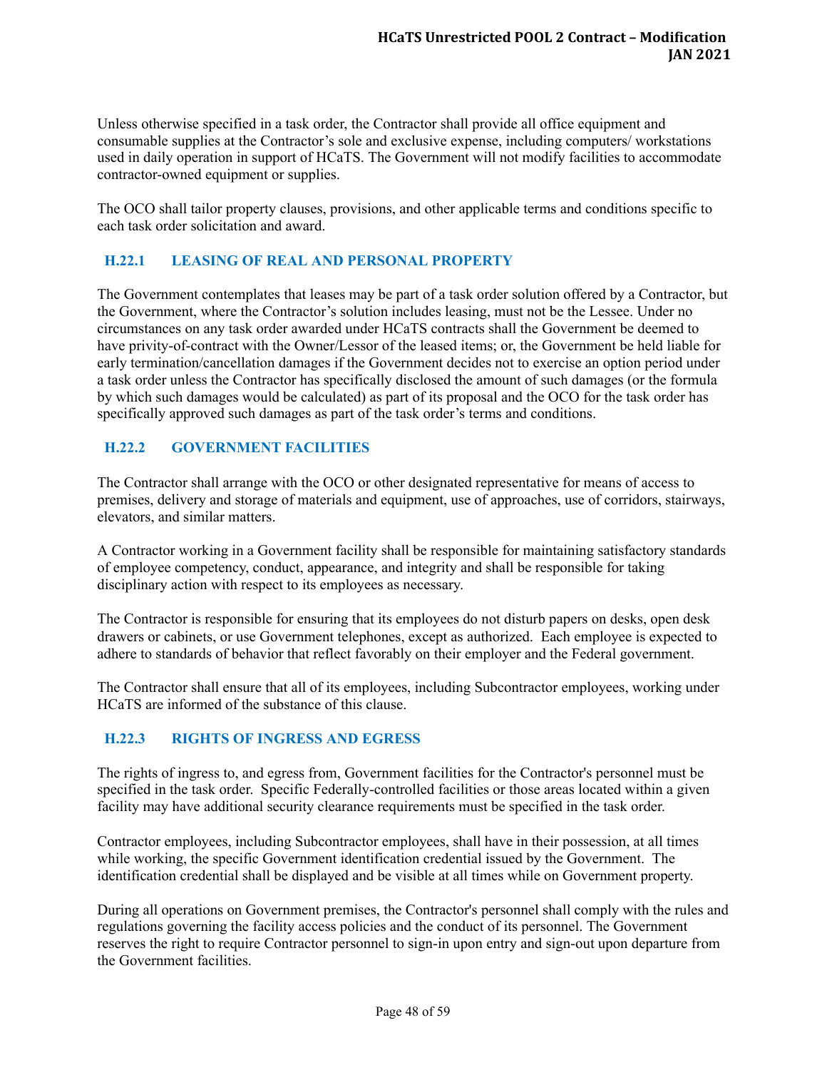Unless otherwise specified in a task order, the Contractor shall provide all office equipment and consumable supplies at the Contractor's sole and exclusive expense, including computers/ workstations used in daily operation in support of HCaTS. The Government will not modify facilities to accommodate contractor-owned equipment or supplies.

The OCO shall tailor property clauses, provisions, and other applicable terms and conditions specific to each task order solicitation and award.

### H.22.1 LEASING OF REAL AND PERSONAL PROPERTY

The Government contemplates that leases may be part of a task order solution offered by a Contractor, but the Government, where the Contractor's solution includes leasing, must not be the Lessee. Under no circumstances on any task order awarded under HCaTS contracts shall the Government be deemed to have privity-of-contract with the Owner/Lessor of the leased items; or, the Government be held liable for early termination/cancellation damages if the Government decides not to exercise an option period under a task order unless the Contractor has specifically disclosed the amount of such damages (or the formula by which such damages would be calculated) as part of its proposal and the OCO for the task order has specifically approved such damages as part of the task order's terms and conditions.

### H.22.2 GOVERNMENT FACILITIES

The Contractor shall arrange with the OCO or other designated representative for means of access to premises, delivery and storage of materials and equipment, use of approaches, use of corridors, stairways, elevators, and similar matters.

A Contractor working in a Government facility shall be responsible for maintaining satisfactory standards of employee competency, conduct, appearance, and integrity and shall be responsible for taking disciplinary action with respect to its employees as necessary.

The Contractor is responsible for ensuring that its employees do not disturb papers on desks, open desk drawers or cabinets, or use Government telephones, except as authorized. Each employee is expected to adhere to standards of behavior that reflect favorably on their employer and the Federal government.

The Contractor shall ensure that all of its employees, including Subcontractor employees, working under HCaTS are informed of the substance of this clause.

### H.22.3 RIGHTS OF INGRESS AND EGRESS

The rights of ingress to, and egress from, Government facilities for the Contractor's personnel must be specified in the task order. Specific Federally-controlled facilities or those areas located within a given facility may have additional security clearance requirements must be specified in the task order.

Contractor employees, including Subcontractor employees, shall have in their possession, at all times while working, the specific Government identification credential issued by the Government. The identification credential shall be displayed and be visible at all times while on Government property.

During all operations on Government premises, the Contractor's personnel shall comply with the rules and regulations governing the facility access policies and the conduct of its personnel. The Government reserves the right to require Contractor personnel to sign-in upon entry and sign-out upon departure from the Government facilities.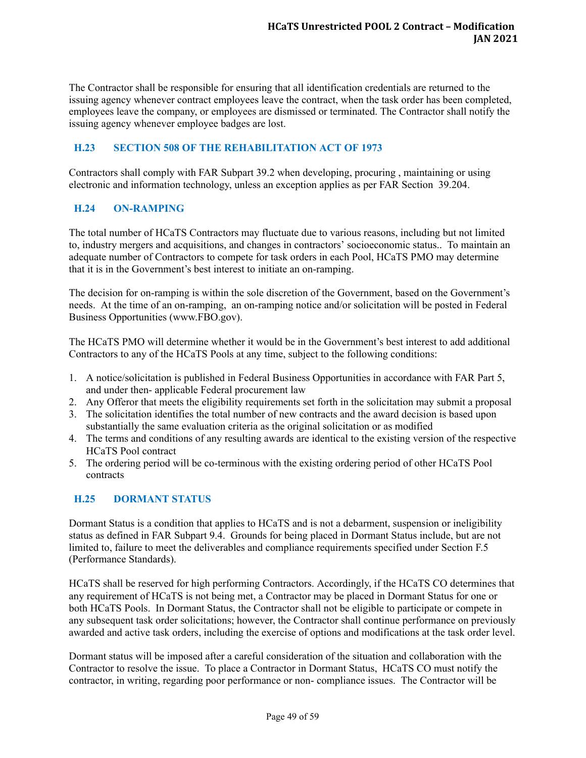The Contractor shall be responsible for ensuring that all identification credentials are returned to the issuing agency whenever contract employees leave the contract, when the task order has been completed, employees leave the company, or employees are dismissed or terminated. The Contractor shall notify the issuing agency whenever employee badges are lost.

## H.23 SECTION 508 OF THE REHABILITATION ACT OF 1973

Contractors shall comply with FAR Subpart 39.2 when developing, procuring , maintaining or using electronic and information technology, unless an exception applies as per FAR Section 39.204.

## H.24 ON-RAMPING

The total number of HCaTS Contractors may fluctuate due to various reasons, including but not limited to, industry mergers and acquisitions, and changes in contractors' socioeconomic status.. To maintain an adequate number of Contractors to compete for task orders in each Pool, HCaTS PMO may determine that it is in the Government's best interest to initiate an on-ramping.

The decision for on-ramping is within the sole discretion of the Government, based on the Government's needs. At the time of an on-ramping, an on-ramping notice and/or solicitation will be posted in Federal Business Opportunities (www.FBO.gov).

The HCaTS PMO will determine whether it would be in the Government's best interest to add additional Contractors to any of the HCaTS Pools at any time, subject to the following conditions:

1. A notice/solicitation is published in Federal Business Opportunities in accordance with FAR Part 5, and under then- applicable Federal procurement law
2. Any Offeror that meets the eligibility requirements set forth in the solicitation may submit a proposal
3. The solicitation identifies the total number of new contracts and the award decision is based upon substantially the same evaluation criteria as the original solicitation or as modified
4. The terms and conditions of any resulting awards are identical to the existing version of the respective HCaTS Pool contract
5. The ordering period will be co-terminous with the existing ordering period of other HCaTS Pool contracts

## H.25 DORMANT STATUS

Dormant Status is a condition that applies to HCaTS and is not a debarment, suspension or ineligibility status as defined in FAR Subpart 9.4. Grounds for being placed in Dormant Status include, but are not limited to, failure to meet the deliverables and compliance requirements specified under Section F.5 (Performance Standards).

HCaTS shall be reserved for high performing Contractors. Accordingly, if the HCaTS CO determines that any requirement of HCaTS is not being met, a Contractor may be placed in Dormant Status for one or both HCaTS Pools. In Dormant Status, the Contractor shall not be eligible to participate or compete in any subsequent task order solicitations; however, the Contractor shall continue performance on previously awarded and active task orders, including the exercise of options and modifications at the task order level.

Dormant status will be imposed after a careful consideration of the situation and collaboration with the Contractor to resolve the issue. To place a Contractor in Dormant Status, HCaTS CO must notify the contractor, in writing, regarding poor performance or non- compliance issues. The Contractor will be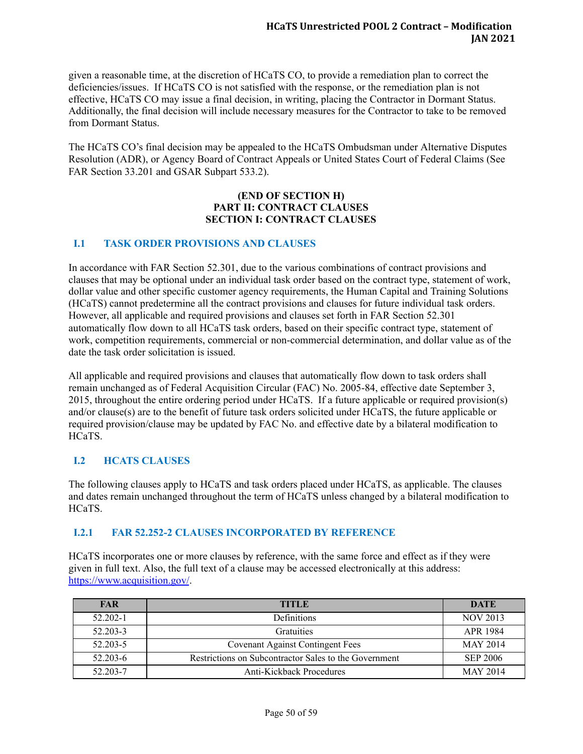given a reasonable time, at the discretion of HCaTS CO, to provide a remediation plan to correct the deficiencies/issues. If HCaTS CO is not satisfied with the response, or the remediation plan is not effective, HCaTS CO may issue a final decision, in writing, placing the Contractor in Dormant Status. Additionally, the final decision will include necessary measures for the Contractor to take to be removed from Dormant Status.

The HCaTS CO's final decision may be appealed to the HCaTS Ombudsman under Alternative Disputes Resolution (ADR), or Agency Board of Contract Appeals or United States Court of Federal Claims (See FAR Section 33.201 and GSAR Subpart 533.2).

**(END OF SECTION H)**
**PART II: CONTRACT CLAUSES**
**SECTION I: CONTRACT CLAUSES**

## I.1 TASK ORDER PROVISIONS AND CLAUSES

In accordance with FAR Section 52.301, due to the various combinations of contract provisions and clauses that may be optional under an individual task order based on the contract type, statement of work, dollar value and other specific customer agency requirements, the Human Capital and Training Solutions (HCaTS) cannot predetermine all the contract provisions and clauses for future individual task orders. However, all applicable and required provisions and clauses set forth in FAR Section 52.301 automatically flow down to all HCaTS task orders, based on their specific contract type, statement of work, competition requirements, commercial or non-commercial determination, and dollar value as of the date the task order solicitation is issued.

All applicable and required provisions and clauses that automatically flow down to task orders shall remain unchanged as of Federal Acquisition Circular (FAC) No. 2005-84, effective date September 3, 2015, throughout the entire ordering period under HCaTS. If a future applicable or required provision(s) and/or clause(s) are to the benefit of future task orders solicited under HCaTS, the future applicable or required provision/clause may be updated by FAC No. and effective date by a bilateral modification to HCaTS.

## I.2 HCATS CLAUSES

The following clauses apply to HCaTS and task orders placed under HCaTS, as applicable. The clauses and dates remain unchanged throughout the term of HCaTS unless changed by a bilateral modification to HCaTS.

### I.2.1 FAR 52.252-2 CLAUSES INCORPORATED BY REFERENCE

HCaTS incorporates one or more clauses by reference, with the same force and effect as if they were given in full text. Also, the full text of a clause may be accessed electronically at this address: https://www.acquisition.gov/.

| FAR | TITLE | DATE |
|---|---|---|
| 52.202-1 | Definitions | NOV 2013 |
| 52.203-3 | Gratuities | APR 1984 |
| 52.203-5 | Covenant Against Contingent Fees | MAY 2014 |
| 52.203-6 | Restrictions on Subcontractor Sales to the Government | SEP 2006 |
| 52.203-7 | Anti-Kickback Procedures | MAY 2014 |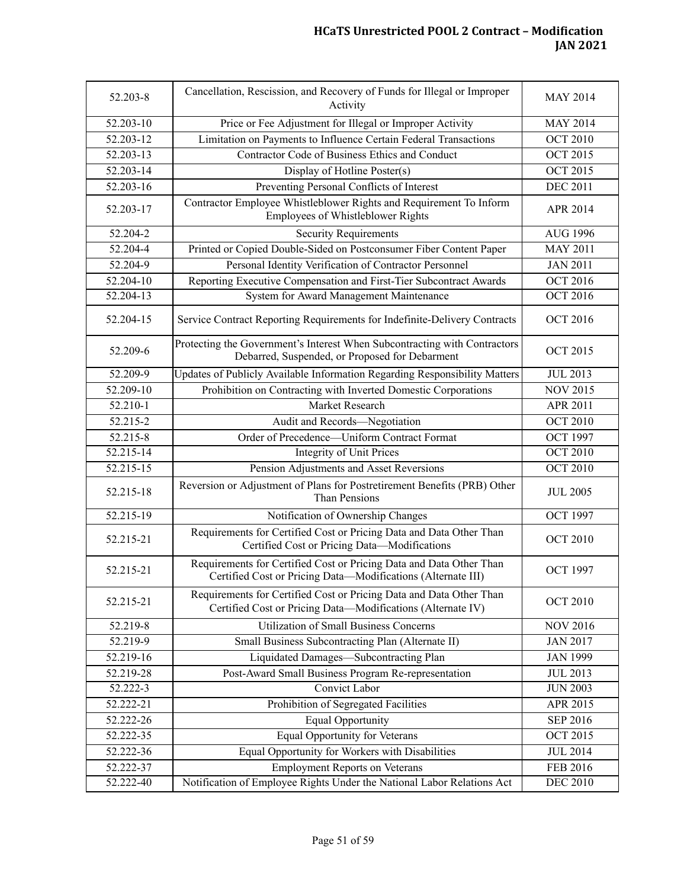| 52.203-8 | Cancellation, Rescission, and Recovery of Funds for Illegal or Improper Activity | MAY 2014 |
|---|---|---|
| 52.203-10 | Price or Fee Adjustment for Illegal or Improper Activity | MAY 2014 |
| 52.203-12 | Limitation on Payments to Influence Certain Federal Transactions | OCT 2010 |
| 52.203-13 | Contractor Code of Business Ethics and Conduct | OCT 2015 |
| 52.203-14 | Display of Hotline Poster(s) | OCT 2015 |
| 52.203-16 | Preventing Personal Conflicts of Interest | DEC 2011 |
| 52.203-17 | Contractor Employee Whistleblower Rights and Requirement To Inform Employees of Whistleblower Rights | APR 2014 |
| 52.204-2 | Security Requirements | AUG 1996 |
| 52.204-4 | Printed or Copied Double-Sided on Postconsumer Fiber Content Paper | MAY 2011 |
| 52.204-9 | Personal Identity Verification of Contractor Personnel | JAN 2011 |
| 52.204-10 | Reporting Executive Compensation and First-Tier Subcontract Awards | OCT 2016 |
| 52.204-13 | System for Award Management Maintenance | OCT 2016 |
| 52.204-15 | Service Contract Reporting Requirements for Indefinite-Delivery Contracts | OCT 2016 |
| 52.209-6 | Protecting the Government's Interest When Subcontracting with Contractors Debarred, Suspended, or Proposed for Debarment | OCT 2015 |
| 52.209-9 | Updates of Publicly Available Information Regarding Responsibility Matters | JUL 2013 |
| 52.209-10 | Prohibition on Contracting with Inverted Domestic Corporations | NOV 2015 |
| 52.210-1 | Market Research | APR 2011 |
| 52.215-2 | Audit and Records—Negotiation | OCT 2010 |
| 52.215-8 | Order of Precedence—Uniform Contract Format | OCT 1997 |
| 52.215-14 | Integrity of Unit Prices | OCT 2010 |
| 52.215-15 | Pension Adjustments and Asset Reversions | OCT 2010 |
| 52.215-18 | Reversion or Adjustment of Plans for Postretirement Benefits (PRB) Other Than Pensions | JUL 2005 |
| 52.215-19 | Notification of Ownership Changes | OCT 1997 |
| 52.215-21 | Requirements for Certified Cost or Pricing Data and Data Other Than Certified Cost or Pricing Data—Modifications | OCT 2010 |
| 52.215-21 | Requirements for Certified Cost or Pricing Data and Data Other Than Certified Cost or Pricing Data—Modifications (Alternate III) | OCT 1997 |
| 52.215-21 | Requirements for Certified Cost or Pricing Data and Data Other Than Certified Cost or Pricing Data—Modifications (Alternate IV) | OCT 2010 |
| 52.219-8 | Utilization of Small Business Concerns | NOV 2016 |
| 52.219-9 | Small Business Subcontracting Plan (Alternate II) | JAN 2017 |
| 52.219-16 | Liquidated Damages—Subcontracting Plan | JAN 1999 |
| 52.219-28 | Post-Award Small Business Program Re-representation | JUL 2013 |
| 52.222-3 | Convict Labor | JUN 2003 |
| 52.222-21 | Prohibition of Segregated Facilities | APR 2015 |
| 52.222-26 | Equal Opportunity | SEP 2016 |
| 52.222-35 | Equal Opportunity for Veterans | OCT 2015 |
| 52.222-36 | Equal Opportunity for Workers with Disabilities | JUL 2014 |
| 52.222-37 | Employment Reports on Veterans | FEB 2016 |
| 52.222-40 | Notification of Employee Rights Under the National Labor Relations Act | DEC 2010 |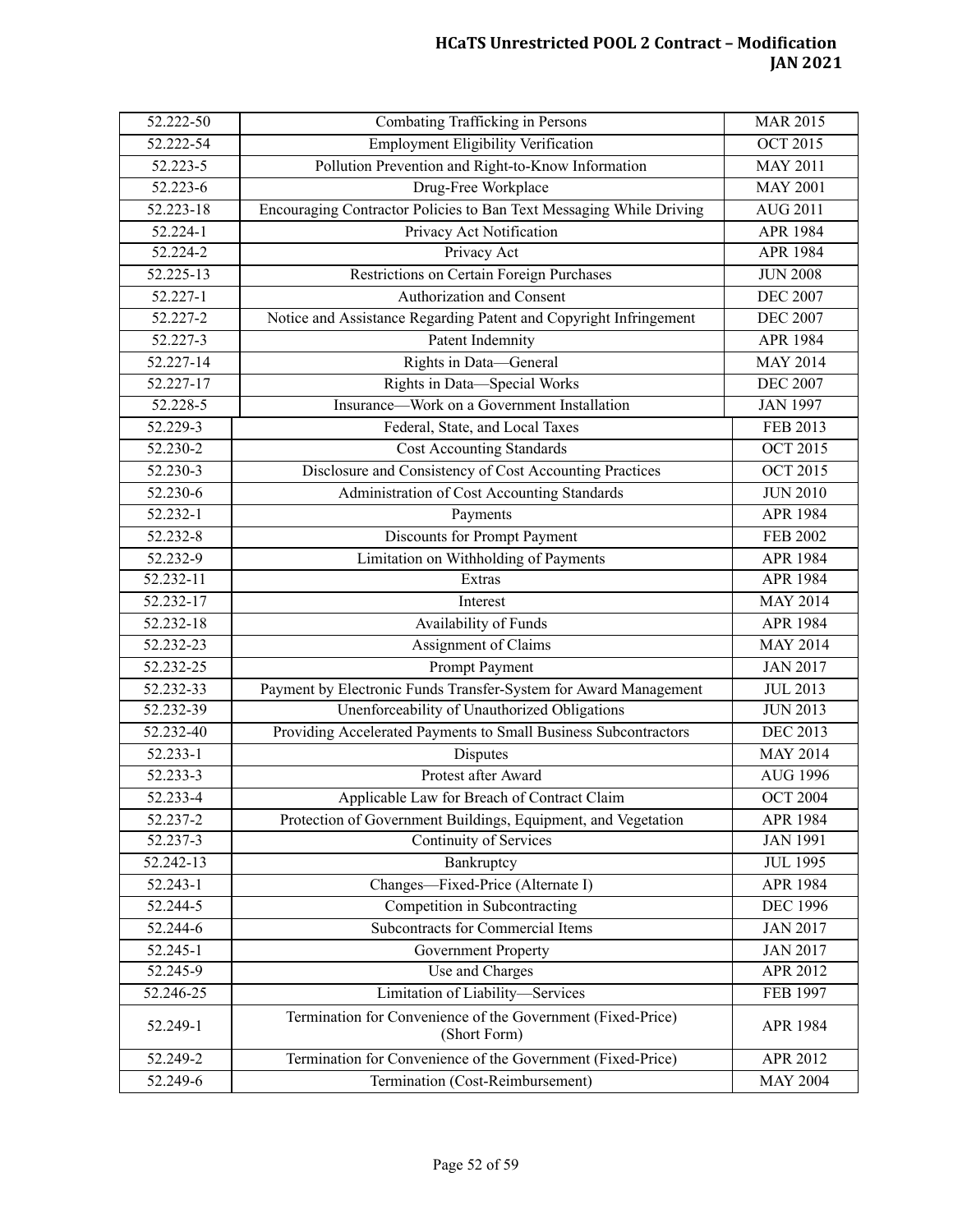| 52.222-50 | Combating Trafficking in Persons | MAR 2015 |
|---|---|---|
| 52.222-54 | Employment Eligibility Verification | OCT 2015 |
| 52.223-5 | Pollution Prevention and Right-to-Know Information | MAY 2011 |
| 52.223-6 | Drug-Free Workplace | MAY 2001 |
| 52.223-18 | Encouraging Contractor Policies to Ban Text Messaging While Driving | AUG 2011 |
| 52.224-1 | Privacy Act Notification | APR 1984 |
| 52.224-2 | Privacy Act | APR 1984 |
| 52.225-13 | Restrictions on Certain Foreign Purchases | JUN 2008 |
| 52.227-1 | Authorization and Consent | DEC 2007 |
| 52.227-2 | Notice and Assistance Regarding Patent and Copyright Infringement | DEC 2007 |
| 52.227-3 | Patent Indemnity | APR 1984 |
| 52.227-14 | Rights in Data—General | MAY 2014 |
| 52.227-17 | Rights in Data—Special Works | DEC 2007 |
| 52.228-5 | Insurance—Work on a Government Installation | JAN 1997 |
| 52.229-3 | Federal, State, and Local Taxes | FEB 2013 |
| 52.230-2 | Cost Accounting Standards | OCT 2015 |
| 52.230-3 | Disclosure and Consistency of Cost Accounting Practices | OCT 2015 |
| 52.230-6 | Administration of Cost Accounting Standards | JUN 2010 |
| 52.232-1 | Payments | APR 1984 |
| 52.232-8 | Discounts for Prompt Payment | FEB 2002 |
| 52.232-9 | Limitation on Withholding of Payments | APR 1984 |
| 52.232-11 | Extras | APR 1984 |
| 52.232-17 | Interest | MAY 2014 |
| 52.232-18 | Availability of Funds | APR 1984 |
| 52.232-23 | Assignment of Claims | MAY 2014 |
| 52.232-25 | Prompt Payment | JAN 2017 |
| 52.232-33 | Payment by Electronic Funds Transfer-System for Award Management | JUL 2013 |
| 52.232-39 | Unenforceability of Unauthorized Obligations | JUN 2013 |
| 52.232-40 | Providing Accelerated Payments to Small Business Subcontractors | DEC 2013 |
| 52.233-1 | Disputes | MAY 2014 |
| 52.233-3 | Protest after Award | AUG 1996 |
| 52.233-4 | Applicable Law for Breach of Contract Claim | OCT 2004 |
| 52.237-2 | Protection of Government Buildings, Equipment, and Vegetation | APR 1984 |
| 52.237-3 | Continuity of Services | JAN 1991 |
| 52.242-13 | Bankruptcy | JUL 1995 |
| 52.243-1 | Changes—Fixed-Price (Alternate I) | APR 1984 |
| 52.244-5 | Competition in Subcontracting | DEC 1996 |
| 52.244-6 | Subcontracts for Commercial Items | JAN 2017 |
| 52.245-1 | Government Property | JAN 2017 |
| 52.245-9 | Use and Charges | APR 2012 |
| 52.246-25 | Limitation of Liability—Services | FEB 1997 |
| 52.249-1 | Termination for Convenience of the Government (Fixed-Price) (Short Form) | APR 1984 |
| 52.249-2 | Termination for Convenience of the Government (Fixed-Price) | APR 2012 |
| 52.249-6 | Termination (Cost-Reimbursement) | MAY 2004 |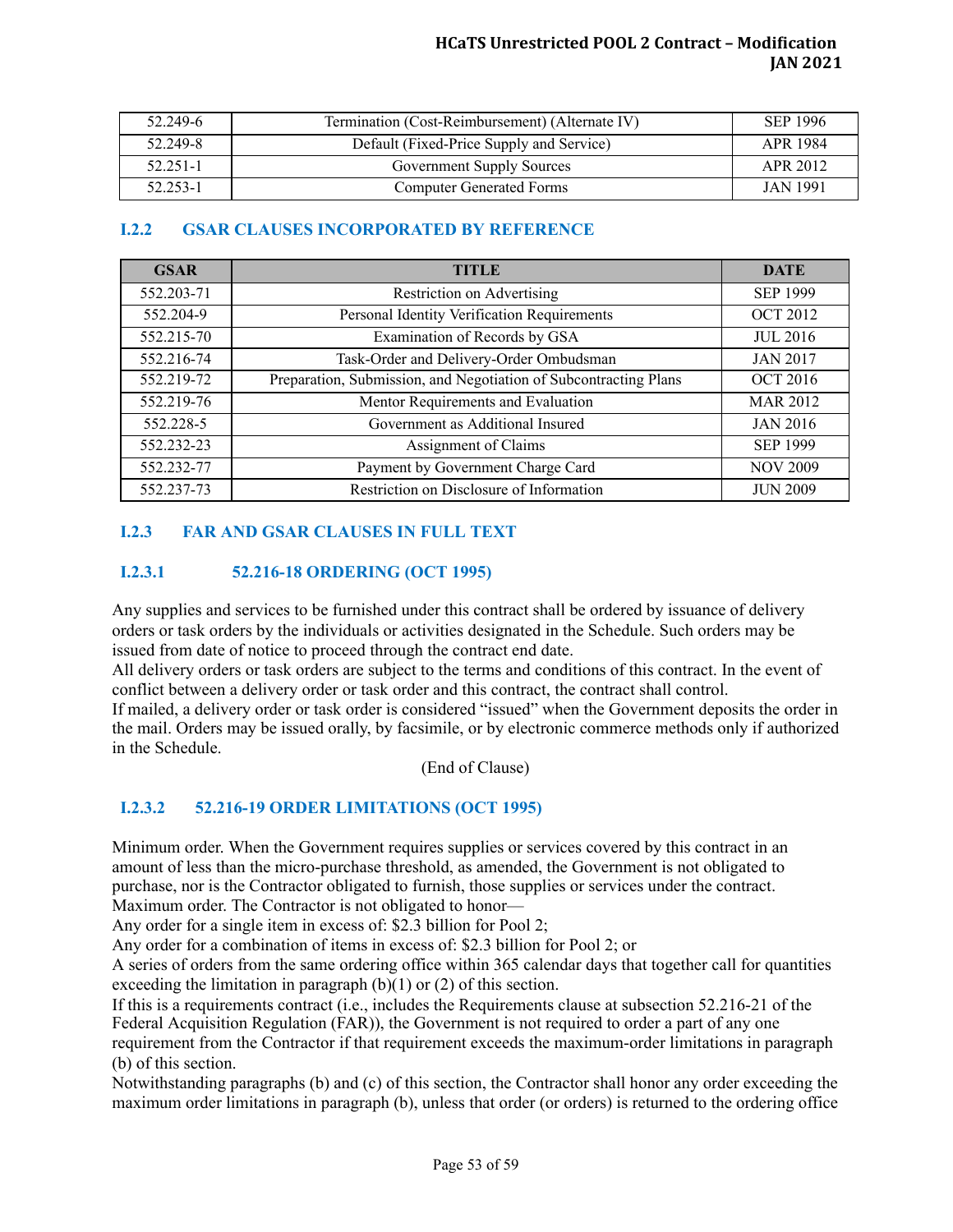| 52.249-6 | Termination (Cost-Reimbursement) (Alternate IV) | SEP 1996 |
|---|---|---|
| 52.249-8 | Default (Fixed-Price Supply and Service) | APR 1984 |
| 52.251-1 | Government Supply Sources | APR 2012 |
| 52.253-1 | Computer Generated Forms | JAN 1991 |

### I.2.2 GSAR CLAUSES INCORPORATED BY REFERENCE

| GSAR | TITLE | DATE |
|---|---|---|
| 552.203-71 | Restriction on Advertising | SEP 1999 |
| 552.204-9 | Personal Identity Verification Requirements | OCT 2012 |
| 552.215-70 | Examination of Records by GSA | JUL 2016 |
| 552.216-74 | Task-Order and Delivery-Order Ombudsman | JAN 2017 |
| 552.219-72 | Preparation, Submission, and Negotiation of Subcontracting Plans | OCT 2016 |
| 552.219-76 | Mentor Requirements and Evaluation | MAR 2012 |
| 552.228-5 | Government as Additional Insured | JAN 2016 |
| 552.232-23 | Assignment of Claims | SEP 1999 |
| 552.232-77 | Payment by Government Charge Card | NOV 2009 |
| 552.237-73 | Restriction on Disclosure of Information | JUN 2009 |

### I.2.3 FAR AND GSAR CLAUSES IN FULL TEXT

#### I.2.3.1 52.216-18 ORDERING (OCT 1995)

Any supplies and services to be furnished under this contract shall be ordered by issuance of delivery orders or task orders by the individuals or activities designated in the Schedule. Such orders may be issued from date of notice to proceed through the contract end date.
All delivery orders or task orders are subject to the terms and conditions of this contract. In the event of conflict between a delivery order or task order and this contract, the contract shall control.
If mailed, a delivery order or task order is considered "issued" when the Government deposits the order in the mail. Orders may be issued orally, by facsimile, or by electronic commerce methods only if authorized in the Schedule.

(End of Clause)

#### I.2.3.2 52.216-19 ORDER LIMITATIONS (OCT 1995)

Minimum order. When the Government requires supplies or services covered by this contract in an amount of less than the micro-purchase threshold, as amended, the Government is not obligated to purchase, nor is the Contractor obligated to furnish, those supplies or services under the contract.
Maximum order. The Contractor is not obligated to honor—
Any order for a single item in excess of: $2.3 billion for Pool 2;
Any order for a combination of items in excess of: $2.3 billion for Pool 2; or
A series of orders from the same ordering office within 365 calendar days that together call for quantities exceeding the limitation in paragraph (b)(1) or (2) of this section.
If this is a requirements contract (i.e., includes the Requirements clause at subsection 52.216-21 of the Federal Acquisition Regulation (FAR)), the Government is not required to order a part of any one requirement from the Contractor if that requirement exceeds the maximum-order limitations in paragraph (b) of this section.
Notwithstanding paragraphs (b) and (c) of this section, the Contractor shall honor any order exceeding the maximum order limitations in paragraph (b), unless that order (or orders) is returned to the ordering office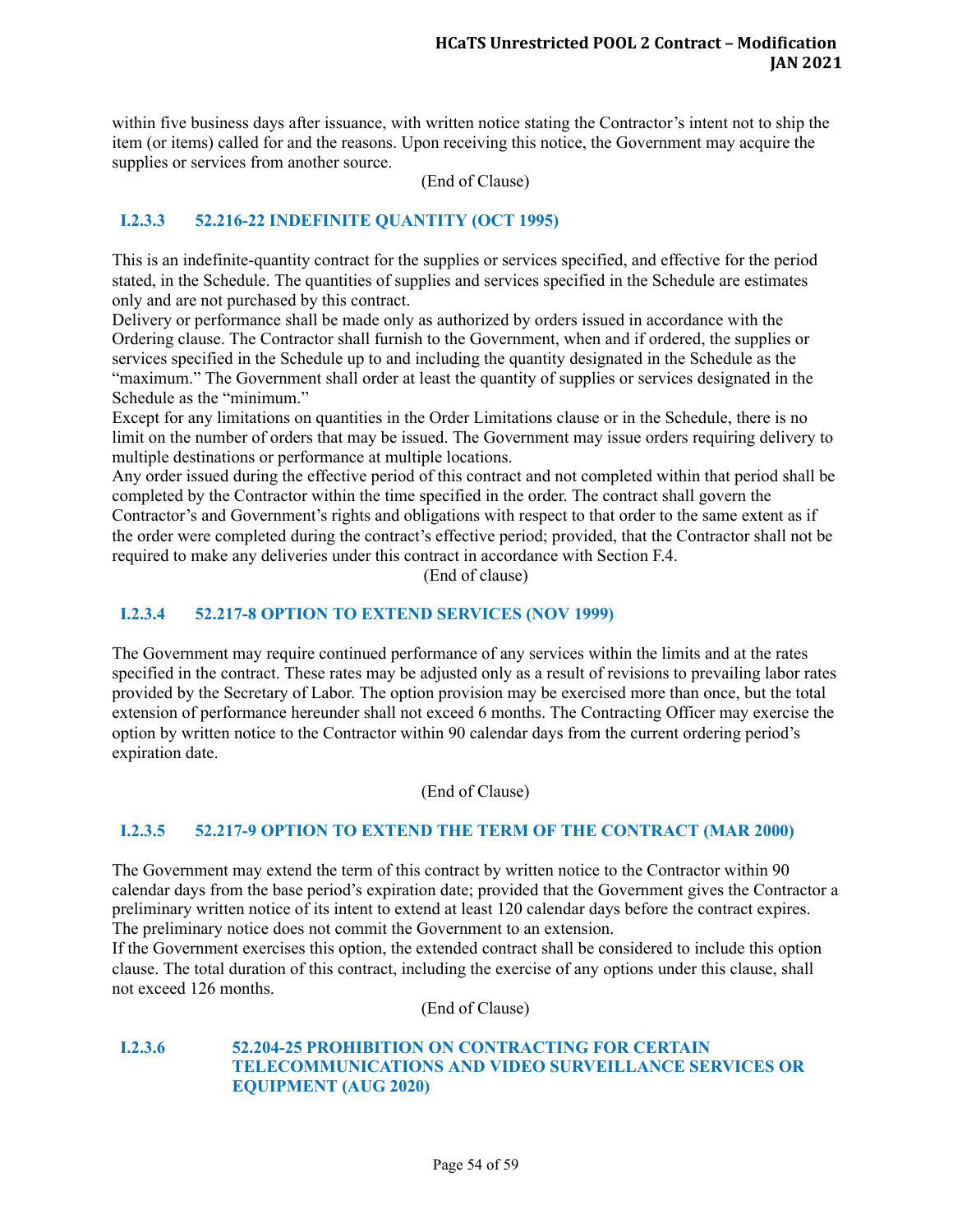within five business days after issuance, with written notice stating the Contractor's intent not to ship the item (or items) called for and the reasons. Upon receiving this notice, the Government may acquire the supplies or services from another source.

(End of Clause)

### I.2.3.3 52.216-22 INDEFINITE QUANTITY (OCT 1995)

This is an indefinite-quantity contract for the supplies or services specified, and effective for the period stated, in the Schedule. The quantities of supplies and services specified in the Schedule are estimates only and are not purchased by this contract.
Delivery or performance shall be made only as authorized by orders issued in accordance with the Ordering clause. The Contractor shall furnish to the Government, when and if ordered, the supplies or services specified in the Schedule up to and including the quantity designated in the Schedule as the "maximum." The Government shall order at least the quantity of supplies or services designated in the Schedule as the "minimum."
Except for any limitations on quantities in the Order Limitations clause or in the Schedule, there is no limit on the number of orders that may be issued. The Government may issue orders requiring delivery to multiple destinations or performance at multiple locations.
Any order issued during the effective period of this contract and not completed within that period shall be completed by the Contractor within the time specified in the order. The contract shall govern the Contractor's and Government's rights and obligations with respect to that order to the same extent as if the order were completed during the contract's effective period; provided, that the Contractor shall not be required to make any deliveries under this contract in accordance with Section F.4.

(End of clause)

### I.2.3.4 52.217-8 OPTION TO EXTEND SERVICES (NOV 1999)

The Government may require continued performance of any services within the limits and at the rates specified in the contract. These rates may be adjusted only as a result of revisions to prevailing labor rates provided by the Secretary of Labor. The option provision may be exercised more than once, but the total extension of performance hereunder shall not exceed 6 months. The Contracting Officer may exercise the option by written notice to the Contractor within 90 calendar days from the current ordering period's expiration date.

(End of Clause)

### I.2.3.5 52.217-9 OPTION TO EXTEND THE TERM OF THE CONTRACT (MAR 2000)

The Government may extend the term of this contract by written notice to the Contractor within 90 calendar days from the base period's expiration date; provided that the Government gives the Contractor a preliminary written notice of its intent to extend at least 120 calendar days before the contract expires. The preliminary notice does not commit the Government to an extension.
If the Government exercises this option, the extended contract shall be considered to include this option clause. The total duration of this contract, including the exercise of any options under this clause, shall not exceed 126 months.

(End of Clause)

### I.2.3.6 52.204-25 PROHIBITION ON CONTRACTING FOR CERTAIN TELECOMMUNICATIONS AND VIDEO SURVEILLANCE SERVICES OR EQUIPMENT (AUG 2020)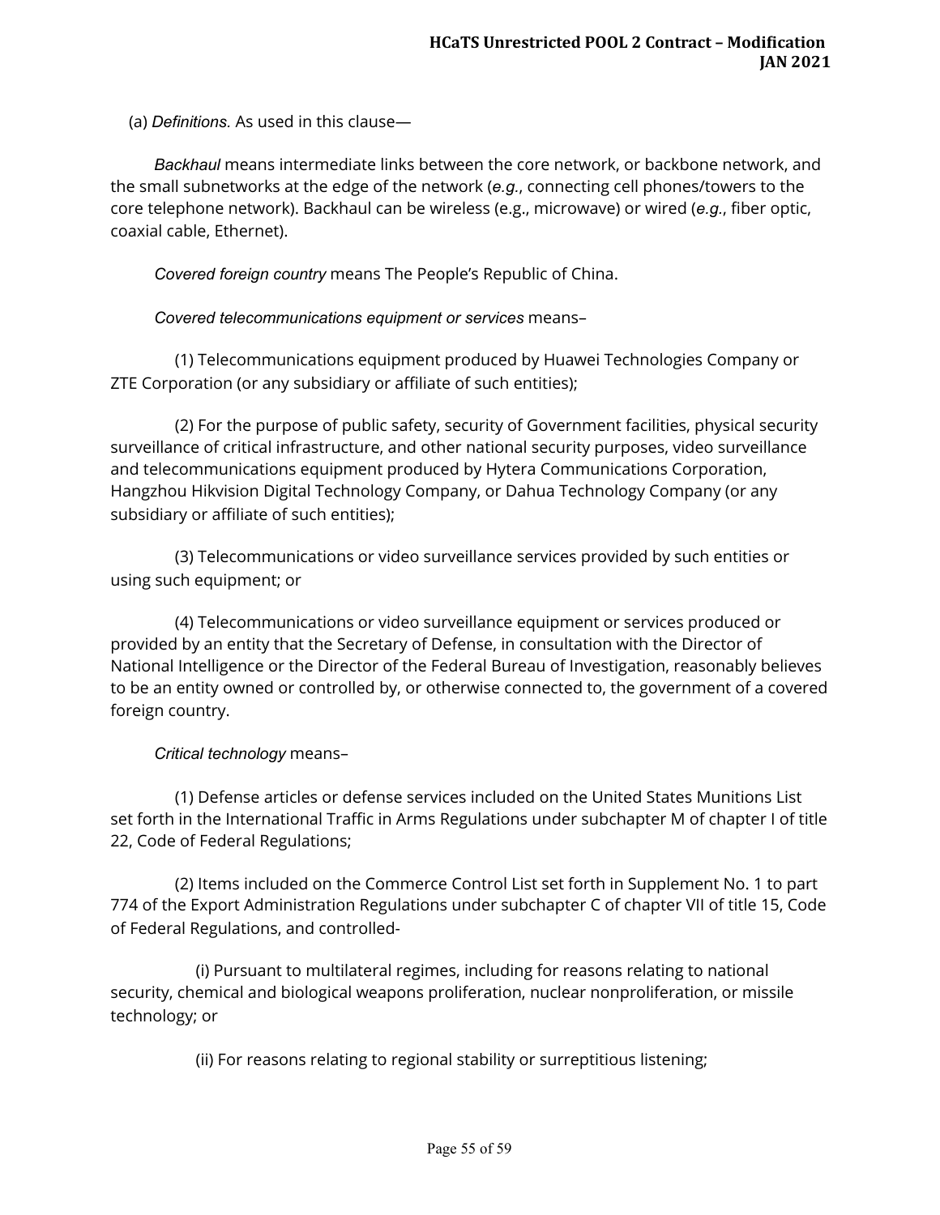(a) *Definitions.* As used in this clause—

*Backhaul* means intermediate links between the core network, or backbone network, and the small subnetworks at the edge of the network (*e.g.*, connecting cell phones/towers to the core telephone network). Backhaul can be wireless (e.g., microwave) or wired (*e.g.*, fiber optic, coaxial cable, Ethernet).

*Covered foreign country* means The People's Republic of China.

*Covered telecommunications equipment or services* means–

(1) Telecommunications equipment produced by Huawei Technologies Company or ZTE Corporation (or any subsidiary or affiliate of such entities);

(2) For the purpose of public safety, security of Government facilities, physical security surveillance of critical infrastructure, and other national security purposes, video surveillance and telecommunications equipment produced by Hytera Communications Corporation, Hangzhou Hikvision Digital Technology Company, or Dahua Technology Company (or any subsidiary or affiliate of such entities);

(3) Telecommunications or video surveillance services provided by such entities or using such equipment; or

(4) Telecommunications or video surveillance equipment or services produced or provided by an entity that the Secretary of Defense, in consultation with the Director of National Intelligence or the Director of the Federal Bureau of Investigation, reasonably believes to be an entity owned or controlled by, or otherwise connected to, the government of a covered foreign country.

*Critical technology* means–

(1) Defense articles or defense services included on the United States Munitions List set forth in the International Traffic in Arms Regulations under subchapter M of chapter I of title 22, Code of Federal Regulations;

(2) Items included on the Commerce Control List set forth in Supplement No. 1 to part 774 of the Export Administration Regulations under subchapter C of chapter VII of title 15, Code of Federal Regulations, and controlled-

(i) Pursuant to multilateral regimes, including for reasons relating to national security, chemical and biological weapons proliferation, nuclear nonproliferation, or missile technology; or

(ii) For reasons relating to regional stability or surreptitious listening;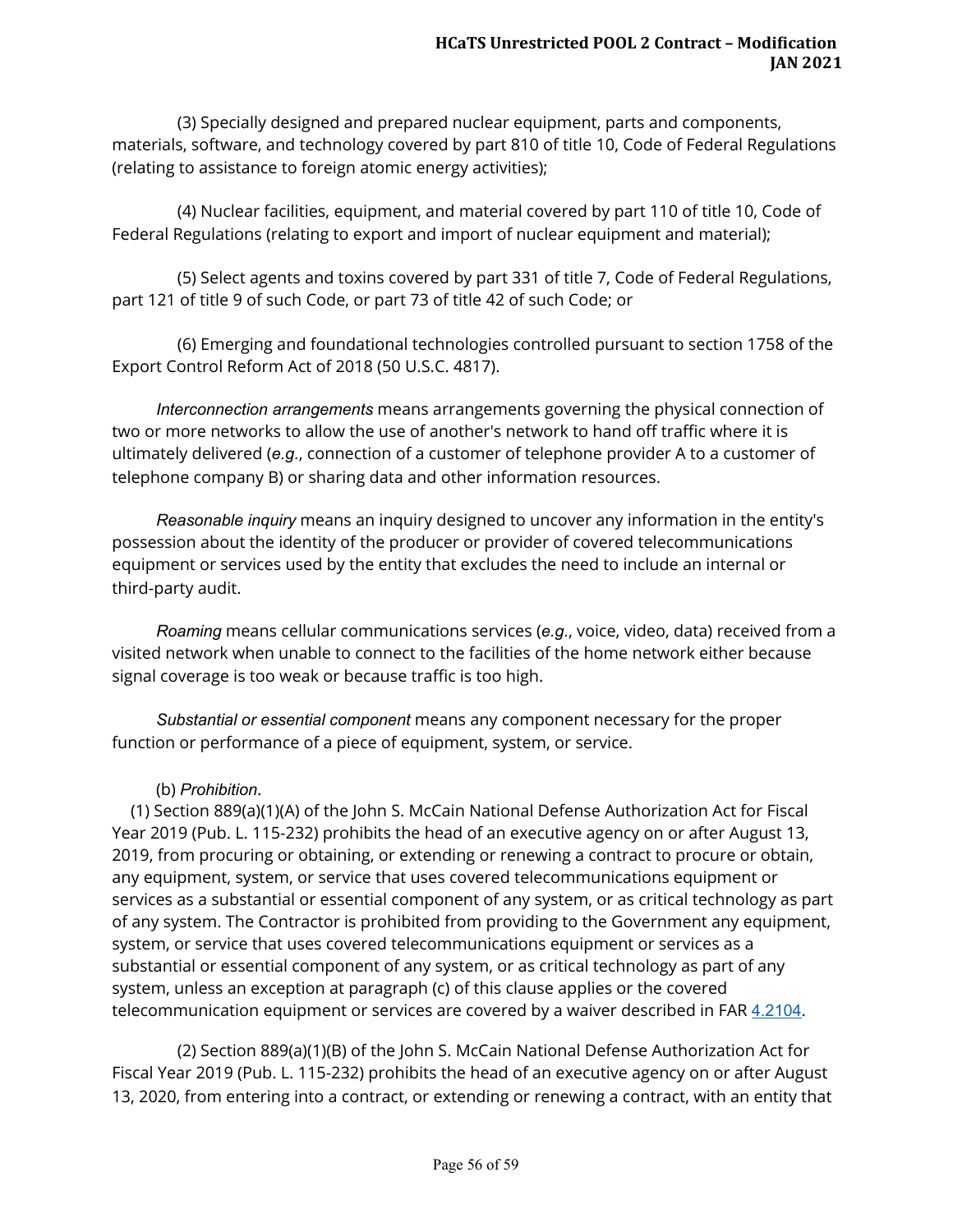(3) Specially designed and prepared nuclear equipment, parts and components, materials, software, and technology covered by part 810 of title 10, Code of Federal Regulations (relating to assistance to foreign atomic energy activities);

(4) Nuclear facilities, equipment, and material covered by part 110 of title 10, Code of Federal Regulations (relating to export and import of nuclear equipment and material);

(5) Select agents and toxins covered by part 331 of title 7, Code of Federal Regulations, part 121 of title 9 of such Code, or part 73 of title 42 of such Code; or

(6) Emerging and foundational technologies controlled pursuant to section 1758 of the Export Control Reform Act of 2018 (50 U.S.C. 4817).

*Interconnection arrangements* means arrangements governing the physical connection of two or more networks to allow the use of another's network to hand off traffic where it is ultimately delivered (*e.g.*, connection of a customer of telephone provider A to a customer of telephone company B) or sharing data and other information resources.

*Reasonable inquiry* means an inquiry designed to uncover any information in the entity's possession about the identity of the producer or provider of covered telecommunications equipment or services used by the entity that excludes the need to include an internal or third-party audit.

*Roaming* means cellular communications services (*e.g.*, voice, video, data) received from a visited network when unable to connect to the facilities of the home network either because signal coverage is too weak or because traffic is too high.

*Substantial or essential component* means any component necessary for the proper function or performance of a piece of equipment, system, or service.

(b) *Prohibition*.

(1) Section 889(a)(1)(A) of the John S. McCain National Defense Authorization Act for Fiscal Year 2019 (Pub. L. 115-232) prohibits the head of an executive agency on or after August 13, 2019, from procuring or obtaining, or extending or renewing a contract to procure or obtain, any equipment, system, or service that uses covered telecommunications equipment or services as a substantial or essential component of any system, or as critical technology as part of any system. The Contractor is prohibited from providing to the Government any equipment, system, or service that uses covered telecommunications equipment or services as a substantial or essential component of any system, or as critical technology as part of any system, unless an exception at paragraph (c) of this clause applies or the covered telecommunication equipment or services are covered by a waiver described in FAR 4.2104.

(2) Section 889(a)(1)(B) of the John S. McCain National Defense Authorization Act for Fiscal Year 2019 (Pub. L. 115-232) prohibits the head of an executive agency on or after August 13, 2020, from entering into a contract, or extending or renewing a contract, with an entity that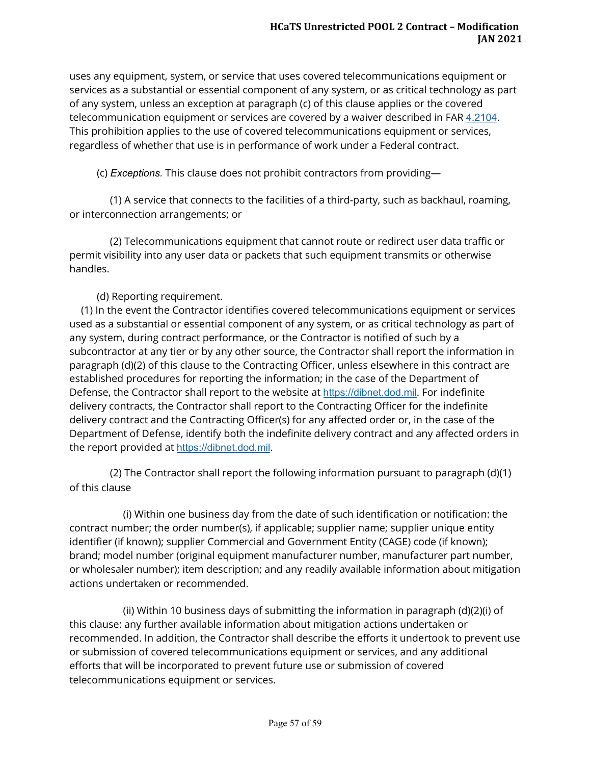uses any equipment, system, or service that uses covered telecommunications equipment or services as a substantial or essential component of any system, or as critical technology as part of any system, unless an exception at paragraph (c) of this clause applies or the covered telecommunication equipment or services are covered by a waiver described in FAR [4.2104](). This prohibition applies to the use of covered telecommunications equipment or services, regardless of whether that use is in performance of work under a Federal contract.

(c) *Exceptions.* This clause does not prohibit contractors from providing—

(1) A service that connects to the facilities of a third-party, such as backhaul, roaming, or interconnection arrangements; or

(2) Telecommunications equipment that cannot route or redirect user data traffic or permit visibility into any user data or packets that such equipment transmits or otherwise handles.

(d) Reporting requirement.

(1) In the event the Contractor identifies covered telecommunications equipment or services used as a substantial or essential component of any system, or as critical technology as part of any system, during contract performance, or the Contractor is notified of such by a subcontractor at any tier or by any other source, the Contractor shall report the information in paragraph (d)(2) of this clause to the Contracting Officer, unless elsewhere in this contract are established procedures for reporting the information; in the case of the Department of Defense, the Contractor shall report to the website at [https://dibnet.dod.mil](https://dibnet.dod.mil). For indefinite delivery contracts, the Contractor shall report to the Contracting Officer for the indefinite delivery contract and the Contracting Officer(s) for any affected order or, in the case of the Department of Defense, identify both the indefinite delivery contract and any affected orders in the report provided at [https://dibnet.dod.mil](https://dibnet.dod.mil).

(2) The Contractor shall report the following information pursuant to paragraph (d)(1) of this clause

(i) Within one business day from the date of such identification or notification: the contract number; the order number(s), if applicable; supplier name; supplier unique entity identifier (if known); supplier Commercial and Government Entity (CAGE) code (if known); brand; model number (original equipment manufacturer number, manufacturer part number, or wholesaler number); item description; and any readily available information about mitigation actions undertaken or recommended.

(ii) Within 10 business days of submitting the information in paragraph (d)(2)(i) of this clause: any further available information about mitigation actions undertaken or recommended. In addition, the Contractor shall describe the efforts it undertook to prevent use or submission of covered telecommunications equipment or services, and any additional efforts that will be incorporated to prevent future use or submission of covered telecommunications equipment or services.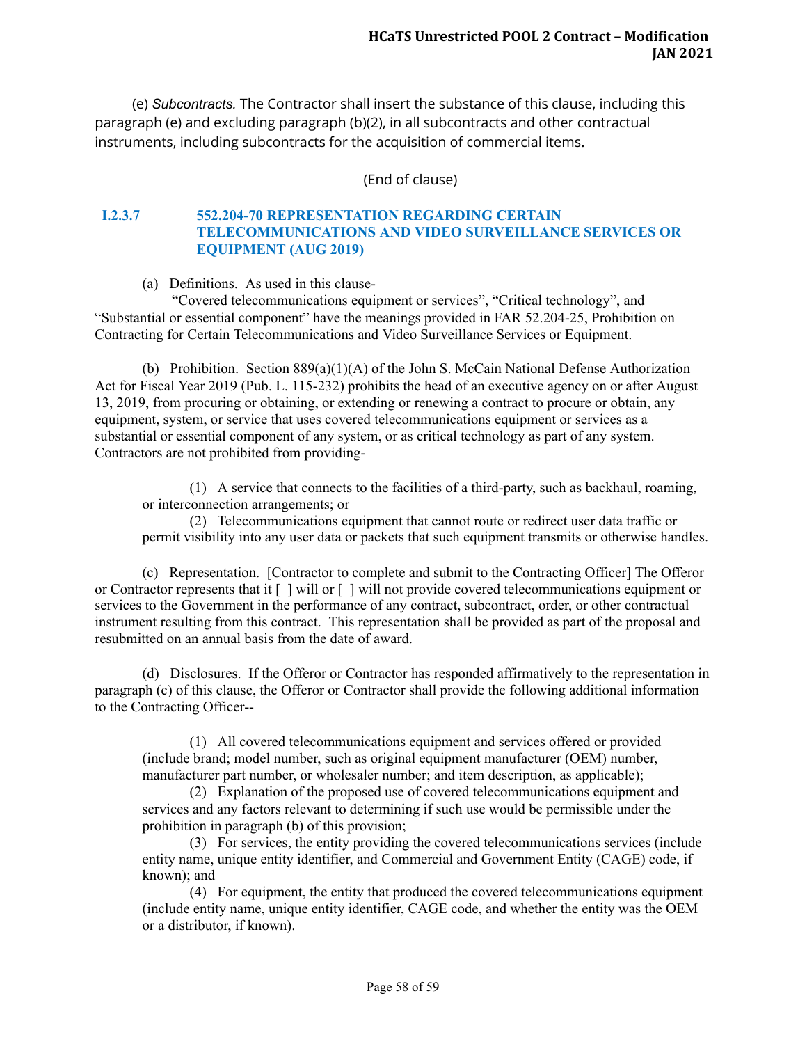(e) *Subcontracts.* The Contractor shall insert the substance of this clause, including this paragraph (e) and excluding paragraph (b)(2), in all subcontracts and other contractual instruments, including subcontracts for the acquisition of commercial items.

(End of clause)

### I.2.3.7 552.204-70 REPRESENTATION REGARDING CERTAIN TELECOMMUNICATIONS AND VIDEO SURVEILLANCE SERVICES OR EQUIPMENT (AUG 2019)

(a) Definitions. As used in this clause-

"Covered telecommunications equipment or services", "Critical technology", and "Substantial or essential component" have the meanings provided in FAR 52.204-25, Prohibition on Contracting for Certain Telecommunications and Video Surveillance Services or Equipment.

(b) Prohibition. Section 889(a)(1)(A) of the John S. McCain National Defense Authorization Act for Fiscal Year 2019 (Pub. L. 115-232) prohibits the head of an executive agency on or after August 13, 2019, from procuring or obtaining, or extending or renewing a contract to procure or obtain, any equipment, system, or service that uses covered telecommunications equipment or services as a substantial or essential component of any system, or as critical technology as part of any system. Contractors are not prohibited from providing-

(1) A service that connects to the facilities of a third-party, such as backhaul, roaming, or interconnection arrangements; or

(2) Telecommunications equipment that cannot route or redirect user data traffic or permit visibility into any user data or packets that such equipment transmits or otherwise handles.

(c) Representation. [Contractor to complete and submit to the Contracting Officer] The Offeror or Contractor represents that it [ ] will or [ ] will not provide covered telecommunications equipment or services to the Government in the performance of any contract, subcontract, order, or other contractual instrument resulting from this contract. This representation shall be provided as part of the proposal and resubmitted on an annual basis from the date of award.

(d) Disclosures. If the Offeror or Contractor has responded affirmatively to the representation in paragraph (c) of this clause, the Offeror or Contractor shall provide the following additional information to the Contracting Officer--

(1) All covered telecommunications equipment and services offered or provided (include brand; model number, such as original equipment manufacturer (OEM) number, manufacturer part number, or wholesaler number; and item description, as applicable);

(2) Explanation of the proposed use of covered telecommunications equipment and services and any factors relevant to determining if such use would be permissible under the prohibition in paragraph (b) of this provision;

(3) For services, the entity providing the covered telecommunications services (include entity name, unique entity identifier, and Commercial and Government Entity (CAGE) code, if known); and

(4) For equipment, the entity that produced the covered telecommunications equipment (include entity name, unique entity identifier, CAGE code, and whether the entity was the OEM or a distributor, if known).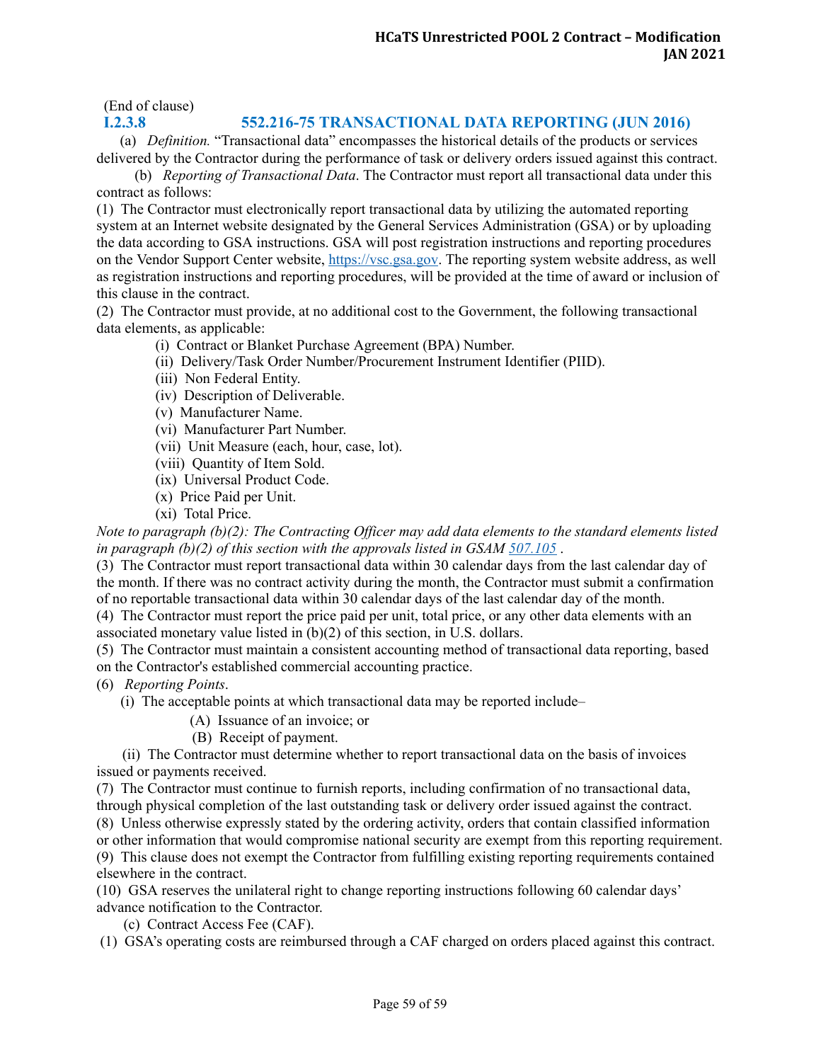(End of clause)

### I.2.3.8 552.216-75 TRANSACTIONAL DATA REPORTING (JUN 2016)

(a) *Definition.* "Transactional data" encompasses the historical details of the products or services delivered by the Contractor during the performance of task or delivery orders issued against this contract.

(b) *Reporting of Transactional Data*. The Contractor must report all transactional data under this contract as follows:

(1) The Contractor must electronically report transactional data by utilizing the automated reporting system at an Internet website designated by the General Services Administration (GSA) or by uploading the data according to GSA instructions. GSA will post registration instructions and reporting procedures on the Vendor Support Center website, [https://vsc.gsa.gov](https://vsc.gsa.gov). The reporting system website address, as well as registration instructions and reporting procedures, will be provided at the time of award or inclusion of this clause in the contract.

(2) The Contractor must provide, at no additional cost to the Government, the following transactional data elements, as applicable:

- (i) Contract or Blanket Purchase Agreement (BPA) Number.
- (ii) Delivery/Task Order Number/Procurement Instrument Identifier (PIID).
- (iii) Non Federal Entity.
- (iv) Description of Deliverable.
- (v) Manufacturer Name.
- (vi) Manufacturer Part Number.
- (vii) Unit Measure (each, hour, case, lot).
- (viii) Quantity of Item Sold.
- (ix) Universal Product Code.
- (x) Price Paid per Unit.
- (xi) Total Price.

*Note to paragraph (b)(2): The Contracting Officer may add data elements to the standard elements listed in paragraph (b)(2) of this section with the approvals listed in GSAM [507.105](507.105) .*

(3) The Contractor must report transactional data within 30 calendar days from the last calendar day of the month. If there was no contract activity during the month, the Contractor must submit a confirmation of no reportable transactional data within 30 calendar days of the last calendar day of the month.

(4) The Contractor must report the price paid per unit, total price, or any other data elements with an associated monetary value listed in (b)(2) of this section, in U.S. dollars.

(5) The Contractor must maintain a consistent accounting method of transactional data reporting, based on the Contractor's established commercial accounting practice.

(6) *Reporting Points*.

(i) The acceptable points at which transactional data may be reported include–

- (A) Issuance of an invoice; or
- (B) Receipt of payment.

(ii) The Contractor must determine whether to report transactional data on the basis of invoices issued or payments received.

(7) The Contractor must continue to furnish reports, including confirmation of no transactional data, through physical completion of the last outstanding task or delivery order issued against the contract.

(8) Unless otherwise expressly stated by the ordering activity, orders that contain classified information or other information that would compromise national security are exempt from this reporting requirement.

(9) This clause does not exempt the Contractor from fulfilling existing reporting requirements contained elsewhere in the contract.

(10) GSA reserves the unilateral right to change reporting instructions following 60 calendar days' advance notification to the Contractor.

(c) Contract Access Fee (CAF).

(1) GSA's operating costs are reimbursed through a CAF charged on orders placed against this contract.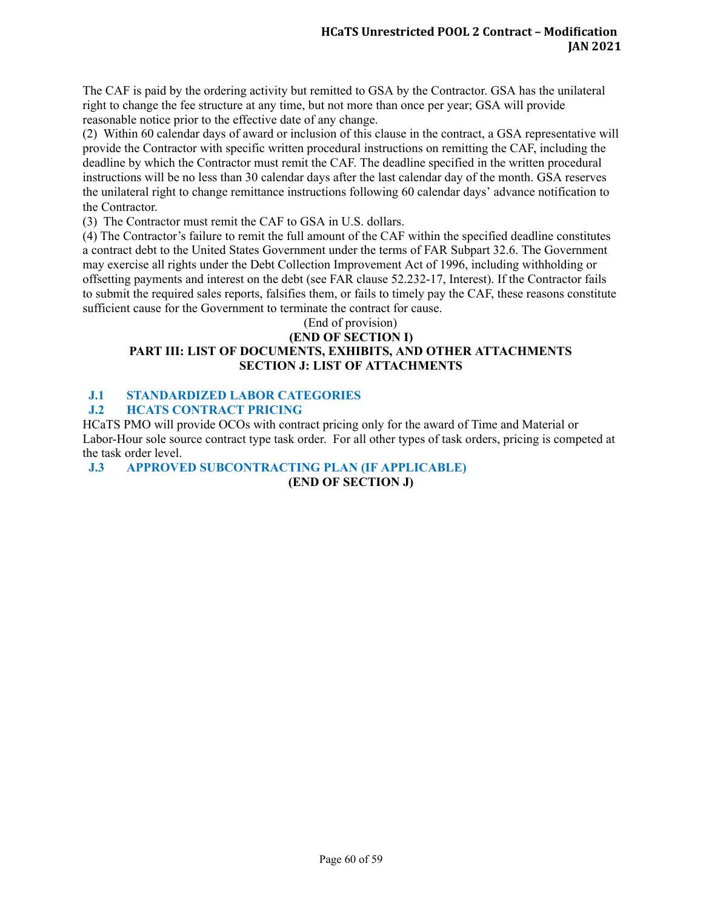The CAF is paid by the ordering activity but remitted to GSA by the Contractor. GSA has the unilateral right to change the fee structure at any time, but not more than once per year; GSA will provide reasonable notice prior to the effective date of any change.

(2) Within 60 calendar days of award or inclusion of this clause in the contract, a GSA representative will provide the Contractor with specific written procedural instructions on remitting the CAF, including the deadline by which the Contractor must remit the CAF. The deadline specified in the written procedural instructions will be no less than 30 calendar days after the last calendar day of the month. GSA reserves the unilateral right to change remittance instructions following 60 calendar days' advance notification to the Contractor.

(3) The Contractor must remit the CAF to GSA in U.S. dollars.

(4) The Contractor's failure to remit the full amount of the CAF within the specified deadline constitutes a contract debt to the United States Government under the terms of FAR Subpart 32.6. The Government may exercise all rights under the Debt Collection Improvement Act of 1996, including withholding or offsetting payments and interest on the debt (see FAR clause 52.232-17, Interest). If the Contractor fails to submit the required sales reports, falsifies them, or fails to timely pay the CAF, these reasons constitute sufficient cause for the Government to terminate the contract for cause.

(End of provision)

**(END OF SECTION I)**

# PART III: LIST OF DOCUMENTS, EXHIBITS, AND OTHER ATTACHMENTS

## SECTION J: LIST OF ATTACHMENTS

### J.1 STANDARDIZED LABOR CATEGORIES

### J.2 HCATS CONTRACT PRICING

HCaTS PMO will provide OCOs with contract pricing only for the award of Time and Material or Labor-Hour sole source contract type task order. For all other types of task orders, pricing is competed at the task order level.

### J.3 APPROVED SUBCONTRACTING PLAN (IF APPLICABLE)

**(END OF SECTION J)**